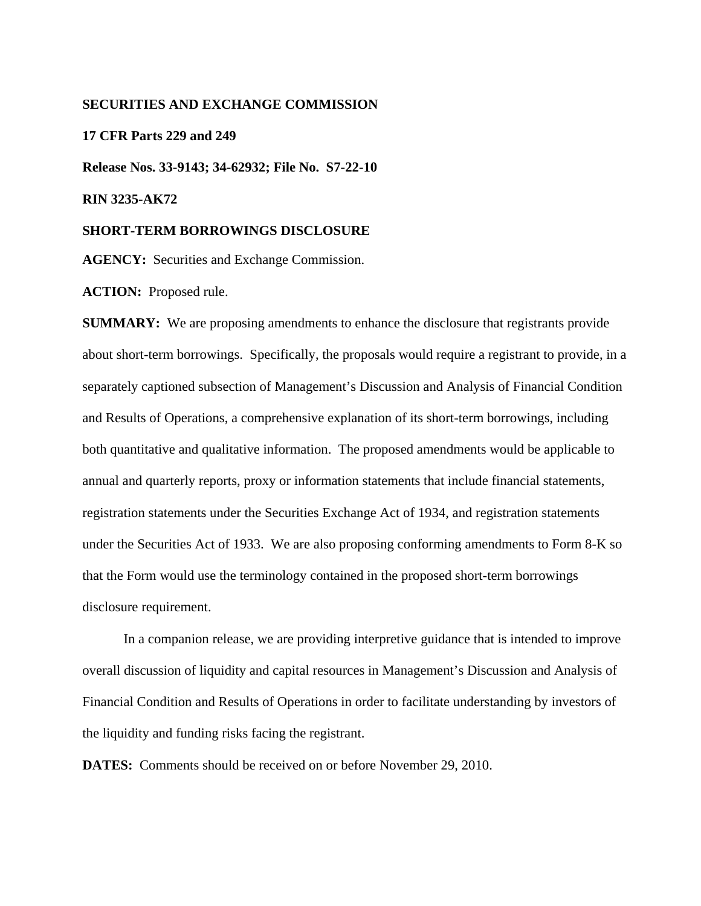**SECURITIES AND EXCHANGE COMMISSION**

**17 CFR Parts 229 and 249**

**Release Nos. 33-9143; 34-62932; File No. S7-22-10**

**RIN 3235-AK72**

**SHORT-TERM BORROWINGS DISCLOSURE**

**AGENCY:** Securities and Exchange Commission.

**ACTION:** Proposed rule.

**SUMMARY:** We are proposing amendments to enhance the disclosure that registrants provide about short-term borrowings. Specifically, the proposals would require a registrant to provide, in a separately captioned subsection of Management's Discussion and Analysis of Financial Condition and Results of Operations, a comprehensive explanation of its short-term borrowings, including both quantitative and qualitative information. The proposed amendments would be applicable to annual and quarterly reports, proxy or information statements that include financial statements, registration statements under the Securities Exchange Act of 1934, and registration statements under the Securities Act of 1933. We are also proposing conforming amendments to Form 8-K so that the Form would use the terminology contained in the proposed short-term borrowings disclosure requirement.

In a companion release, we are providing interpretive guidance that is intended to improve overall discussion of liquidity and capital resources in Management's Discussion and Analysis of Financial Condition and Results of Operations in order to facilitate understanding by investors of the liquidity and funding risks facing the registrant.

**DATES:** Comments should be received on or before November 29, 2010.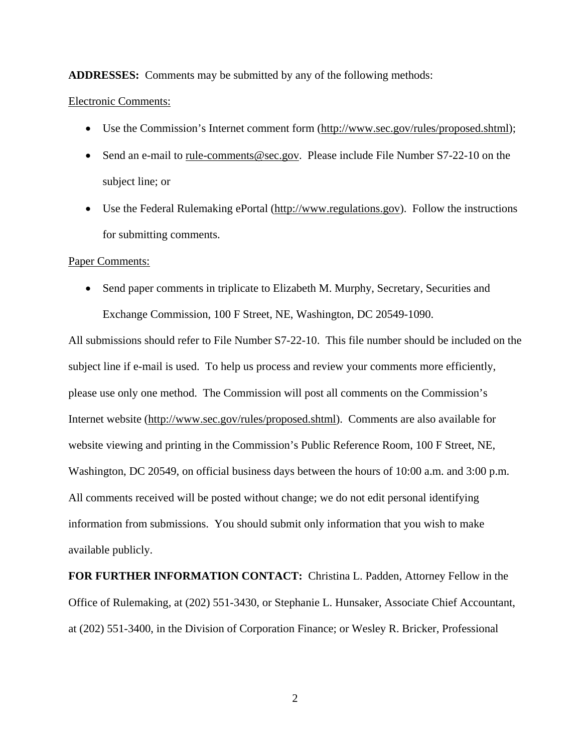**ADDRESSES:** Comments may be submitted by any of the following methods:

Electronic Comments:

- Use the Commission's Internet comment form (http://www.sec.gov/rules/proposed.shtml);
- Send an e-mail to rule-comments@sec.gov. Please include File Number S7-22-10 on the subject line; or
- Use the Federal Rulemaking ePortal (http://www.regulations.gov). Follow the instructions for submitting comments.

Paper Comments:

- Send paper comments in triplicate to Elizabeth M. Murphy, Secretary, Securities and Exchange Commission, 100 F Street, NE, Washington, DC 20549-1090.

All submissions should refer to File Number S7-22-10. This file number should be included on the subject line if e-mail is used. To help us process and review your comments more efficiently, please use only one method. The Commission will post all comments on the Commission's Internet website (http://www.sec.gov/rules/proposed.shtml). Comments are also available for website viewing and printing in the Commission's Public Reference Room, 100 F Street, NE, Washington, DC 20549, on official business days between the hours of 10:00 a.m. and 3:00 p.m. All comments received will be posted without change; we do not edit personal identifying information from submissions. You should submit only information that you wish to make available publicly.

**FOR FURTHER INFORMATION CONTACT:** Christina L. Padden, Attorney Fellow in the Office of Rulemaking, at (202) 551-3430, or Stephanie L. Hunsaker, Associate Chief Accountant, at (202) 551-3400, in the Division of Corporation Finance; or Wesley R. Bricker, Professional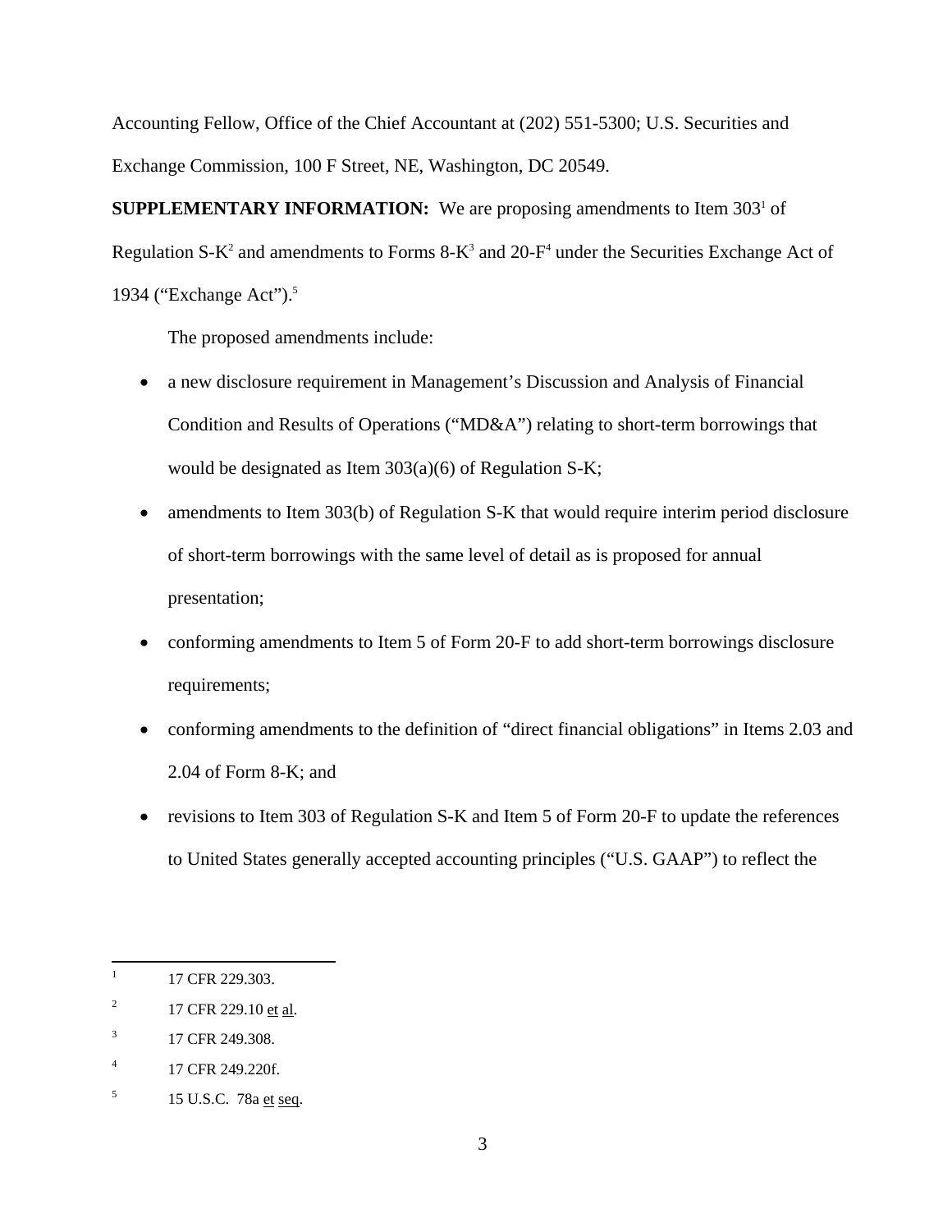Accounting Fellow, Office of the Chief Accountant at (202) 551-5300; U.S. Securities and Exchange Commission, 100 F Street, NE, Washington, DC 20549.

**SUPPLEMENTARY INFORMATION:** We are proposing amendments to Item 303[1] of Regulation S-K[2] and amendments to Forms 8-K[3] and 20-F[4] under the Securities Exchange Act of 1934 ("Exchange Act").[5]

The proposed amendments include:

- a new disclosure requirement in Management's Discussion and Analysis of Financial Condition and Results of Operations ("MD&A") relating to short-term borrowings that would be designated as Item 303(a)(6) of Regulation S-K;
- amendments to Item 303(b) of Regulation S-K that would require interim period disclosure of short-term borrowings with the same level of detail as is proposed for annual presentation;
- conforming amendments to Item 5 of Form 20-F to add short-term borrowings disclosure requirements;
- conforming amendments to the definition of "direct financial obligations" in Items 2.03 and 2.04 of Form 8-K; and
- revisions to Item 303 of Regulation S-K and Item 5 of Form 20-F to update the references to United States generally accepted accounting principles ("U.S. GAAP") to reflect the

---

[1] 17 CFR 229.303.

[2] 17 CFR 229.10 et al.

[3] 17 CFR 249.308.

[4] 17 CFR 249.220f.

[5] 15 U.S.C. 78a et seq.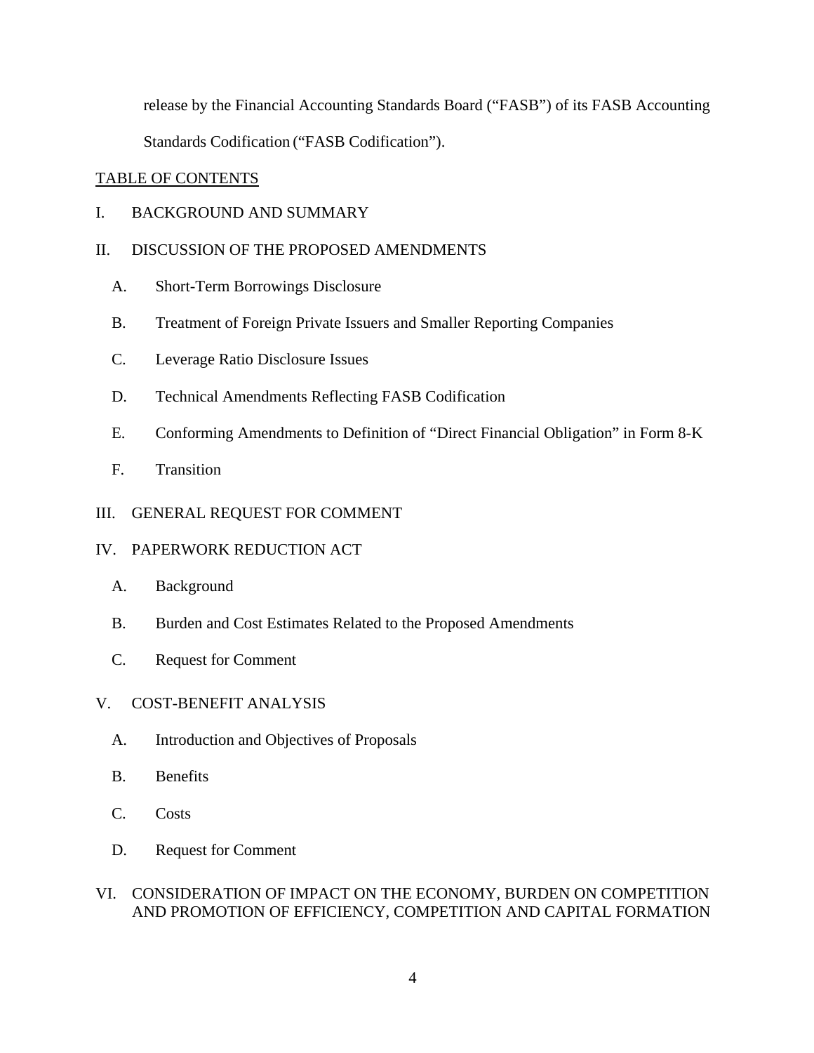release by the Financial Accounting Standards Board ("FASB") of its FASB Accounting Standards Codification ("FASB Codification").

TABLE OF CONTENTS

I. BACKGROUND AND SUMMARY

II. DISCUSSION OF THE PROPOSED AMENDMENTS

- A. Short-Term Borrowings Disclosure
- B. Treatment of Foreign Private Issuers and Smaller Reporting Companies
- C. Leverage Ratio Disclosure Issues
- D. Technical Amendments Reflecting FASB Codification
- E. Conforming Amendments to Definition of "Direct Financial Obligation" in Form 8-K
- F. Transition

III. GENERAL REQUEST FOR COMMENT

IV. PAPERWORK REDUCTION ACT

- A. Background
- B. Burden and Cost Estimates Related to the Proposed Amendments
- C. Request for Comment

V. COST-BENEFIT ANALYSIS

- A. Introduction and Objectives of Proposals
- B. Benefits
- C. Costs
- D. Request for Comment

VI. CONSIDERATION OF IMPACT ON THE ECONOMY, BURDEN ON COMPETITION AND PROMOTION OF EFFICIENCY, COMPETITION AND CAPITAL FORMATION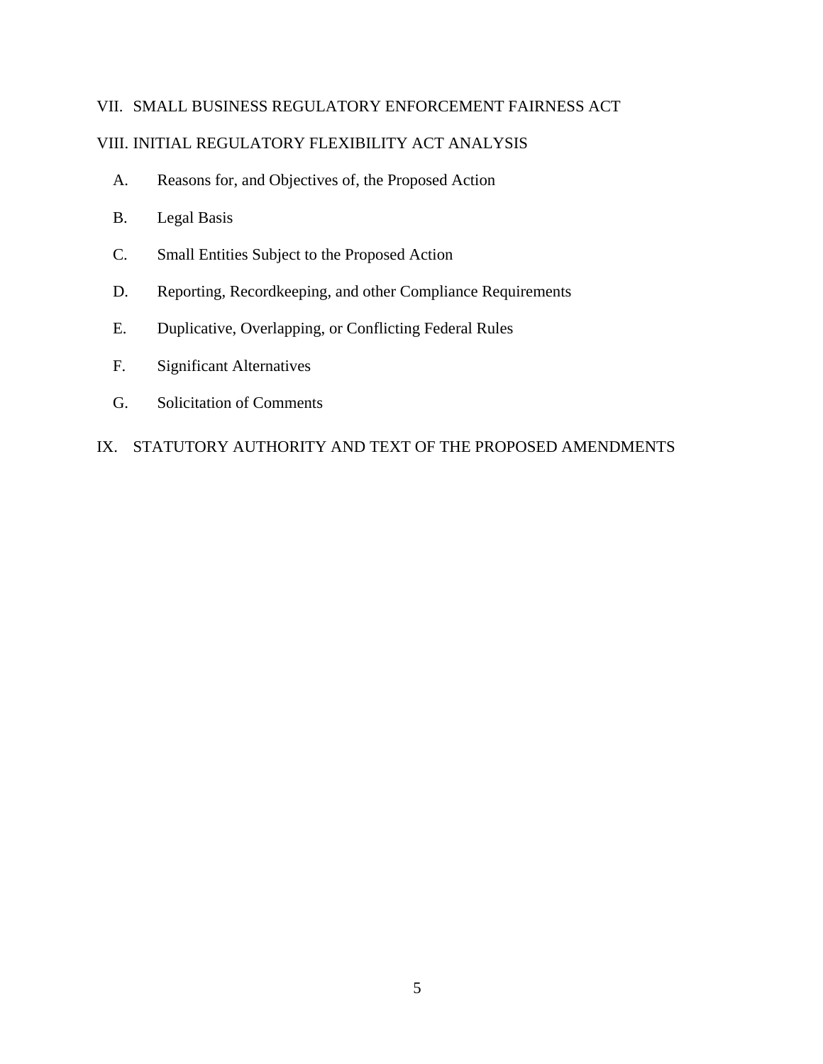VII. SMALL BUSINESS REGULATORY ENFORCEMENT FAIRNESS ACT

VIII. INITIAL REGULATORY FLEXIBILITY ACT ANALYSIS

A. Reasons for, and Objectives of, the Proposed Action

B. Legal Basis

C. Small Entities Subject to the Proposed Action

D. Reporting, Recordkeeping, and other Compliance Requirements

E. Duplicative, Overlapping, or Conflicting Federal Rules

F. Significant Alternatives

G. Solicitation of Comments

IX. STATUTORY AUTHORITY AND TEXT OF THE PROPOSED AMENDMENTS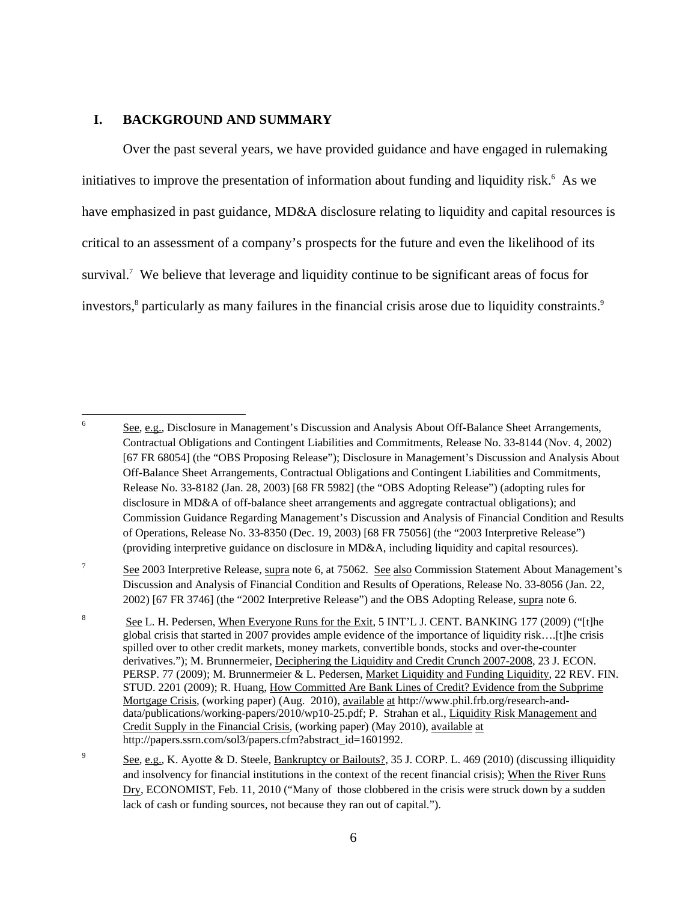## I. BACKGROUND AND SUMMARY

Over the past several years, we have provided guidance and have engaged in rulemaking initiatives to improve the presentation of information about funding and liquidity risk.[6] As we have emphasized in past guidance, MD&A disclosure relating to liquidity and capital resources is critical to an assessment of a company's prospects for the future and even the likelihood of its survival.[7] We believe that leverage and liquidity continue to be significant areas of focus for investors,[8] particularly as many failures in the financial crisis arose due to liquidity constraints.[9]

---

[6] See, e.g., Disclosure in Management's Discussion and Analysis About Off-Balance Sheet Arrangements, Contractual Obligations and Contingent Liabilities and Commitments, Release No. 33-8144 (Nov. 4, 2002) [67 FR 68054] (the "OBS Proposing Release"); Disclosure in Management's Discussion and Analysis About Off-Balance Sheet Arrangements, Contractual Obligations and Contingent Liabilities and Commitments, Release No. 33-8182 (Jan. 28, 2003) [68 FR 5982] (the "OBS Adopting Release") (adopting rules for disclosure in MD&A of off-balance sheet arrangements and aggregate contractual obligations); and Commission Guidance Regarding Management's Discussion and Analysis of Financial Condition and Results of Operations, Release No. 33-8350 (Dec. 19, 2003) [68 FR 75056] (the "2003 Interpretive Release") (providing interpretive guidance on disclosure in MD&A, including liquidity and capital resources).

[7] See 2003 Interpretive Release, supra note 6, at 75062. See also Commission Statement About Management's Discussion and Analysis of Financial Condition and Results of Operations, Release No. 33-8056 (Jan. 22, 2002) [67 FR 3746] (the "2002 Interpretive Release") and the OBS Adopting Release, supra note 6.

[8] See L. H. Pedersen, When Everyone Runs for the Exit, 5 INT'L J. CENT. BANKING 177 (2009) ("[t]he global crisis that started in 2007 provides ample evidence of the importance of liquidity risk….[t]he crisis spilled over to other credit markets, money markets, convertible bonds, stocks and over-the-counter derivatives."); M. Brunnermeier, Deciphering the Liquidity and Credit Crunch 2007-2008, 23 J. ECON. PERSP. 77 (2009); M. Brunnermeier & L. Pedersen, Market Liquidity and Funding Liquidity, 22 REV. FIN. STUD. 2201 (2009); R. Huang, How Committed Are Bank Lines of Credit? Evidence from the Subprime Mortgage Crisis, (working paper) (Aug. 2010), available at http://www.phil.frb.org/research-and-data/publications/working-papers/2010/wp10-25.pdf; P. Strahan et al., Liquidity Risk Management and Credit Supply in the Financial Crisis, (working paper) (May 2010), available at http://papers.ssrn.com/sol3/papers.cfm?abstract_id=1601992.

[9] See, e.g., K. Ayotte & D. Steele, Bankruptcy or Bailouts?, 35 J. CORP. L. 469 (2010) (discussing illiquidity and insolvency for financial institutions in the context of the recent financial crisis); When the River Runs Dry, ECONOMIST, Feb. 11, 2010 ("Many of those clobbered in the crisis were struck down by a sudden lack of cash or funding sources, not because they ran out of capital.").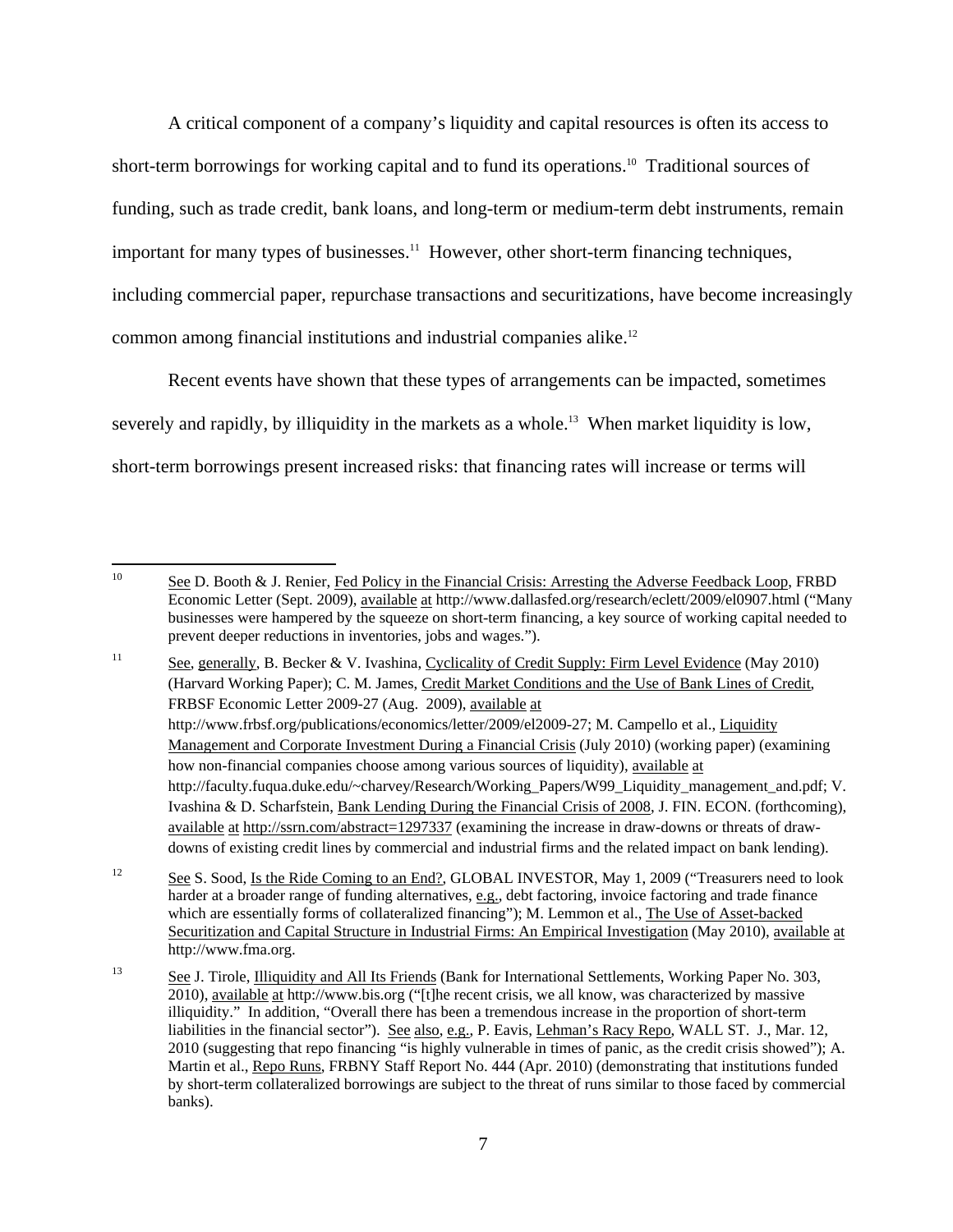A critical component of a company's liquidity and capital resources is often its access to short-term borrowings for working capital and to fund its operations.[10] Traditional sources of funding, such as trade credit, bank loans, and long-term or medium-term debt instruments, remain important for many types of businesses.[11] However, other short-term financing techniques, including commercial paper, repurchase transactions and securitizations, have become increasingly common among financial institutions and industrial companies alike.[12]

Recent events have shown that these types of arrangements can be impacted, sometimes severely and rapidly, by illiquidity in the markets as a whole.[13] When market liquidity is low, short-term borrowings present increased risks: that financing rates will increase or terms will

---

[10] See D. Booth & J. Renier, Fed Policy in the Financial Crisis: Arresting the Adverse Feedback Loop, FRBD Economic Letter (Sept. 2009), available at http://www.dallasfed.org/research/eclett/2009/el0907.html ("Many businesses were hampered by the squeeze on short-term financing, a key source of working capital needed to prevent deeper reductions in inventories, jobs and wages.").

[11] See, generally, B. Becker & V. Ivashina, Cyclicality of Credit Supply: Firm Level Evidence (May 2010) (Harvard Working Paper); C. M. James, Credit Market Conditions and the Use of Bank Lines of Credit, FRBSF Economic Letter 2009-27 (Aug. 2009), available at http://www.frbsf.org/publications/economics/letter/2009/el2009-27; M. Campello et al., Liquidity Management and Corporate Investment During a Financial Crisis (July 2010) (working paper) (examining how non-financial companies choose among various sources of liquidity), available at http://faculty.fuqua.duke.edu/~charvey/Research/Working_Papers/W99_Liquidity_management_and.pdf; V. Ivashina & D. Scharfstein, Bank Lending During the Financial Crisis of 2008, J. FIN. ECON. (forthcoming), available at http://ssrn.com/abstract=1297337 (examining the increase in draw-downs or threats of draw-downs of existing credit lines by commercial and industrial firms and the related impact on bank lending).

[12] See S. Sood, Is the Ride Coming to an End?, GLOBAL INVESTOR, May 1, 2009 ("Treasurers need to look harder at a broader range of funding alternatives, e.g., debt factoring, invoice factoring and trade finance which are essentially forms of collateralized financing"); M. Lemmon et al., The Use of Asset-backed Securitization and Capital Structure in Industrial Firms: An Empirical Investigation (May 2010), available at http://www.fma.org.

[13] See J. Tirole, Illiquidity and All Its Friends (Bank for International Settlements, Working Paper No. 303, 2010), available at http://www.bis.org ("[t]he recent crisis, we all know, was characterized by massive illiquidity." In addition, "Overall there has been a tremendous increase in the proportion of short-term liabilities in the financial sector"). See also, e.g., P. Eavis, Lehman's Racy Repo, WALL ST. J., Mar. 12, 2010 (suggesting that repo financing "is highly vulnerable in times of panic, as the credit crisis showed"); A. Martin et al., Repo Runs, FRBNY Staff Report No. 444 (Apr. 2010) (demonstrating that institutions funded by short-term collateralized borrowings are subject to the threat of runs similar to those faced by commercial banks).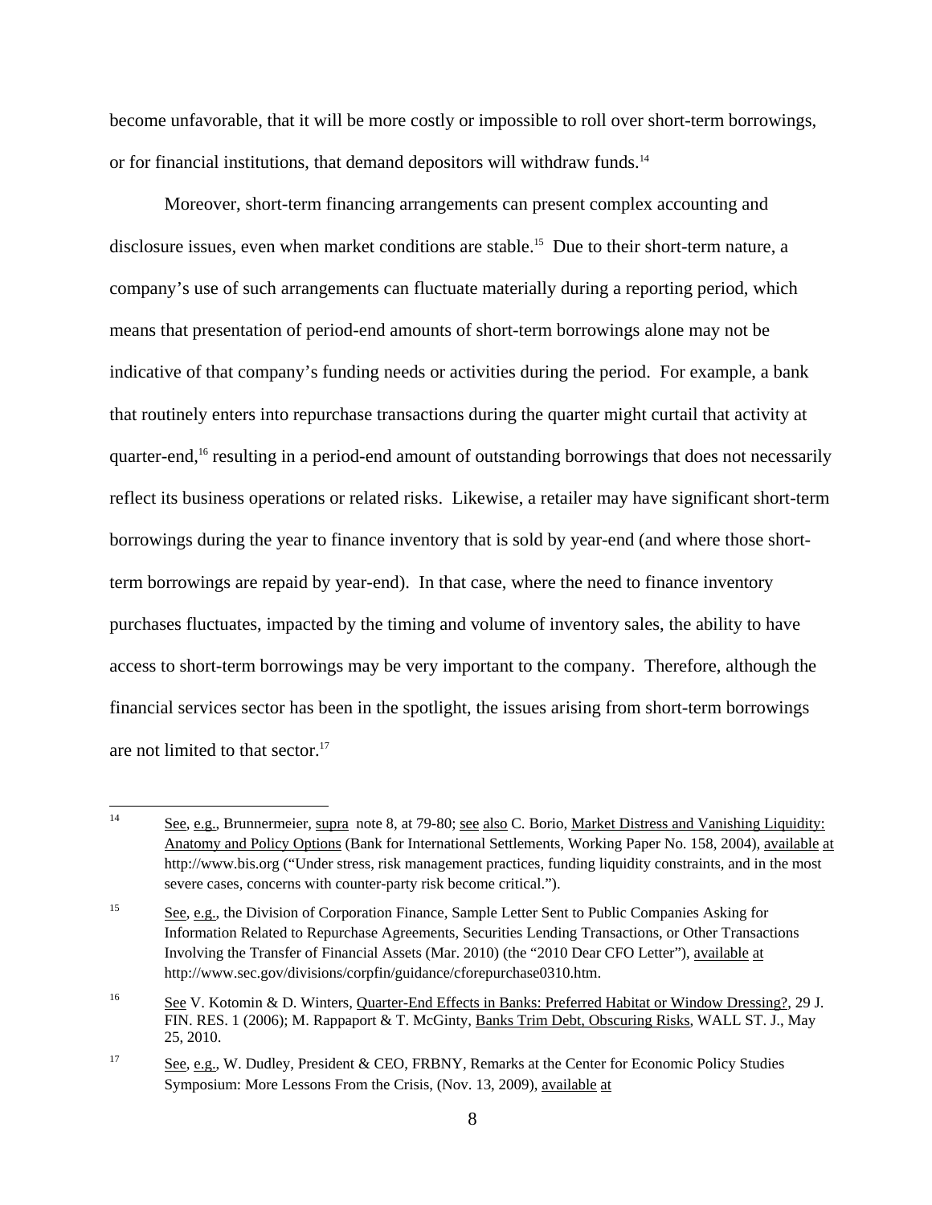become unfavorable, that it will be more costly or impossible to roll over short-term borrowings, or for financial institutions, that demand depositors will withdraw funds.[14]

Moreover, short-term financing arrangements can present complex accounting and disclosure issues, even when market conditions are stable.[15] Due to their short-term nature, a company's use of such arrangements can fluctuate materially during a reporting period, which means that presentation of period-end amounts of short-term borrowings alone may not be indicative of that company's funding needs or activities during the period. For example, a bank that routinely enters into repurchase transactions during the quarter might curtail that activity at quarter-end,[16] resulting in a period-end amount of outstanding borrowings that does not necessarily reflect its business operations or related risks. Likewise, a retailer may have significant short-term borrowings during the year to finance inventory that is sold by year-end (and where those short-term borrowings are repaid by year-end). In that case, where the need to finance inventory purchases fluctuates, impacted by the timing and volume of inventory sales, the ability to have access to short-term borrowings may be very important to the company. Therefore, although the financial services sector has been in the spotlight, the issues arising from short-term borrowings are not limited to that sector.[17]

---

[14] See, e.g., Brunnermeier, supra note 8, at 79-80; see also C. Borio, Market Distress and Vanishing Liquidity: Anatomy and Policy Options (Bank for International Settlements, Working Paper No. 158, 2004), available at http://www.bis.org ("Under stress, risk management practices, funding liquidity constraints, and in the most severe cases, concerns with counter-party risk become critical.").

[15] See, e.g., the Division of Corporation Finance, Sample Letter Sent to Public Companies Asking for Information Related to Repurchase Agreements, Securities Lending Transactions, or Other Transactions Involving the Transfer of Financial Assets (Mar. 2010) (the "2010 Dear CFO Letter"), available at http://www.sec.gov/divisions/corpfin/guidance/cforepurchase0310.htm.

[16] See V. Kotomin & D. Winters, Quarter-End Effects in Banks: Preferred Habitat or Window Dressing?, 29 J. FIN. RES. 1 (2006); M. Rappaport & T. McGinty, Banks Trim Debt, Obscuring Risks, WALL ST. J., May 25, 2010.

[17] See, e.g., W. Dudley, President & CEO, FRBNY, Remarks at the Center for Economic Policy Studies Symposium: More Lessons From the Crisis, (Nov. 13, 2009), available at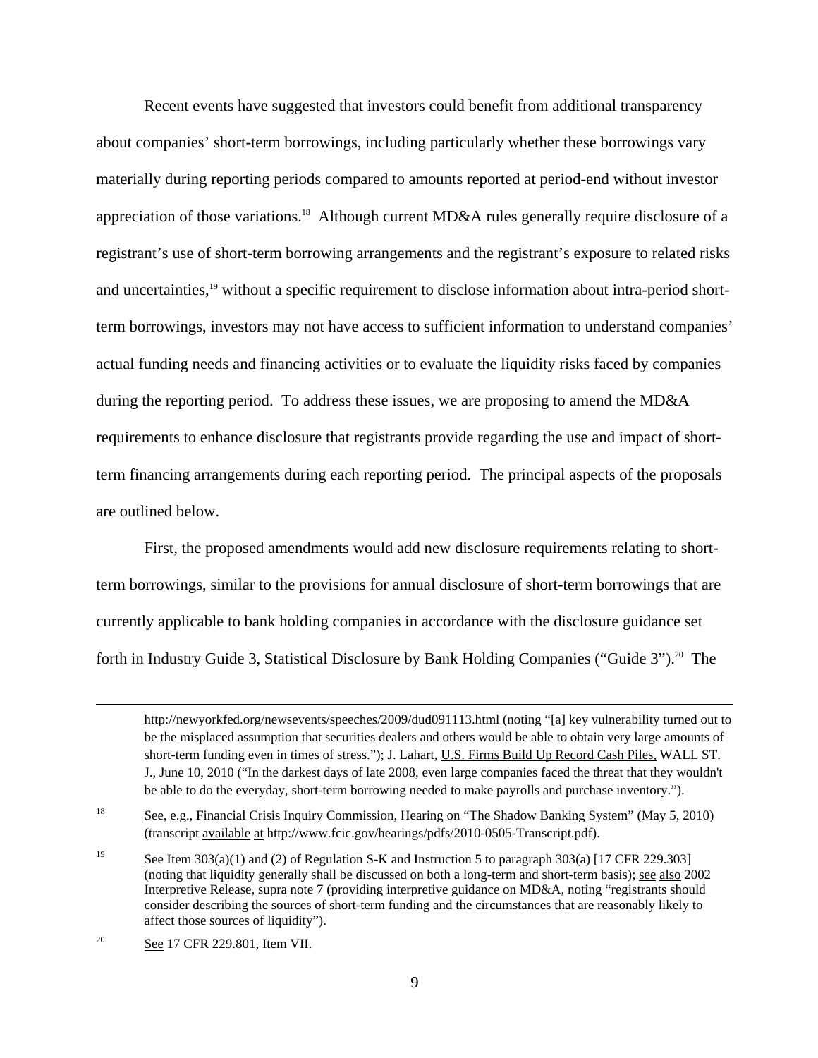Recent events have suggested that investors could benefit from additional transparency about companies' short-term borrowings, including particularly whether these borrowings vary materially during reporting periods compared to amounts reported at period-end without investor appreciation of those variations.[18] Although current MD&A rules generally require disclosure of a registrant's use of short-term borrowing arrangements and the registrant's exposure to related risks and uncertainties,[19] without a specific requirement to disclose information about intra-period short-term borrowings, investors may not have access to sufficient information to understand companies' actual funding needs and financing activities or to evaluate the liquidity risks faced by companies during the reporting period. To address these issues, we are proposing to amend the MD&A requirements to enhance disclosure that registrants provide regarding the use and impact of short-term financing arrangements during each reporting period. The principal aspects of the proposals are outlined below.

First, the proposed amendments would add new disclosure requirements relating to short-term borrowings, similar to the provisions for annual disclosure of short-term borrowings that are currently applicable to bank holding companies in accordance with the disclosure guidance set forth in Industry Guide 3, Statistical Disclosure by Bank Holding Companies ("Guide 3").[20] The

---

http://newyorkfed.org/newsevents/speeches/2009/dud091113.html (noting "[a] key vulnerability turned out to be the misplaced assumption that securities dealers and others would be able to obtain very large amounts of short-term funding even in times of stress."); J. Lahart, U.S. Firms Build Up Record Cash Piles, WALL ST. J., June 10, 2010 ("In the darkest days of late 2008, even large companies faced the threat that they wouldn't be able to do the everyday, short-term borrowing needed to make payrolls and purchase inventory.").

[18] See, e.g., Financial Crisis Inquiry Commission, Hearing on "The Shadow Banking System" (May 5, 2010) (transcript available at http://www.fcic.gov/hearings/pdfs/2010-0505-Transcript.pdf).

[19] See Item 303(a)(1) and (2) of Regulation S-K and Instruction 5 to paragraph 303(a) [17 CFR 229.303] (noting that liquidity generally shall be discussed on both a long-term and short-term basis); see also 2002 Interpretive Release, supra note 7 (providing interpretive guidance on MD&A, noting "registrants should consider describing the sources of short-term funding and the circumstances that are reasonably likely to affect those sources of liquidity").

[20] See 17 CFR 229.801, Item VII.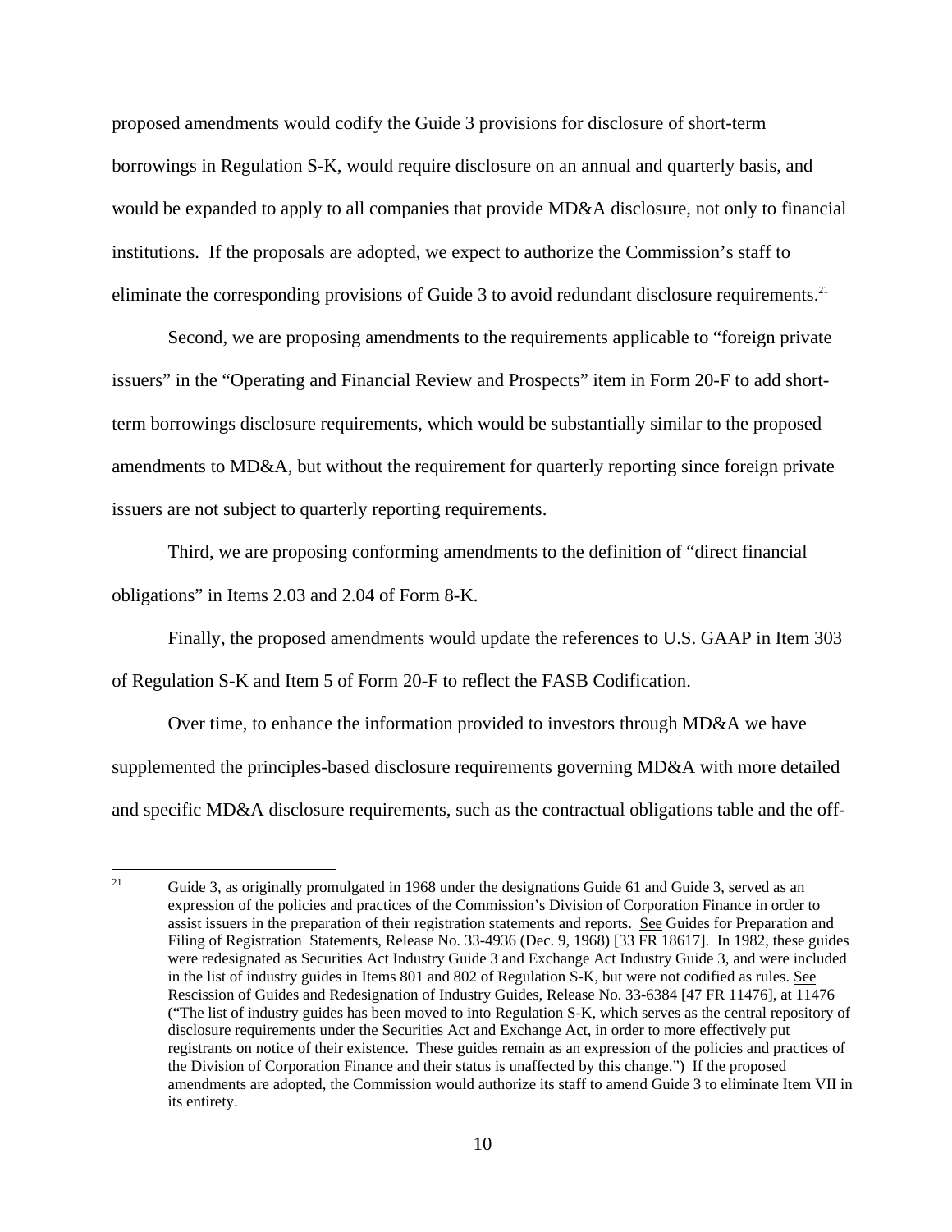proposed amendments would codify the Guide 3 provisions for disclosure of short-term borrowings in Regulation S-K, would require disclosure on an annual and quarterly basis, and would be expanded to apply to all companies that provide MD&A disclosure, not only to financial institutions. If the proposals are adopted, we expect to authorize the Commission's staff to eliminate the corresponding provisions of Guide 3 to avoid redundant disclosure requirements.[21]

Second, we are proposing amendments to the requirements applicable to "foreign private issuers" in the "Operating and Financial Review and Prospects" item in Form 20-F to add short-term borrowings disclosure requirements, which would be substantially similar to the proposed amendments to MD&A, but without the requirement for quarterly reporting since foreign private issuers are not subject to quarterly reporting requirements.

Third, we are proposing conforming amendments to the definition of "direct financial obligations" in Items 2.03 and 2.04 of Form 8-K.

Finally, the proposed amendments would update the references to U.S. GAAP in Item 303 of Regulation S-K and Item 5 of Form 20-F to reflect the FASB Codification.

Over time, to enhance the information provided to investors through MD&A we have supplemented the principles-based disclosure requirements governing MD&A with more detailed and specific MD&A disclosure requirements, such as the contractual obligations table and the off-

---

[21] Guide 3, as originally promulgated in 1968 under the designations Guide 61 and Guide 3, served as an expression of the policies and practices of the Commission's Division of Corporation Finance in order to assist issuers in the preparation of their registration statements and reports. See Guides for Preparation and Filing of Registration Statements, Release No. 33-4936 (Dec. 9, 1968) [33 FR 18617]. In 1982, these guides were redesignated as Securities Act Industry Guide 3 and Exchange Act Industry Guide 3, and were included in the list of industry guides in Items 801 and 802 of Regulation S-K, but were not codified as rules. See Rescission of Guides and Redesignation of Industry Guides, Release No. 33-6384 [47 FR 11476], at 11476 ("The list of industry guides has been moved to into Regulation S-K, which serves as the central repository of disclosure requirements under the Securities Act and Exchange Act, in order to more effectively put registrants on notice of their existence. These guides remain as an expression of the policies and practices of the Division of Corporation Finance and their status is unaffected by this change.") If the proposed amendments are adopted, the Commission would authorize its staff to amend Guide 3 to eliminate Item VII in its entirety.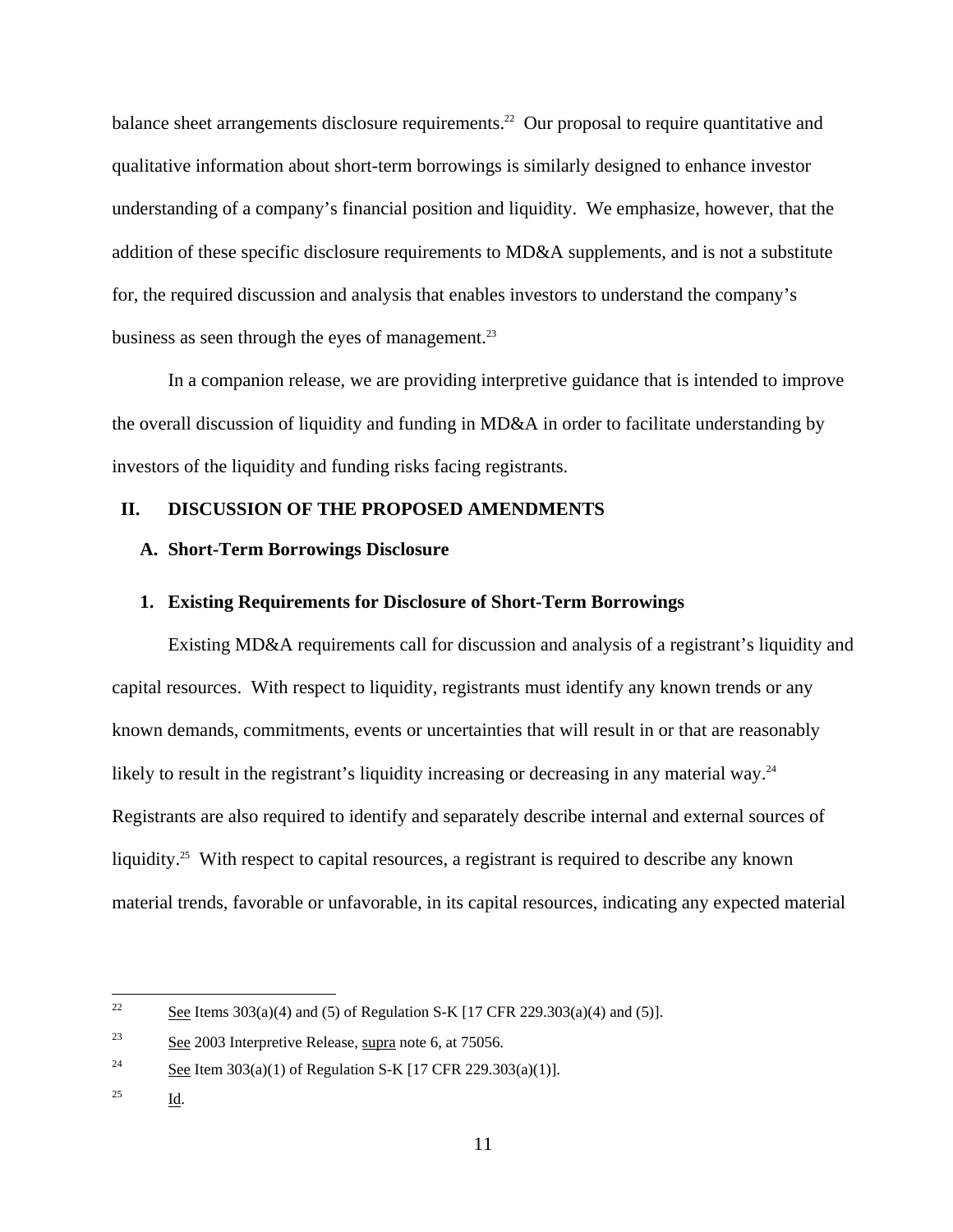balance sheet arrangements disclosure requirements.[22] Our proposal to require quantitative and qualitative information about short-term borrowings is similarly designed to enhance investor understanding of a company's financial position and liquidity. We emphasize, however, that the addition of these specific disclosure requirements to MD&A supplements, and is not a substitute for, the required discussion and analysis that enables investors to understand the company's business as seen through the eyes of management.[23]

In a companion release, we are providing interpretive guidance that is intended to improve the overall discussion of liquidity and funding in MD&A in order to facilitate understanding by investors of the liquidity and funding risks facing registrants.

## II. DISCUSSION OF THE PROPOSED AMENDMENTS

### A. Short-Term Borrowings Disclosure

#### 1. Existing Requirements for Disclosure of Short-Term Borrowings

Existing MD&A requirements call for discussion and analysis of a registrant's liquidity and capital resources. With respect to liquidity, registrants must identify any known trends or any known demands, commitments, events or uncertainties that will result in or that are reasonably likely to result in the registrant's liquidity increasing or decreasing in any material way.[24] Registrants are also required to identify and separately describe internal and external sources of liquidity.[25] With respect to capital resources, a registrant is required to describe any known material trends, favorable or unfavorable, in its capital resources, indicating any expected material

---

[22] See Items 303(a)(4) and (5) of Regulation S-K [17 CFR 229.303(a)(4) and (5)].

[23] See 2003 Interpretive Release, supra note 6, at 75056.

[24] See Item 303(a)(1) of Regulation S-K [17 CFR 229.303(a)(1)].

[25] Id.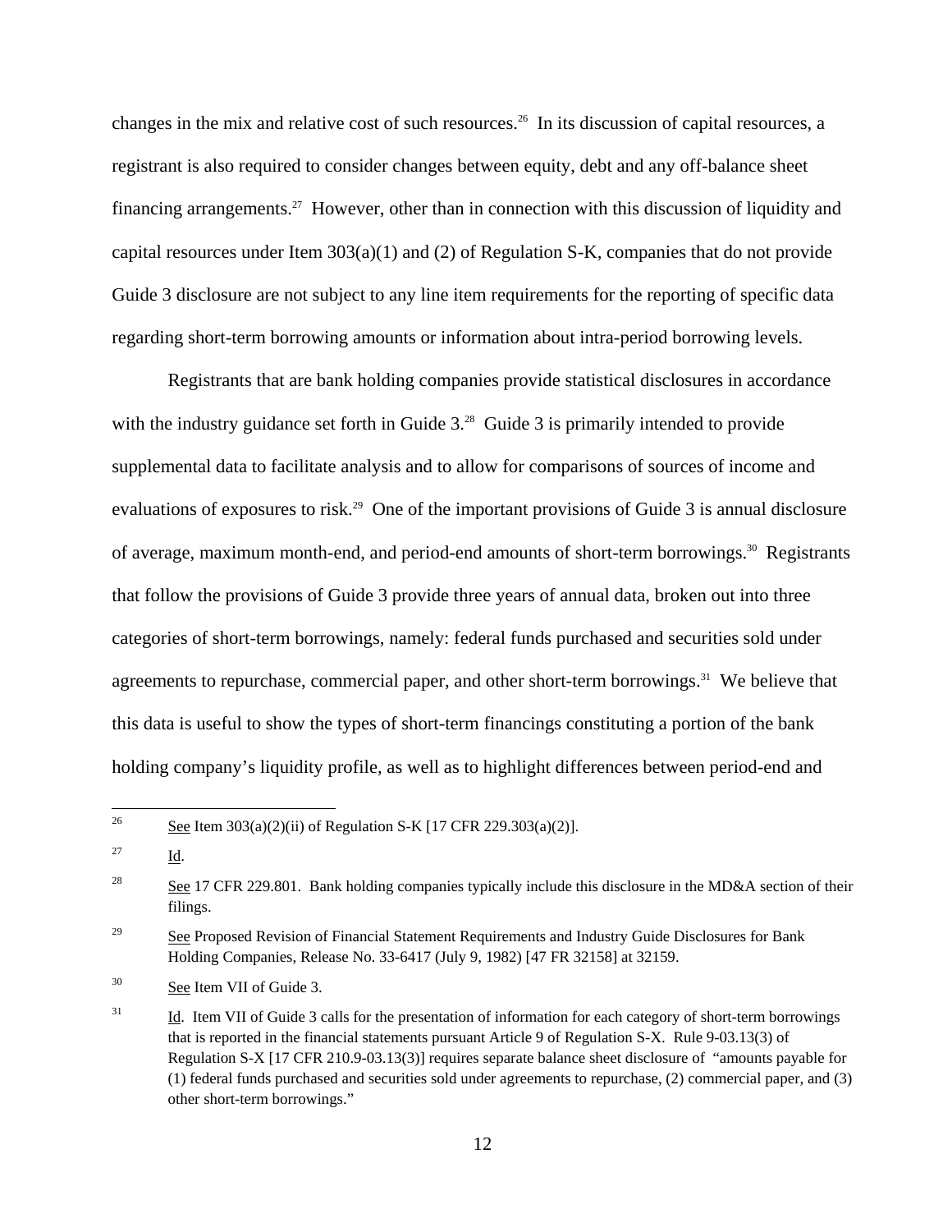changes in the mix and relative cost of such resources.[26] In its discussion of capital resources, a registrant is also required to consider changes between equity, debt and any off-balance sheet financing arrangements.[27] However, other than in connection with this discussion of liquidity and capital resources under Item 303(a)(1) and (2) of Regulation S-K, companies that do not provide Guide 3 disclosure are not subject to any line item requirements for the reporting of specific data regarding short-term borrowing amounts or information about intra-period borrowing levels.

Registrants that are bank holding companies provide statistical disclosures in accordance with the industry guidance set forth in Guide 3.[28] Guide 3 is primarily intended to provide supplemental data to facilitate analysis and to allow for comparisons of sources of income and evaluations of exposures to risk.[29] One of the important provisions of Guide 3 is annual disclosure of average, maximum month-end, and period-end amounts of short-term borrowings.[30] Registrants that follow the provisions of Guide 3 provide three years of annual data, broken out into three categories of short-term borrowings, namely: federal funds purchased and securities sold under agreements to repurchase, commercial paper, and other short-term borrowings.[31] We believe that this data is useful to show the types of short-term financings constituting a portion of the bank holding company's liquidity profile, as well as to highlight differences between period-end and

---

[26] See Item 303(a)(2)(ii) of Regulation S-K [17 CFR 229.303(a)(2)].

[27] Id.

[28] See 17 CFR 229.801. Bank holding companies typically include this disclosure in the MD&A section of their filings.

[29] See Proposed Revision of Financial Statement Requirements and Industry Guide Disclosures for Bank Holding Companies, Release No. 33-6417 (July 9, 1982) [47 FR 32158] at 32159.

[30] See Item VII of Guide 3.

[31] Id. Item VII of Guide 3 calls for the presentation of information for each category of short-term borrowings that is reported in the financial statements pursuant Article 9 of Regulation S-X. Rule 9-03.13(3) of Regulation S-X [17 CFR 210.9-03.13(3)] requires separate balance sheet disclosure of "amounts payable for (1) federal funds purchased and securities sold under agreements to repurchase, (2) commercial paper, and (3) other short-term borrowings."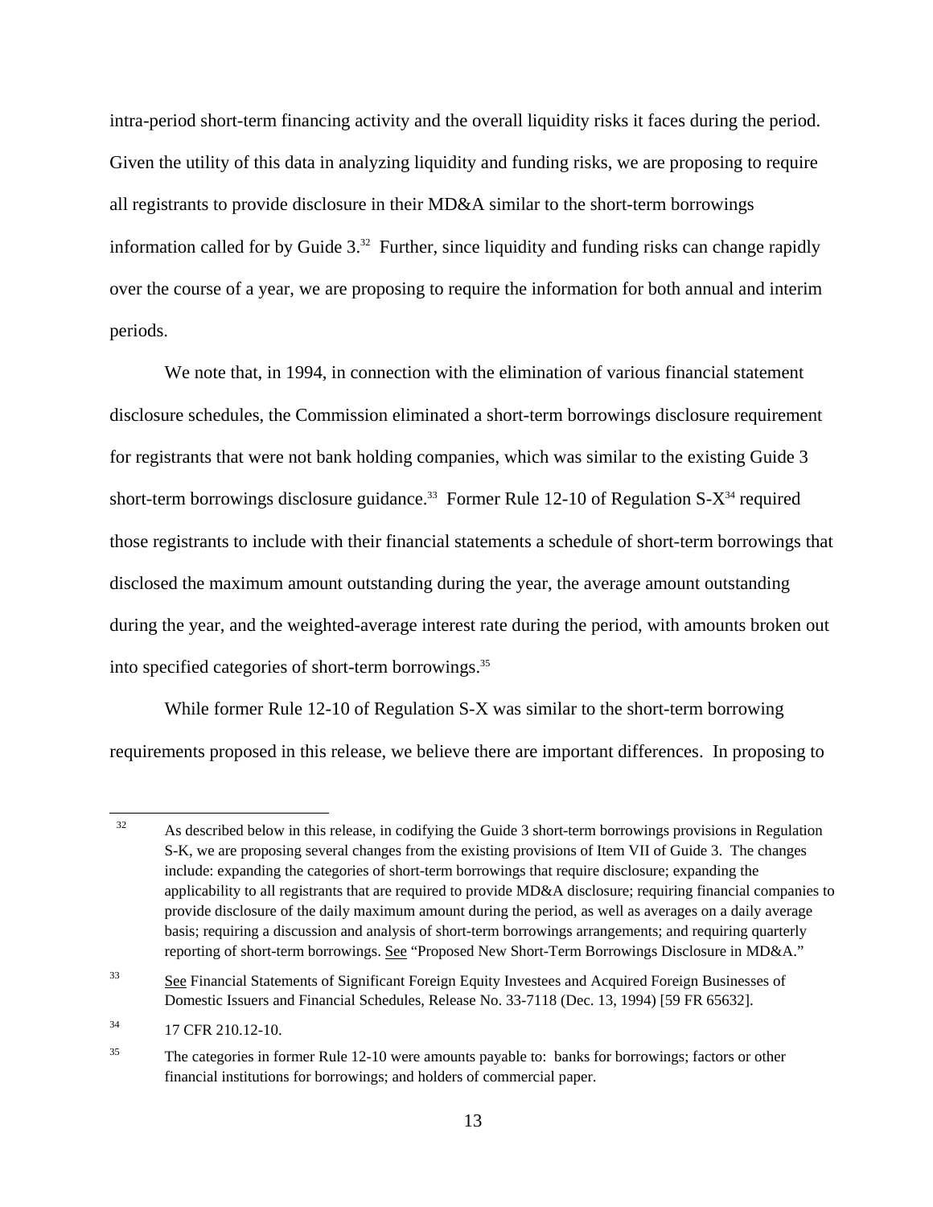intra-period short-term financing activity and the overall liquidity risks it faces during the period. Given the utility of this data in analyzing liquidity and funding risks, we are proposing to require all registrants to provide disclosure in their MD&A similar to the short-term borrowings information called for by Guide 3.[32] Further, since liquidity and funding risks can change rapidly over the course of a year, we are proposing to require the information for both annual and interim periods.

We note that, in 1994, in connection with the elimination of various financial statement disclosure schedules, the Commission eliminated a short-term borrowings disclosure requirement for registrants that were not bank holding companies, which was similar to the existing Guide 3 short-term borrowings disclosure guidance.[33] Former Rule 12-10 of Regulation S-X[34] required those registrants to include with their financial statements a schedule of short-term borrowings that disclosed the maximum amount outstanding during the year, the average amount outstanding during the year, and the weighted-average interest rate during the period, with amounts broken out into specified categories of short-term borrowings.[35]

While former Rule 12-10 of Regulation S-X was similar to the short-term borrowing requirements proposed in this release, we believe there are important differences. In proposing to

---

[32] As described below in this release, in codifying the Guide 3 short-term borrowings provisions in Regulation S-K, we are proposing several changes from the existing provisions of Item VII of Guide 3. The changes include: expanding the categories of short-term borrowings that require disclosure; expanding the applicability to all registrants that are required to provide MD&A disclosure; requiring financial companies to provide disclosure of the daily maximum amount during the period, as well as averages on a daily average basis; requiring a discussion and analysis of short-term borrowings arrangements; and requiring quarterly reporting of short-term borrowings. See "Proposed New Short-Term Borrowings Disclosure in MD&A."

[33] See Financial Statements of Significant Foreign Equity Investees and Acquired Foreign Businesses of Domestic Issuers and Financial Schedules, Release No. 33-7118 (Dec. 13, 1994) [59 FR 65632].

[34] 17 CFR 210.12-10.

[35] The categories in former Rule 12-10 were amounts payable to: banks for borrowings; factors or other financial institutions for borrowings; and holders of commercial paper.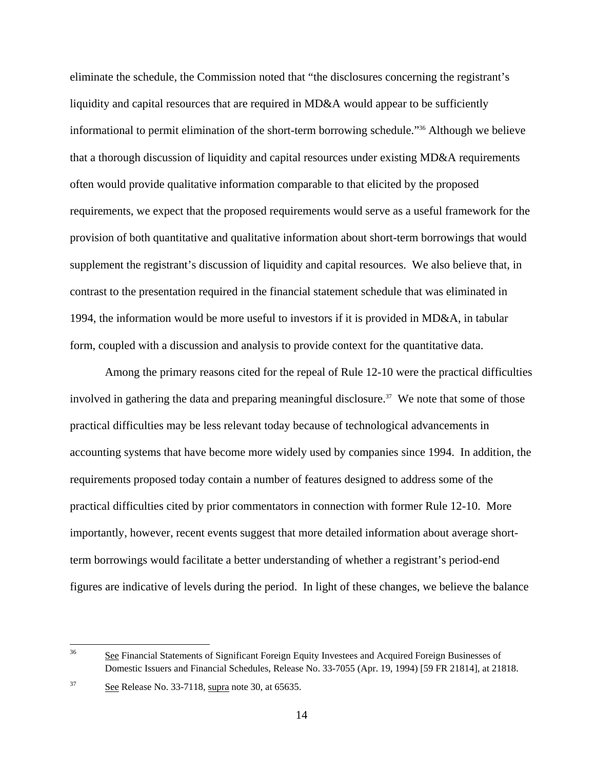eliminate the schedule, the Commission noted that "the disclosures concerning the registrant's liquidity and capital resources that are required in MD&A would appear to be sufficiently informational to permit elimination of the short-term borrowing schedule."[36] Although we believe that a thorough discussion of liquidity and capital resources under existing MD&A requirements often would provide qualitative information comparable to that elicited by the proposed requirements, we expect that the proposed requirements would serve as a useful framework for the provision of both quantitative and qualitative information about short-term borrowings that would supplement the registrant's discussion of liquidity and capital resources. We also believe that, in contrast to the presentation required in the financial statement schedule that was eliminated in 1994, the information would be more useful to investors if it is provided in MD&A, in tabular form, coupled with a discussion and analysis to provide context for the quantitative data.

Among the primary reasons cited for the repeal of Rule 12-10 were the practical difficulties involved in gathering the data and preparing meaningful disclosure.[37] We note that some of those practical difficulties may be less relevant today because of technological advancements in accounting systems that have become more widely used by companies since 1994. In addition, the requirements proposed today contain a number of features designed to address some of the practical difficulties cited by prior commentators in connection with former Rule 12-10. More importantly, however, recent events suggest that more detailed information about average short-term borrowings would facilitate a better understanding of whether a registrant's period-end figures are indicative of levels during the period. In light of these changes, we believe the balance

---

[36] See Financial Statements of Significant Foreign Equity Investees and Acquired Foreign Businesses of Domestic Issuers and Financial Schedules, Release No. 33-7055 (Apr. 19, 1994) [59 FR 21814], at 21818.

[37] See Release No. 33-7118, supra note 30, at 65635.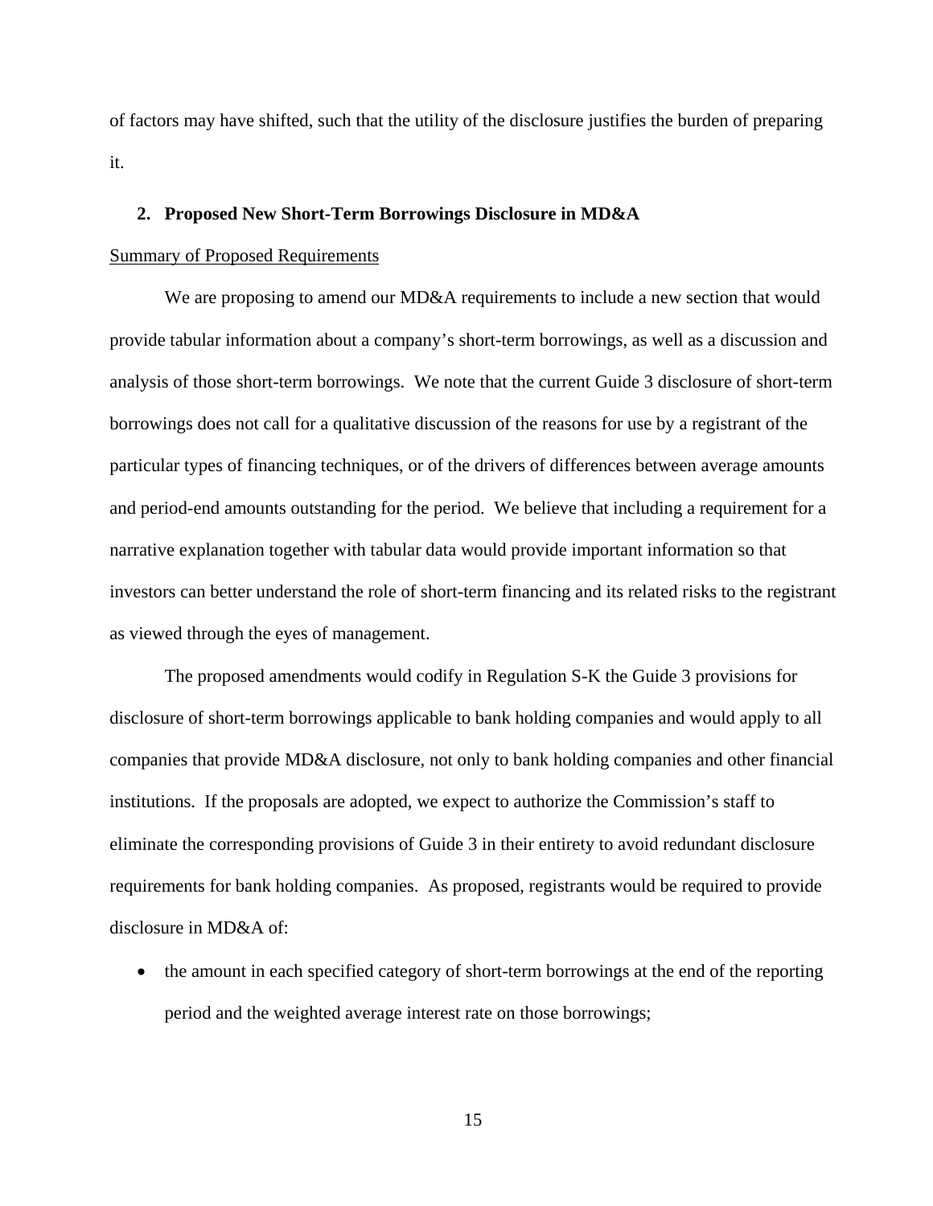of factors may have shifted, such that the utility of the disclosure justifies the burden of preparing it.

### 2. Proposed New Short-Term Borrowings Disclosure in MD&A

Summary of Proposed Requirements

We are proposing to amend our MD&A requirements to include a new section that would provide tabular information about a company's short-term borrowings, as well as a discussion and analysis of those short-term borrowings. We note that the current Guide 3 disclosure of short-term borrowings does not call for a qualitative discussion of the reasons for use by a registrant of the particular types of financing techniques, or of the drivers of differences between average amounts and period-end amounts outstanding for the period. We believe that including a requirement for a narrative explanation together with tabular data would provide important information so that investors can better understand the role of short-term financing and its related risks to the registrant as viewed through the eyes of management.

The proposed amendments would codify in Regulation S-K the Guide 3 provisions for disclosure of short-term borrowings applicable to bank holding companies and would apply to all companies that provide MD&A disclosure, not only to bank holding companies and other financial institutions. If the proposals are adopted, we expect to authorize the Commission's staff to eliminate the corresponding provisions of Guide 3 in their entirety to avoid redundant disclosure requirements for bank holding companies. As proposed, registrants would be required to provide disclosure in MD&A of:

- the amount in each specified category of short-term borrowings at the end of the reporting period and the weighted average interest rate on those borrowings;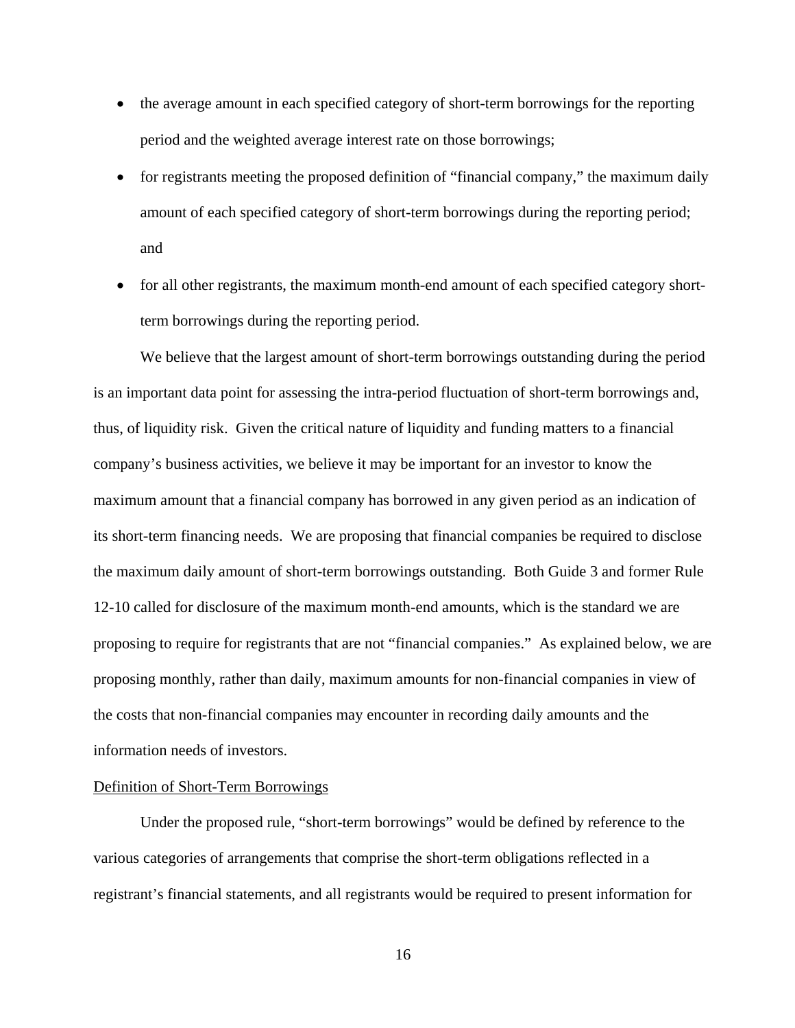- the average amount in each specified category of short-term borrowings for the reporting period and the weighted average interest rate on those borrowings;
- for registrants meeting the proposed definition of "financial company," the maximum daily amount of each specified category of short-term borrowings during the reporting period; and
- for all other registrants, the maximum month-end amount of each specified category short-term borrowings during the reporting period.

We believe that the largest amount of short-term borrowings outstanding during the period is an important data point for assessing the intra-period fluctuation of short-term borrowings and, thus, of liquidity risk. Given the critical nature of liquidity and funding matters to a financial company's business activities, we believe it may be important for an investor to know the maximum amount that a financial company has borrowed in any given period as an indication of its short-term financing needs. We are proposing that financial companies be required to disclose the maximum daily amount of short-term borrowings outstanding. Both Guide 3 and former Rule 12-10 called for disclosure of the maximum month-end amounts, which is the standard we are proposing to require for registrants that are not "financial companies." As explained below, we are proposing monthly, rather than daily, maximum amounts for non-financial companies in view of the costs that non-financial companies may encounter in recording daily amounts and the information needs of investors.

Definition of Short-Term Borrowings

Under the proposed rule, "short-term borrowings" would be defined by reference to the various categories of arrangements that comprise the short-term obligations reflected in a registrant's financial statements, and all registrants would be required to present information for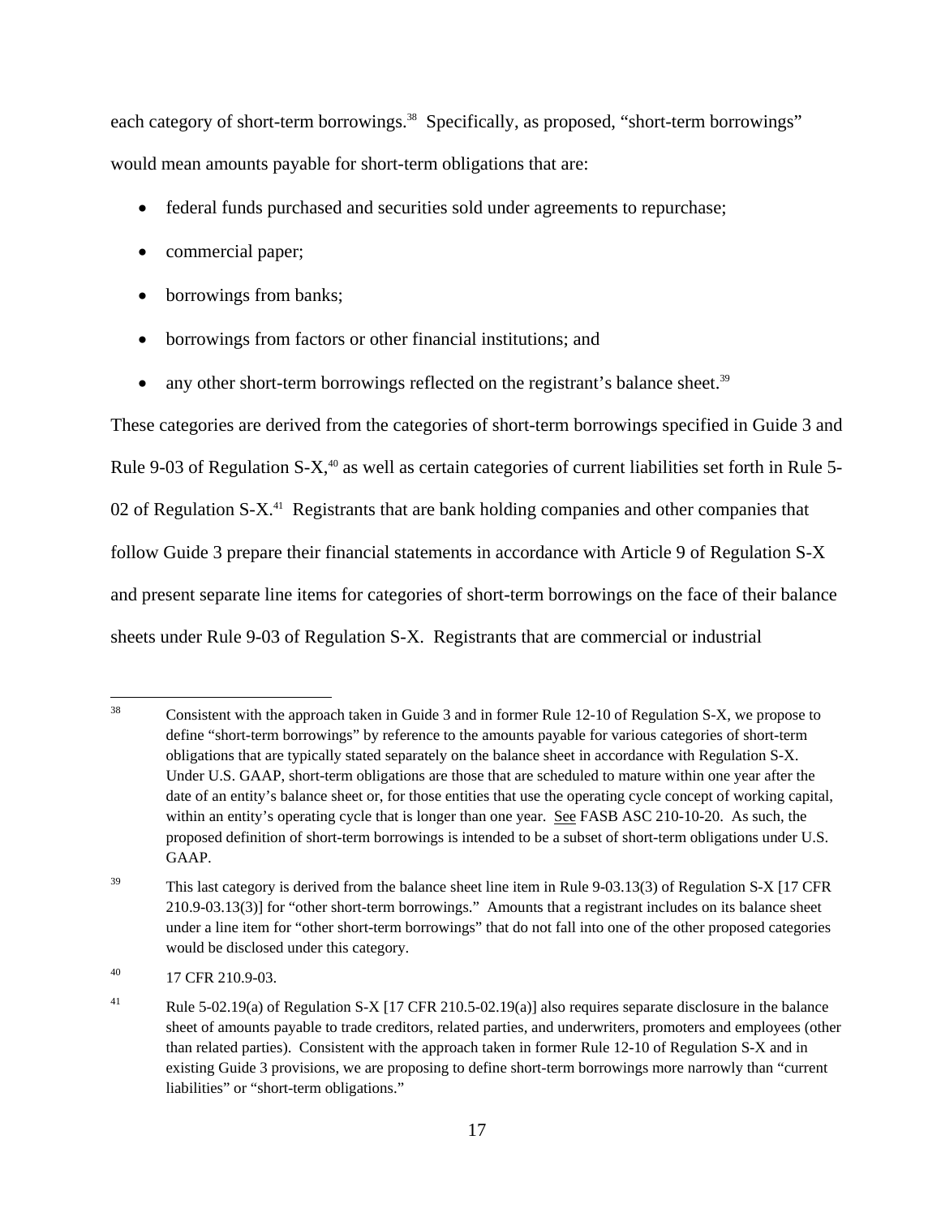each category of short-term borrowings.[38] Specifically, as proposed, "short-term borrowings" would mean amounts payable for short-term obligations that are:

- federal funds purchased and securities sold under agreements to repurchase;
- commercial paper;
- borrowings from banks;
- borrowings from factors or other financial institutions; and
- any other short-term borrowings reflected on the registrant's balance sheet.[39]

These categories are derived from the categories of short-term borrowings specified in Guide 3 and Rule 9-03 of Regulation S-X,[40] as well as certain categories of current liabilities set forth in Rule 5-02 of Regulation S-X.[41] Registrants that are bank holding companies and other companies that follow Guide 3 prepare their financial statements in accordance with Article 9 of Regulation S-X and present separate line items for categories of short-term borrowings on the face of their balance sheets under Rule 9-03 of Regulation S-X. Registrants that are commercial or industrial

---

[38] Consistent with the approach taken in Guide 3 and in former Rule 12-10 of Regulation S-X, we propose to define "short-term borrowings" by reference to the amounts payable for various categories of short-term obligations that are typically stated separately on the balance sheet in accordance with Regulation S-X. Under U.S. GAAP, short-term obligations are those that are scheduled to mature within one year after the date of an entity's balance sheet or, for those entities that use the operating cycle concept of working capital, within an entity's operating cycle that is longer than one year. See FASB ASC 210-10-20. As such, the proposed definition of short-term borrowings is intended to be a subset of short-term obligations under U.S. GAAP.

[39] This last category is derived from the balance sheet line item in Rule 9-03.13(3) of Regulation S-X [17 CFR 210.9-03.13(3)] for "other short-term borrowings." Amounts that a registrant includes on its balance sheet under a line item for "other short-term borrowings" that do not fall into one of the other proposed categories would be disclosed under this category.

[40] 17 CFR 210.9-03.

[41] Rule 5-02.19(a) of Regulation S-X [17 CFR 210.5-02.19(a)] also requires separate disclosure in the balance sheet of amounts payable to trade creditors, related parties, and underwriters, promoters and employees (other than related parties). Consistent with the approach taken in former Rule 12-10 of Regulation S-X and in existing Guide 3 provisions, we are proposing to define short-term borrowings more narrowly than "current liabilities" or "short-term obligations."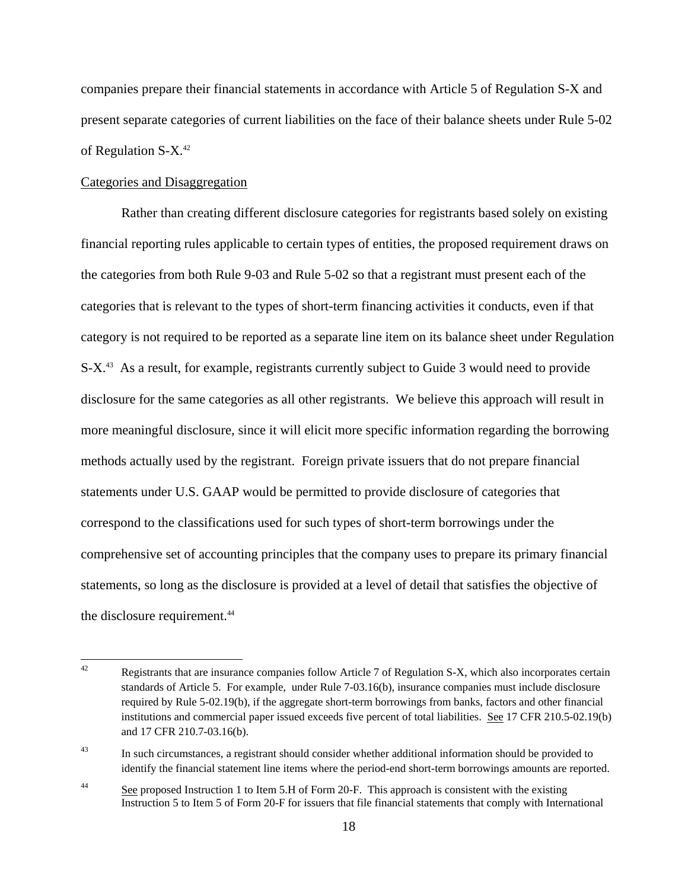companies prepare their financial statements in accordance with Article 5 of Regulation S-X and present separate categories of current liabilities on the face of their balance sheets under Rule 5-02 of Regulation S-X.[42]

Categories and Disaggregation

Rather than creating different disclosure categories for registrants based solely on existing financial reporting rules applicable to certain types of entities, the proposed requirement draws on the categories from both Rule 9-03 and Rule 5-02 so that a registrant must present each of the categories that is relevant to the types of short-term financing activities it conducts, even if that category is not required to be reported as a separate line item on its balance sheet under Regulation S-X.[43] As a result, for example, registrants currently subject to Guide 3 would need to provide disclosure for the same categories as all other registrants. We believe this approach will result in more meaningful disclosure, since it will elicit more specific information regarding the borrowing methods actually used by the registrant. Foreign private issuers that do not prepare financial statements under U.S. GAAP would be permitted to provide disclosure of categories that correspond to the classifications used for such types of short-term borrowings under the comprehensive set of accounting principles that the company uses to prepare its primary financial statements, so long as the disclosure is provided at a level of detail that satisfies the objective of the disclosure requirement.[44]

---

[42] Registrants that are insurance companies follow Article 7 of Regulation S-X, which also incorporates certain standards of Article 5. For example, under Rule 7-03.16(b), insurance companies must include disclosure required by Rule 5-02.19(b), if the aggregate short-term borrowings from banks, factors and other financial institutions and commercial paper issued exceeds five percent of total liabilities. See 17 CFR 210.5-02.19(b) and 17 CFR 210.7-03.16(b).

[43] In such circumstances, a registrant should consider whether additional information should be provided to identify the financial statement line items where the period-end short-term borrowings amounts are reported.

[44] See proposed Instruction 1 to Item 5.H of Form 20-F. This approach is consistent with the existing Instruction 5 to Item 5 of Form 20-F for issuers that file financial statements that comply with International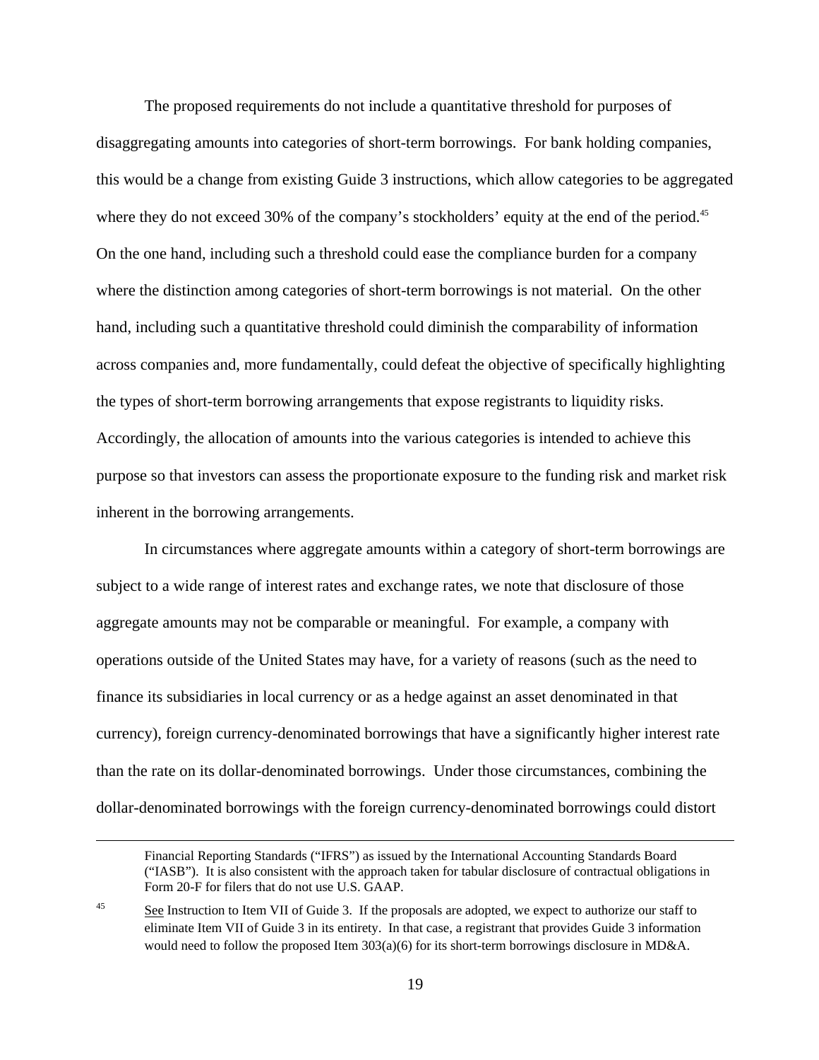The proposed requirements do not include a quantitative threshold for purposes of disaggregating amounts into categories of short-term borrowings. For bank holding companies, this would be a change from existing Guide 3 instructions, which allow categories to be aggregated where they do not exceed 30% of the company's stockholders' equity at the end of the period.[45] On the one hand, including such a threshold could ease the compliance burden for a company where the distinction among categories of short-term borrowings is not material. On the other hand, including such a quantitative threshold could diminish the comparability of information across companies and, more fundamentally, could defeat the objective of specifically highlighting the types of short-term borrowing arrangements that expose registrants to liquidity risks. Accordingly, the allocation of amounts into the various categories is intended to achieve this purpose so that investors can assess the proportionate exposure to the funding risk and market risk inherent in the borrowing arrangements.

In circumstances where aggregate amounts within a category of short-term borrowings are subject to a wide range of interest rates and exchange rates, we note that disclosure of those aggregate amounts may not be comparable or meaningful. For example, a company with operations outside of the United States may have, for a variety of reasons (such as the need to finance its subsidiaries in local currency or as a hedge against an asset denominated in that currency), foreign currency-denominated borrowings that have a significantly higher interest rate than the rate on its dollar-denominated borrowings. Under those circumstances, combining the dollar-denominated borrowings with the foreign currency-denominated borrowings could distort

---

Financial Reporting Standards ("IFRS") as issued by the International Accounting Standards Board ("IASB"). It is also consistent with the approach taken for tabular disclosure of contractual obligations in Form 20-F for filers that do not use U.S. GAAP.

[45] See Instruction to Item VII of Guide 3. If the proposals are adopted, we expect to authorize our staff to eliminate Item VII of Guide 3 in its entirety. In that case, a registrant that provides Guide 3 information would need to follow the proposed Item 303(a)(6) for its short-term borrowings disclosure in MD&A.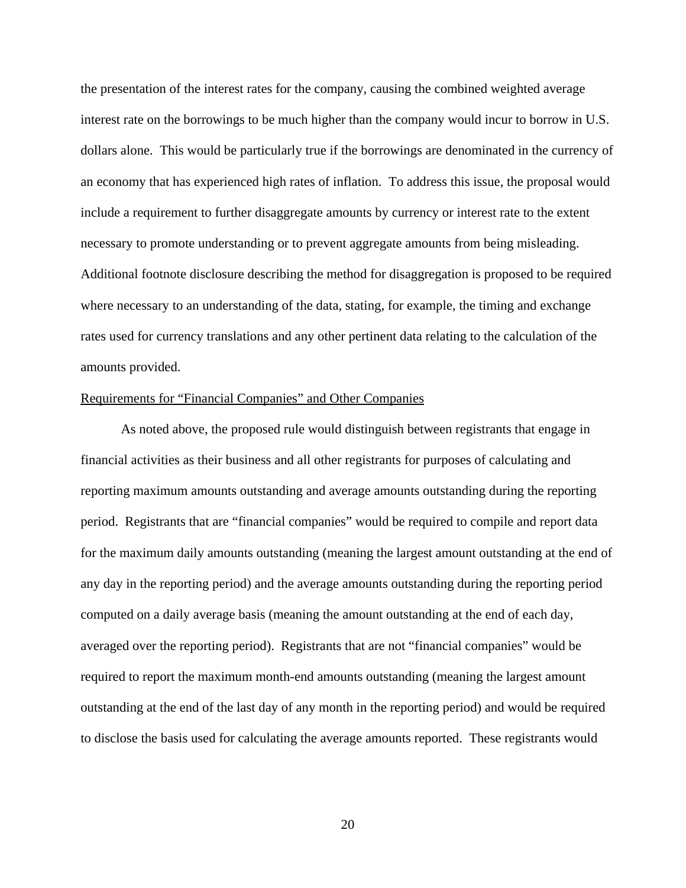the presentation of the interest rates for the company, causing the combined weighted average interest rate on the borrowings to be much higher than the company would incur to borrow in U.S. dollars alone. This would be particularly true if the borrowings are denominated in the currency of an economy that has experienced high rates of inflation. To address this issue, the proposal would include a requirement to further disaggregate amounts by currency or interest rate to the extent necessary to promote understanding or to prevent aggregate amounts from being misleading. Additional footnote disclosure describing the method for disaggregation is proposed to be required where necessary to an understanding of the data, stating, for example, the timing and exchange rates used for currency translations and any other pertinent data relating to the calculation of the amounts provided.

<u>Requirements for "Financial Companies" and Other Companies</u>

As noted above, the proposed rule would distinguish between registrants that engage in financial activities as their business and all other registrants for purposes of calculating and reporting maximum amounts outstanding and average amounts outstanding during the reporting period. Registrants that are "financial companies" would be required to compile and report data for the maximum daily amounts outstanding (meaning the largest amount outstanding at the end of any day in the reporting period) and the average amounts outstanding during the reporting period computed on a daily average basis (meaning the amount outstanding at the end of each day, averaged over the reporting period). Registrants that are not "financial companies" would be required to report the maximum month-end amounts outstanding (meaning the largest amount outstanding at the end of the last day of any month in the reporting period) and would be required to disclose the basis used for calculating the average amounts reported. These registrants would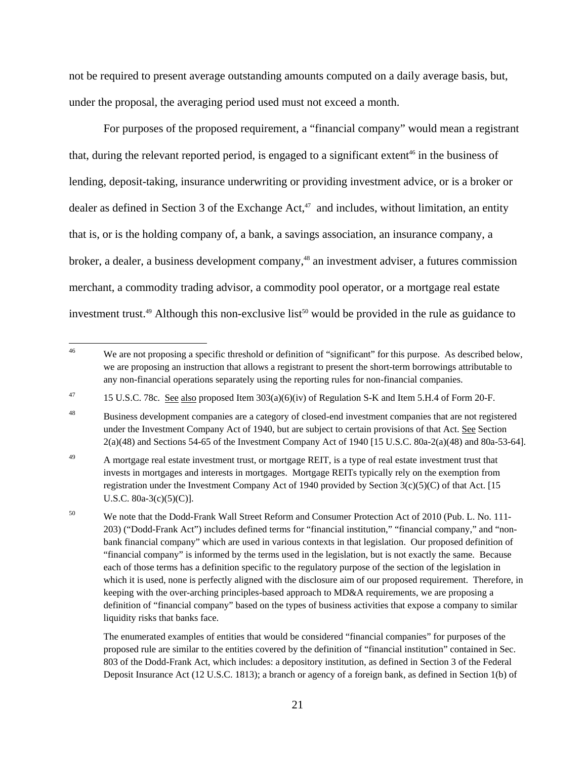not be required to present average outstanding amounts computed on a daily average basis, but, under the proposal, the averaging period used must not exceed a month.

For purposes of the proposed requirement, a "financial company" would mean a registrant that, during the relevant reported period, is engaged to a significant extent[46] in the business of lending, deposit-taking, insurance underwriting or providing investment advice, or is a broker or dealer as defined in Section 3 of the Exchange Act,[47] and includes, without limitation, an entity that is, or is the holding company of, a bank, a savings association, an insurance company, a broker, a dealer, a business development company,[48] an investment adviser, a futures commission merchant, a commodity trading advisor, a commodity pool operator, or a mortgage real estate investment trust.[49] Although this non-exclusive list[50] would be provided in the rule as guidance to

---

[46] We are not proposing a specific threshold or definition of "significant" for this purpose. As described below, we are proposing an instruction that allows a registrant to present the short-term borrowings attributable to any non-financial operations separately using the reporting rules for non-financial companies.

[47] 15 U.S.C. 78c. See also proposed Item 303(a)(6)(iv) of Regulation S-K and Item 5.H.4 of Form 20-F.

[48] Business development companies are a category of closed-end investment companies that are not registered under the Investment Company Act of 1940, but are subject to certain provisions of that Act. See Section 2(a)(48) and Sections 54-65 of the Investment Company Act of 1940 [15 U.S.C. 80a-2(a)(48) and 80a-53-64].

[49] A mortgage real estate investment trust, or mortgage REIT, is a type of real estate investment trust that invests in mortgages and interests in mortgages. Mortgage REITs typically rely on the exemption from registration under the Investment Company Act of 1940 provided by Section 3(c)(5)(C) of that Act. [15 U.S.C. 80a-3(c)(5)(C)].

[50] We note that the Dodd-Frank Wall Street Reform and Consumer Protection Act of 2010 (Pub. L. No. 111-203) ("Dodd-Frank Act") includes defined terms for "financial institution," "financial company," and "non-bank financial company" which are used in various contexts in that legislation. Our proposed definition of "financial company" is informed by the terms used in the legislation, but is not exactly the same. Because each of those terms has a definition specific to the regulatory purpose of the section of the legislation in which it is used, none is perfectly aligned with the disclosure aim of our proposed requirement. Therefore, in keeping with the over-arching principles-based approach to MD&A requirements, we are proposing a definition of "financial company" based on the types of business activities that expose a company to similar liquidity risks that banks face.

The enumerated examples of entities that would be considered "financial companies" for purposes of the proposed rule are similar to the entities covered by the definition of "financial institution" contained in Sec. 803 of the Dodd-Frank Act, which includes: a depository institution, as defined in Section 3 of the Federal Deposit Insurance Act (12 U.S.C. 1813); a branch or agency of a foreign bank, as defined in Section 1(b) of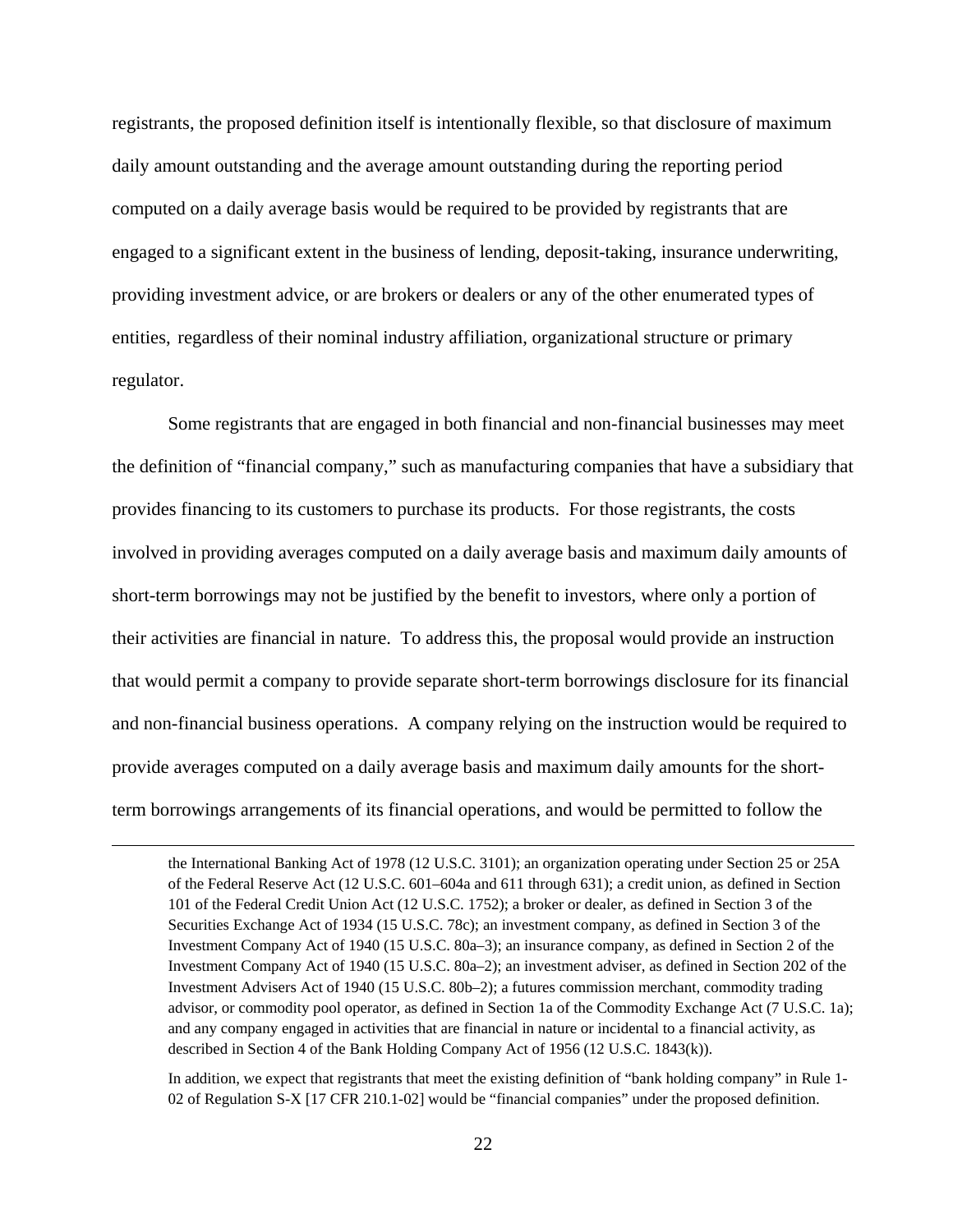registrants, the proposed definition itself is intentionally flexible, so that disclosure of maximum daily amount outstanding and the average amount outstanding during the reporting period computed on a daily average basis would be required to be provided by registrants that are engaged to a significant extent in the business of lending, deposit-taking, insurance underwriting, providing investment advice, or are brokers or dealers or any of the other enumerated types of entities, regardless of their nominal industry affiliation, organizational structure or primary regulator.

Some registrants that are engaged in both financial and non-financial businesses may meet the definition of "financial company," such as manufacturing companies that have a subsidiary that provides financing to its customers to purchase its products. For those registrants, the costs involved in providing averages computed on a daily average basis and maximum daily amounts of short-term borrowings may not be justified by the benefit to investors, where only a portion of their activities are financial in nature. To address this, the proposal would provide an instruction that would permit a company to provide separate short-term borrowings disclosure for its financial and non-financial business operations. A company relying on the instruction would be required to provide averages computed on a daily average basis and maximum daily amounts for the short-term borrowings arrangements of its financial operations, and would be permitted to follow the

---

the International Banking Act of 1978 (12 U.S.C. 3101); an organization operating under Section 25 or 25A of the Federal Reserve Act (12 U.S.C. 601–604a and 611 through 631); a credit union, as defined in Section 101 of the Federal Credit Union Act (12 U.S.C. 1752); a broker or dealer, as defined in Section 3 of the Securities Exchange Act of 1934 (15 U.S.C. 78c); an investment company, as defined in Section 3 of the Investment Company Act of 1940 (15 U.S.C. 80a–3); an insurance company, as defined in Section 2 of the Investment Company Act of 1940 (15 U.S.C. 80a–2); an investment adviser, as defined in Section 202 of the Investment Advisers Act of 1940 (15 U.S.C. 80b–2); a futures commission merchant, commodity trading advisor, or commodity pool operator, as defined in Section 1a of the Commodity Exchange Act (7 U.S.C. 1a); and any company engaged in activities that are financial in nature or incidental to a financial activity, as described in Section 4 of the Bank Holding Company Act of 1956 (12 U.S.C. 1843(k)).

In addition, we expect that registrants that meet the existing definition of "bank holding company" in Rule 1-02 of Regulation S-X [17 CFR 210.1-02] would be "financial companies" under the proposed definition.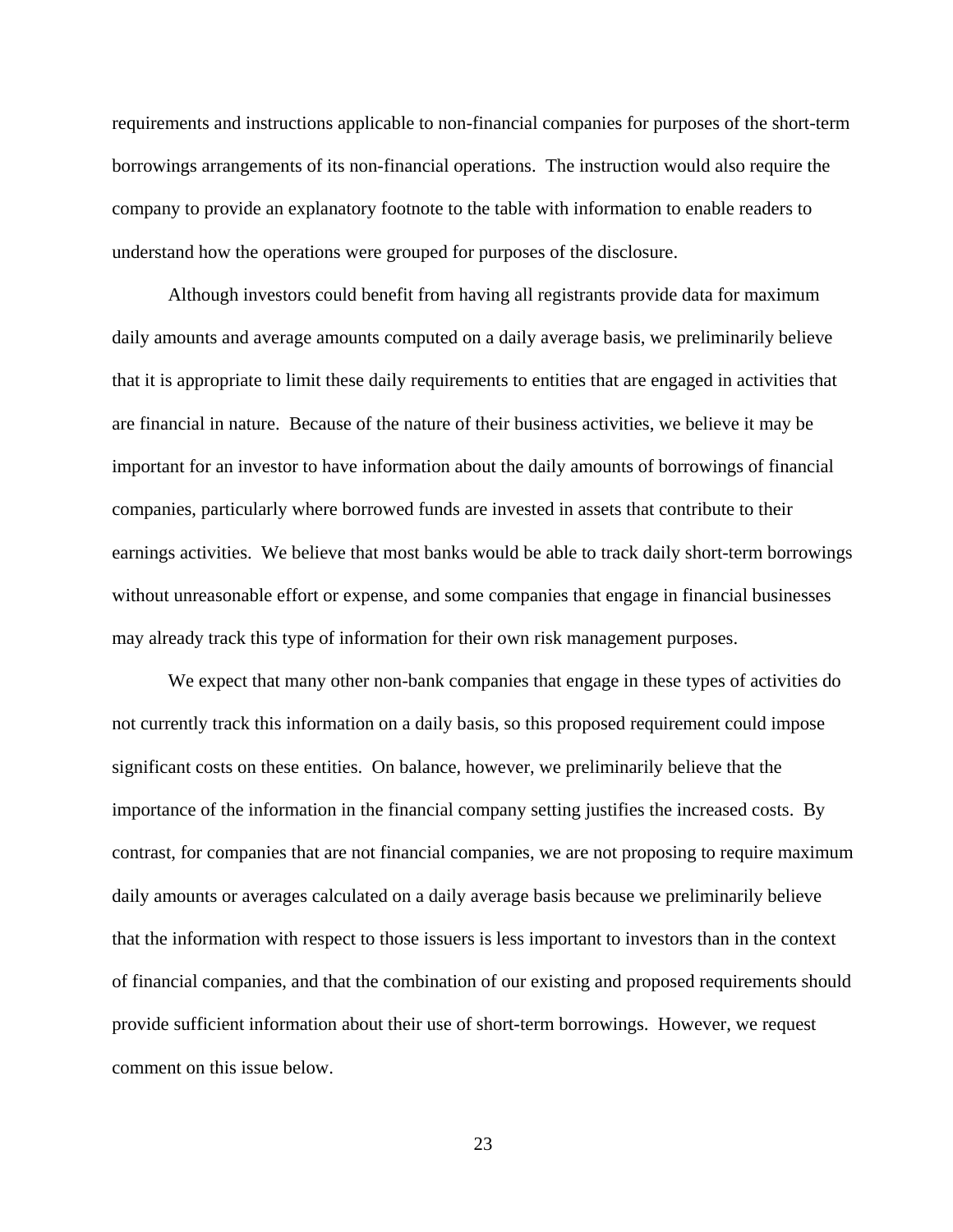requirements and instructions applicable to non-financial companies for purposes of the short-term borrowings arrangements of its non-financial operations. The instruction would also require the company to provide an explanatory footnote to the table with information to enable readers to understand how the operations were grouped for purposes of the disclosure.

Although investors could benefit from having all registrants provide data for maximum daily amounts and average amounts computed on a daily average basis, we preliminarily believe that it is appropriate to limit these daily requirements to entities that are engaged in activities that are financial in nature. Because of the nature of their business activities, we believe it may be important for an investor to have information about the daily amounts of borrowings of financial companies, particularly where borrowed funds are invested in assets that contribute to their earnings activities. We believe that most banks would be able to track daily short-term borrowings without unreasonable effort or expense, and some companies that engage in financial businesses may already track this type of information for their own risk management purposes.

We expect that many other non-bank companies that engage in these types of activities do not currently track this information on a daily basis, so this proposed requirement could impose significant costs on these entities. On balance, however, we preliminarily believe that the importance of the information in the financial company setting justifies the increased costs. By contrast, for companies that are not financial companies, we are not proposing to require maximum daily amounts or averages calculated on a daily average basis because we preliminarily believe that the information with respect to those issuers is less important to investors than in the context of financial companies, and that the combination of our existing and proposed requirements should provide sufficient information about their use of short-term borrowings. However, we request comment on this issue below.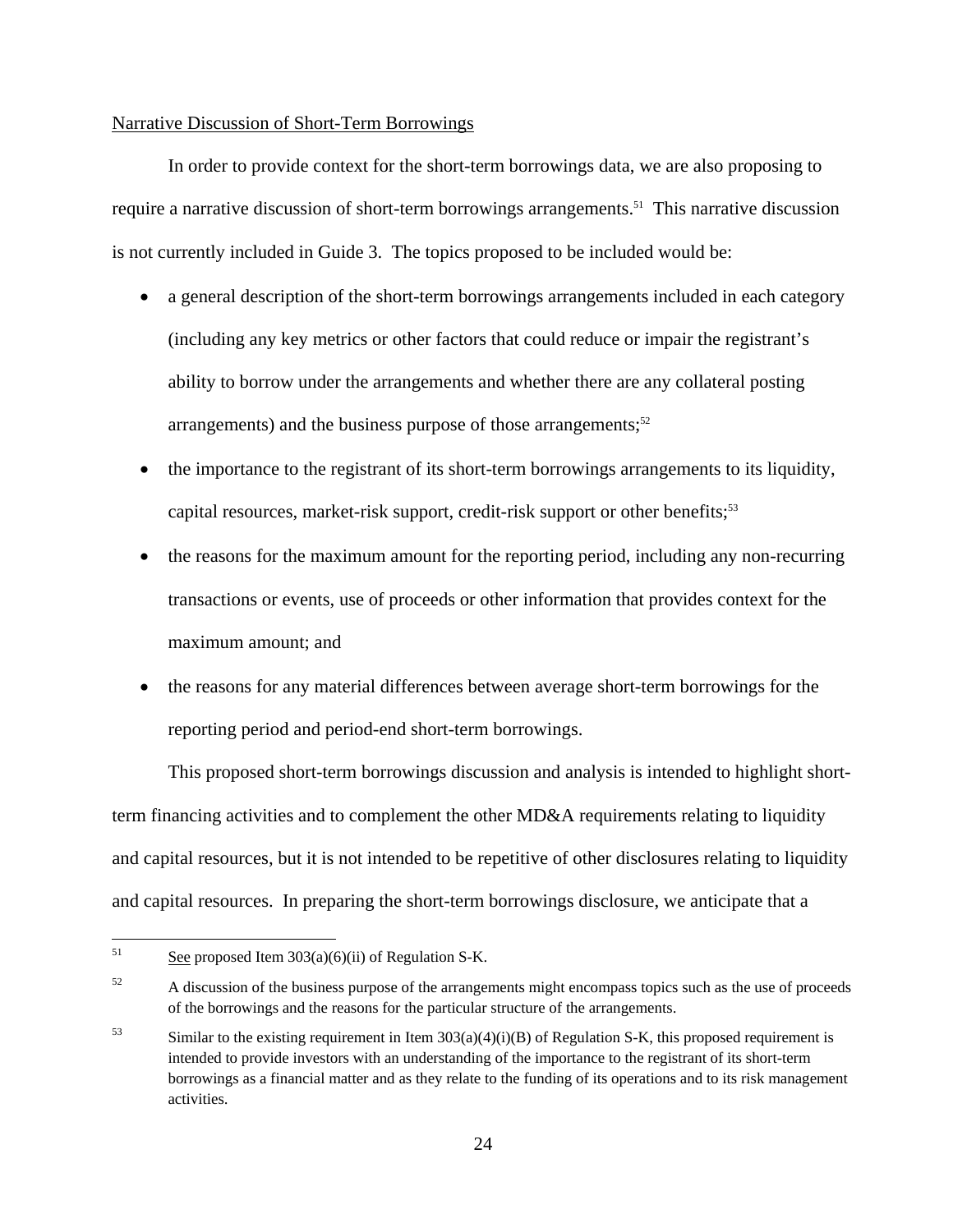Narrative Discussion of Short-Term Borrowings

In order to provide context for the short-term borrowings data, we are also proposing to require a narrative discussion of short-term borrowings arrangements.[51] This narrative discussion is not currently included in Guide 3. The topics proposed to be included would be:

- a general description of the short-term borrowings arrangements included in each category (including any key metrics or other factors that could reduce or impair the registrant's ability to borrow under the arrangements and whether there are any collateral posting arrangements) and the business purpose of those arrangements;[52]
- the importance to the registrant of its short-term borrowings arrangements to its liquidity, capital resources, market-risk support, credit-risk support or other benefits;[53]
- the reasons for the maximum amount for the reporting period, including any non-recurring transactions or events, use of proceeds or other information that provides context for the maximum amount; and
- the reasons for any material differences between average short-term borrowings for the reporting period and period-end short-term borrowings.

This proposed short-term borrowings discussion and analysis is intended to highlight short-term financing activities and to complement the other MD&A requirements relating to liquidity and capital resources, but it is not intended to be repetitive of other disclosures relating to liquidity and capital resources. In preparing the short-term borrowings disclosure, we anticipate that a

---

[51] See proposed Item 303(a)(6)(ii) of Regulation S-K.

[52] A discussion of the business purpose of the arrangements might encompass topics such as the use of proceeds of the borrowings and the reasons for the particular structure of the arrangements.

[53] Similar to the existing requirement in Item 303(a)(4)(i)(B) of Regulation S-K, this proposed requirement is intended to provide investors with an understanding of the importance to the registrant of its short-term borrowings as a financial matter and as they relate to the funding of its operations and to its risk management activities.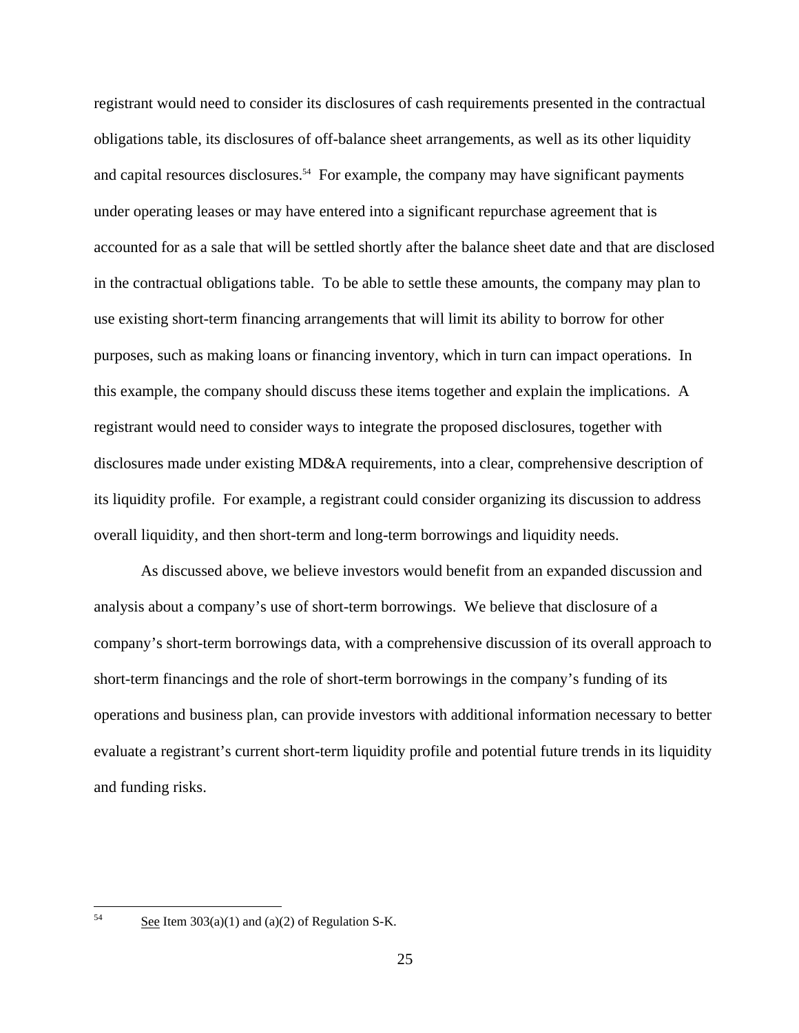registrant would need to consider its disclosures of cash requirements presented in the contractual obligations table, its disclosures of off-balance sheet arrangements, as well as its other liquidity and capital resources disclosures.[54] For example, the company may have significant payments under operating leases or may have entered into a significant repurchase agreement that is accounted for as a sale that will be settled shortly after the balance sheet date and that are disclosed in the contractual obligations table. To be able to settle these amounts, the company may plan to use existing short-term financing arrangements that will limit its ability to borrow for other purposes, such as making loans or financing inventory, which in turn can impact operations. In this example, the company should discuss these items together and explain the implications. A registrant would need to consider ways to integrate the proposed disclosures, together with disclosures made under existing MD&A requirements, into a clear, comprehensive description of its liquidity profile. For example, a registrant could consider organizing its discussion to address overall liquidity, and then short-term and long-term borrowings and liquidity needs.

As discussed above, we believe investors would benefit from an expanded discussion and analysis about a company's use of short-term borrowings. We believe that disclosure of a company's short-term borrowings data, with a comprehensive discussion of its overall approach to short-term financings and the role of short-term borrowings in the company's funding of its operations and business plan, can provide investors with additional information necessary to better evaluate a registrant's current short-term liquidity profile and potential future trends in its liquidity and funding risks.

---

[54] See Item 303(a)(1) and (a)(2) of Regulation S-K.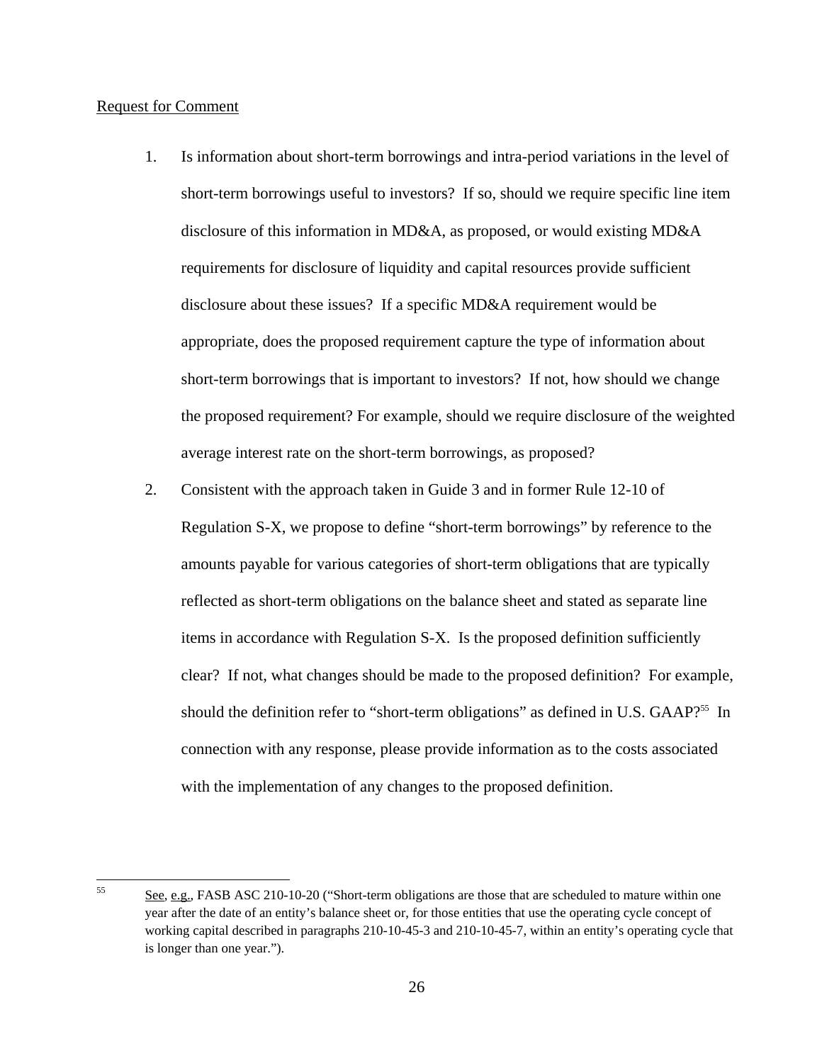<u>Request for Comment</u>

1. Is information about short-term borrowings and intra-period variations in the level of short-term borrowings useful to investors? If so, should we require specific line item disclosure of this information in MD&A, as proposed, or would existing MD&A requirements for disclosure of liquidity and capital resources provide sufficient disclosure about these issues? If a specific MD&A requirement would be appropriate, does the proposed requirement capture the type of information about short-term borrowings that is important to investors? If not, how should we change the proposed requirement? For example, should we require disclosure of the weighted average interest rate on the short-term borrowings, as proposed?

2. Consistent with the approach taken in Guide 3 and in former Rule 12-10 of Regulation S-X, we propose to define "short-term borrowings" by reference to the amounts payable for various categories of short-term obligations that are typically reflected as short-term obligations on the balance sheet and stated as separate line items in accordance with Regulation S-X. Is the proposed definition sufficiently clear? If not, what changes should be made to the proposed definition? For example, should the definition refer to "short-term obligations" as defined in U.S. GAAP?[55] In connection with any response, please provide information as to the costs associated with the implementation of any changes to the proposed definition.

---

[55] <u>See</u>, <u>e.g.</u>, FASB ASC 210-10-20 ("Short-term obligations are those that are scheduled to mature within one year after the date of an entity's balance sheet or, for those entities that use the operating cycle concept of working capital described in paragraphs 210-10-45-3 and 210-10-45-7, within an entity's operating cycle that is longer than one year.").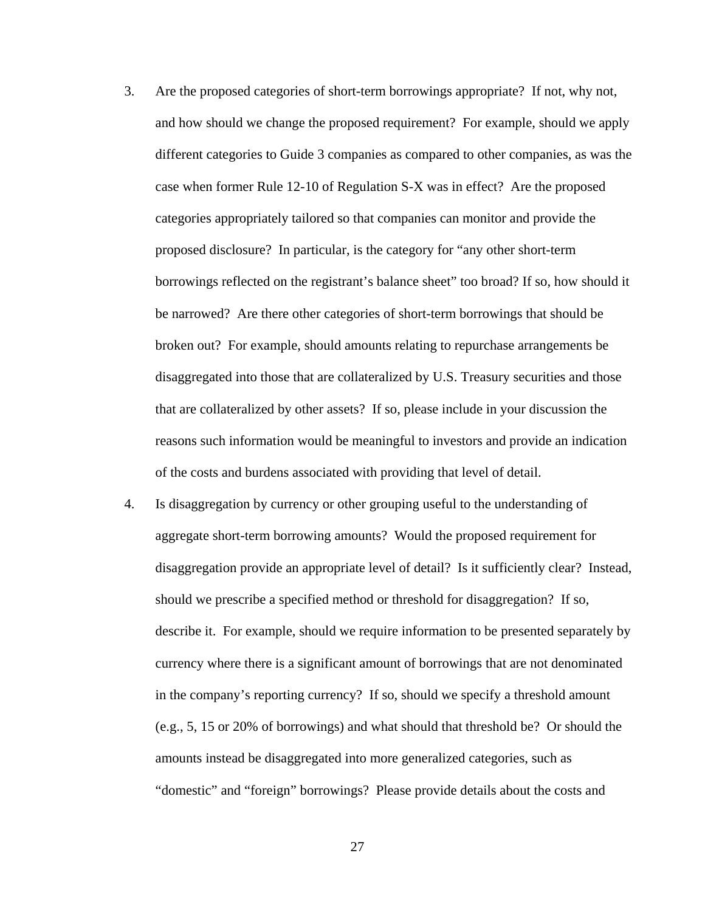3. Are the proposed categories of short-term borrowings appropriate? If not, why not, and how should we change the proposed requirement? For example, should we apply different categories to Guide 3 companies as compared to other companies, as was the case when former Rule 12-10 of Regulation S-X was in effect? Are the proposed categories appropriately tailored so that companies can monitor and provide the proposed disclosure? In particular, is the category for "any other short-term borrowings reflected on the registrant's balance sheet" too broad? If so, how should it be narrowed? Are there other categories of short-term borrowings that should be broken out? For example, should amounts relating to repurchase arrangements be disaggregated into those that are collateralized by U.S. Treasury securities and those that are collateralized by other assets? If so, please include in your discussion the reasons such information would be meaningful to investors and provide an indication of the costs and burdens associated with providing that level of detail.

4. Is disaggregation by currency or other grouping useful to the understanding of aggregate short-term borrowing amounts? Would the proposed requirement for disaggregation provide an appropriate level of detail? Is it sufficiently clear? Instead, should we prescribe a specified method or threshold for disaggregation? If so, describe it. For example, should we require information to be presented separately by currency where there is a significant amount of borrowings that are not denominated in the company's reporting currency? If so, should we specify a threshold amount (e.g., 5, 15 or 20% of borrowings) and what should that threshold be? Or should the amounts instead be disaggregated into more generalized categories, such as "domestic" and "foreign" borrowings? Please provide details about the costs and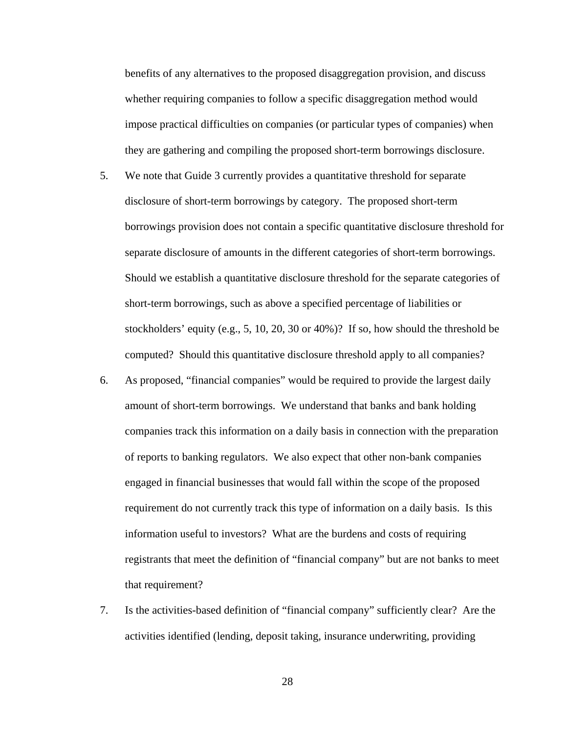benefits of any alternatives to the proposed disaggregation provision, and discuss whether requiring companies to follow a specific disaggregation method would impose practical difficulties on companies (or particular types of companies) when they are gathering and compiling the proposed short-term borrowings disclosure.

5. We note that Guide 3 currently provides a quantitative threshold for separate disclosure of short-term borrowings by category. The proposed short-term borrowings provision does not contain a specific quantitative disclosure threshold for separate disclosure of amounts in the different categories of short-term borrowings. Should we establish a quantitative disclosure threshold for the separate categories of short-term borrowings, such as above a specified percentage of liabilities or stockholders' equity (e.g., 5, 10, 20, 30 or 40%)? If so, how should the threshold be computed? Should this quantitative disclosure threshold apply to all companies?

6. As proposed, "financial companies" would be required to provide the largest daily amount of short-term borrowings. We understand that banks and bank holding companies track this information on a daily basis in connection with the preparation of reports to banking regulators. We also expect that other non-bank companies engaged in financial businesses that would fall within the scope of the proposed requirement do not currently track this type of information on a daily basis. Is this information useful to investors? What are the burdens and costs of requiring registrants that meet the definition of "financial company" but are not banks to meet that requirement?

7. Is the activities-based definition of "financial company" sufficiently clear? Are the activities identified (lending, deposit taking, insurance underwriting, providing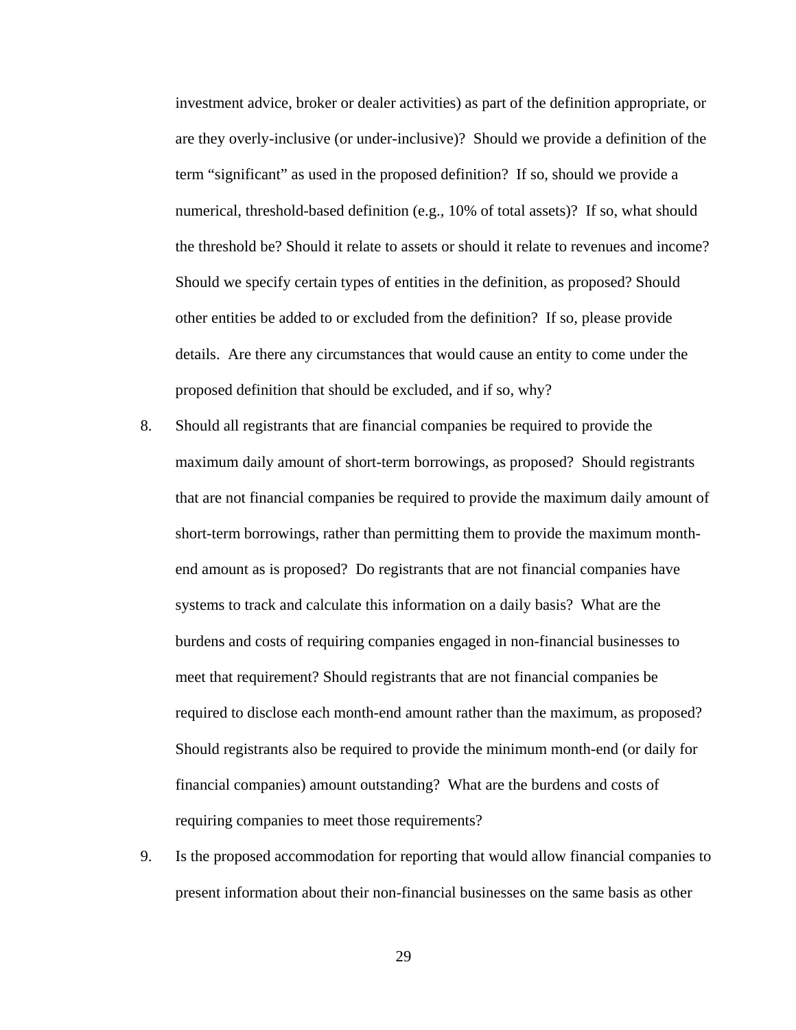investment advice, broker or dealer activities) as part of the definition appropriate, or are they overly-inclusive (or under-inclusive)? Should we provide a definition of the term "significant" as used in the proposed definition? If so, should we provide a numerical, threshold-based definition (e.g., 10% of total assets)? If so, what should the threshold be? Should it relate to assets or should it relate to revenues and income? Should we specify certain types of entities in the definition, as proposed? Should other entities be added to or excluded from the definition? If so, please provide details. Are there any circumstances that would cause an entity to come under the proposed definition that should be excluded, and if so, why?

8. Should all registrants that are financial companies be required to provide the maximum daily amount of short-term borrowings, as proposed? Should registrants that are not financial companies be required to provide the maximum daily amount of short-term borrowings, rather than permitting them to provide the maximum month-end amount as is proposed? Do registrants that are not financial companies have systems to track and calculate this information on a daily basis? What are the burdens and costs of requiring companies engaged in non-financial businesses to meet that requirement? Should registrants that are not financial companies be required to disclose each month-end amount rather than the maximum, as proposed? Should registrants also be required to provide the minimum month-end (or daily for financial companies) amount outstanding? What are the burdens and costs of requiring companies to meet those requirements?

9. Is the proposed accommodation for reporting that would allow financial companies to present information about their non-financial businesses on the same basis as other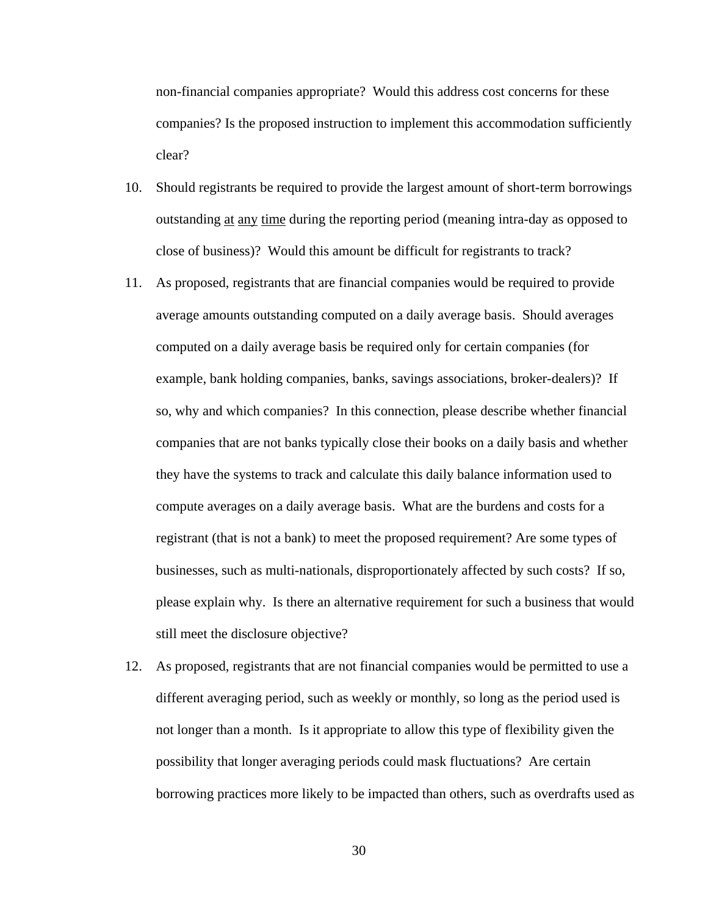non-financial companies appropriate? Would this address cost concerns for these companies? Is the proposed instruction to implement this accommodation sufficiently clear?

10. Should registrants be required to provide the largest amount of short-term borrowings outstanding <u>at</u> <u>any</u> <u>time</u> during the reporting period (meaning intra-day as opposed to close of business)? Would this amount be difficult for registrants to track?

11. As proposed, registrants that are financial companies would be required to provide average amounts outstanding computed on a daily average basis. Should averages computed on a daily average basis be required only for certain companies (for example, bank holding companies, banks, savings associations, broker-dealers)? If so, why and which companies? In this connection, please describe whether financial companies that are not banks typically close their books on a daily basis and whether they have the systems to track and calculate this daily balance information used to compute averages on a daily average basis. What are the burdens and costs for a registrant (that is not a bank) to meet the proposed requirement? Are some types of businesses, such as multi-nationals, disproportionately affected by such costs? If so, please explain why. Is there an alternative requirement for such a business that would still meet the disclosure objective?

12. As proposed, registrants that are not financial companies would be permitted to use a different averaging period, such as weekly or monthly, so long as the period used is not longer than a month. Is it appropriate to allow this type of flexibility given the possibility that longer averaging periods could mask fluctuations? Are certain borrowing practices more likely to be impacted than others, such as overdrafts used as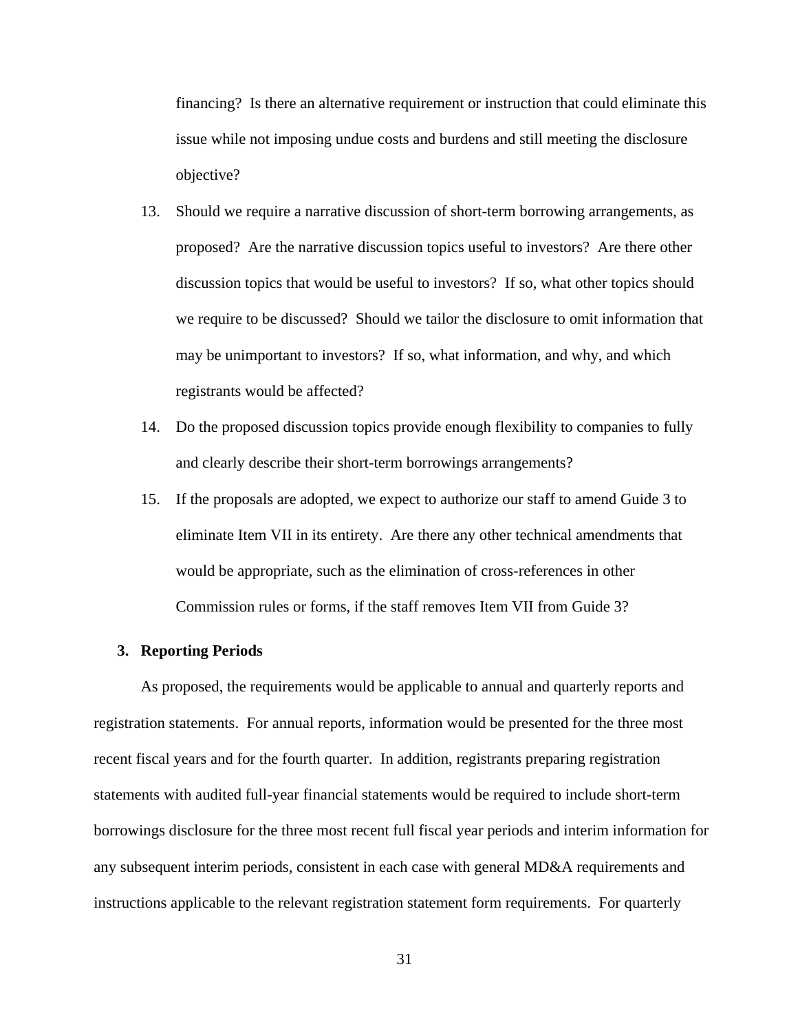financing? Is there an alternative requirement or instruction that could eliminate this issue while not imposing undue costs and burdens and still meeting the disclosure objective?

13. Should we require a narrative discussion of short-term borrowing arrangements, as proposed? Are the narrative discussion topics useful to investors? Are there other discussion topics that would be useful to investors? If so, what other topics should we require to be discussed? Should we tailor the disclosure to omit information that may be unimportant to investors? If so, what information, and why, and which registrants would be affected?

14. Do the proposed discussion topics provide enough flexibility to companies to fully and clearly describe their short-term borrowings arrangements?

15. If the proposals are adopted, we expect to authorize our staff to amend Guide 3 to eliminate Item VII in its entirety. Are there any other technical amendments that would be appropriate, such as the elimination of cross-references in other Commission rules or forms, if the staff removes Item VII from Guide 3?

### 3. Reporting Periods

As proposed, the requirements would be applicable to annual and quarterly reports and registration statements. For annual reports, information would be presented for the three most recent fiscal years and for the fourth quarter. In addition, registrants preparing registration statements with audited full-year financial statements would be required to include short-term borrowings disclosure for the three most recent full fiscal year periods and interim information for any subsequent interim periods, consistent in each case with general MD&A requirements and instructions applicable to the relevant registration statement form requirements. For quarterly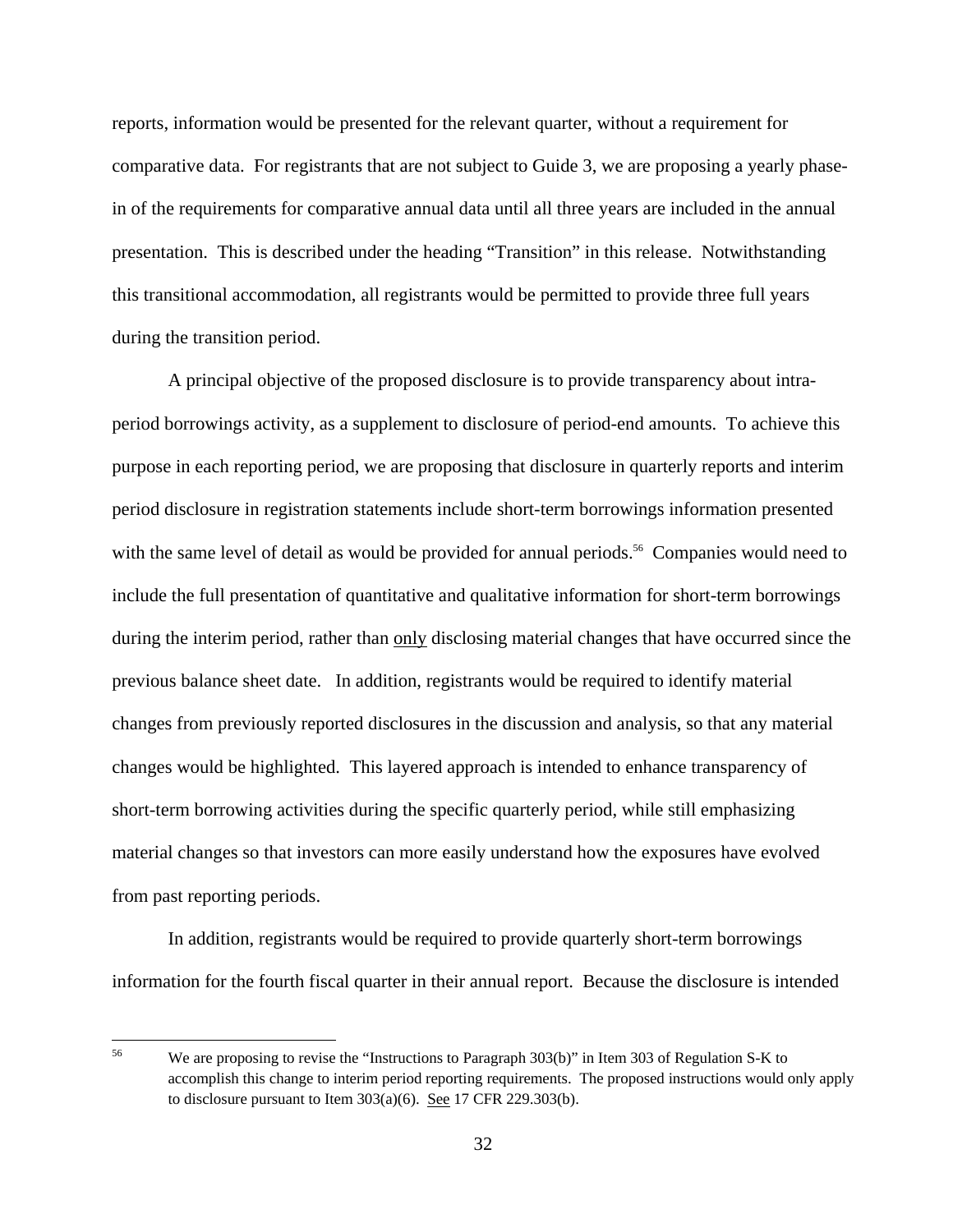reports, information would be presented for the relevant quarter, without a requirement for comparative data. For registrants that are not subject to Guide 3, we are proposing a yearly phase-in of the requirements for comparative annual data until all three years are included in the annual presentation. This is described under the heading "Transition" in this release. Notwithstanding this transitional accommodation, all registrants would be permitted to provide three full years during the transition period.

A principal objective of the proposed disclosure is to provide transparency about intra-period borrowings activity, as a supplement to disclosure of period-end amounts. To achieve this purpose in each reporting period, we are proposing that disclosure in quarterly reports and interim period disclosure in registration statements include short-term borrowings information presented with the same level of detail as would be provided for annual periods.[56] Companies would need to include the full presentation of quantitative and qualitative information for short-term borrowings during the interim period, rather than only disclosing material changes that have occurred since the previous balance sheet date. In addition, registrants would be required to identify material changes from previously reported disclosures in the discussion and analysis, so that any material changes would be highlighted. This layered approach is intended to enhance transparency of short-term borrowing activities during the specific quarterly period, while still emphasizing material changes so that investors can more easily understand how the exposures have evolved from past reporting periods.

In addition, registrants would be required to provide quarterly short-term borrowings information for the fourth fiscal quarter in their annual report. Because the disclosure is intended

[56] We are proposing to revise the "Instructions to Paragraph 303(b)" in Item 303 of Regulation S-K to accomplish this change to interim period reporting requirements. The proposed instructions would only apply to disclosure pursuant to Item 303(a)(6). See 17 CFR 229.303(b).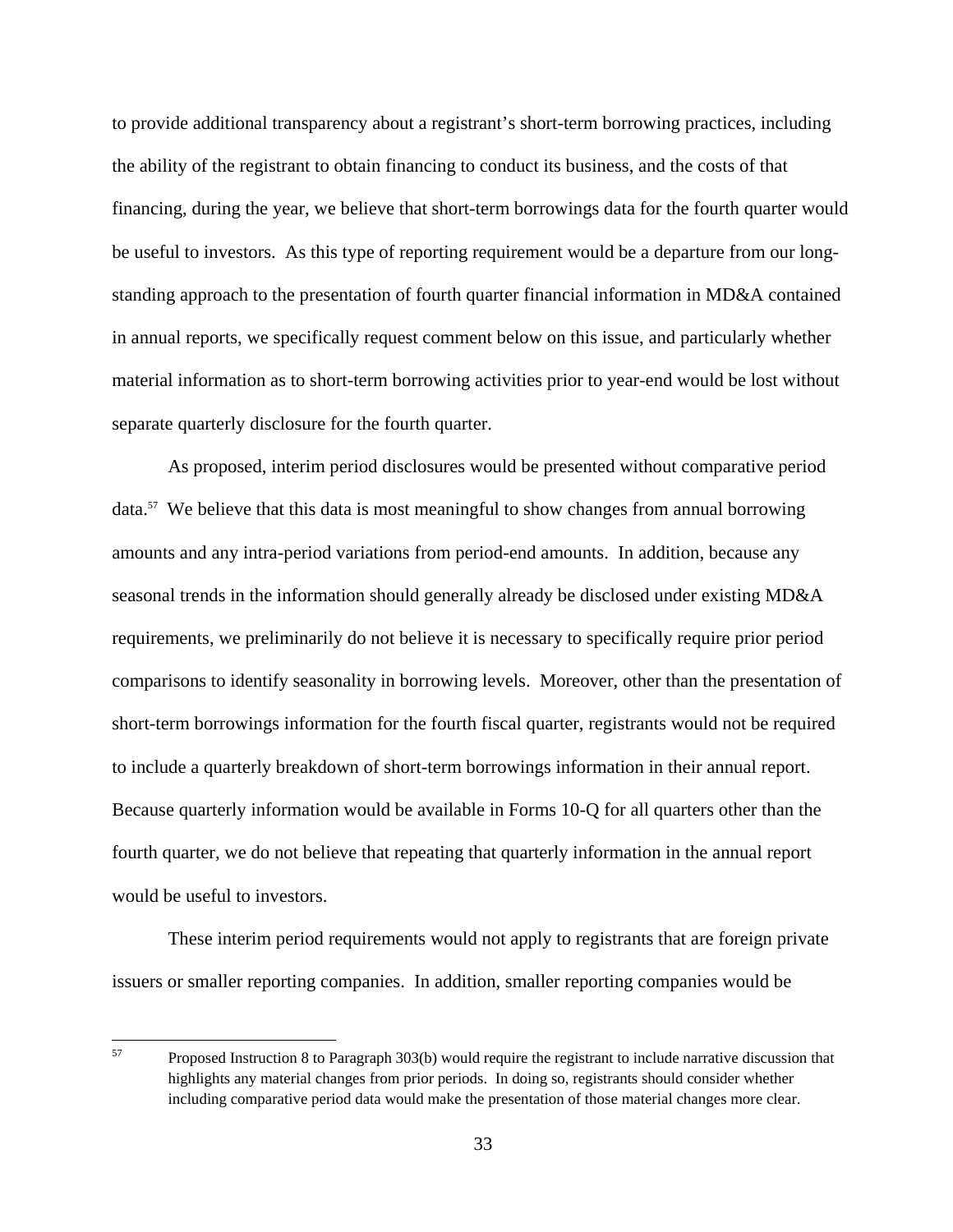to provide additional transparency about a registrant's short-term borrowing practices, including the ability of the registrant to obtain financing to conduct its business, and the costs of that financing, during the year, we believe that short-term borrowings data for the fourth quarter would be useful to investors. As this type of reporting requirement would be a departure from our long-standing approach to the presentation of fourth quarter financial information in MD&A contained in annual reports, we specifically request comment below on this issue, and particularly whether material information as to short-term borrowing activities prior to year-end would be lost without separate quarterly disclosure for the fourth quarter.

As proposed, interim period disclosures would be presented without comparative period data.[57] We believe that this data is most meaningful to show changes from annual borrowing amounts and any intra-period variations from period-end amounts. In addition, because any seasonal trends in the information should generally already be disclosed under existing MD&A requirements, we preliminarily do not believe it is necessary to specifically require prior period comparisons to identify seasonality in borrowing levels. Moreover, other than the presentation of short-term borrowings information for the fourth fiscal quarter, registrants would not be required to include a quarterly breakdown of short-term borrowings information in their annual report. Because quarterly information would be available in Forms 10-Q for all quarters other than the fourth quarter, we do not believe that repeating that quarterly information in the annual report would be useful to investors.

These interim period requirements would not apply to registrants that are foreign private issuers or smaller reporting companies. In addition, smaller reporting companies would be

---

[57] Proposed Instruction 8 to Paragraph 303(b) would require the registrant to include narrative discussion that highlights any material changes from prior periods. In doing so, registrants should consider whether including comparative period data would make the presentation of those material changes more clear.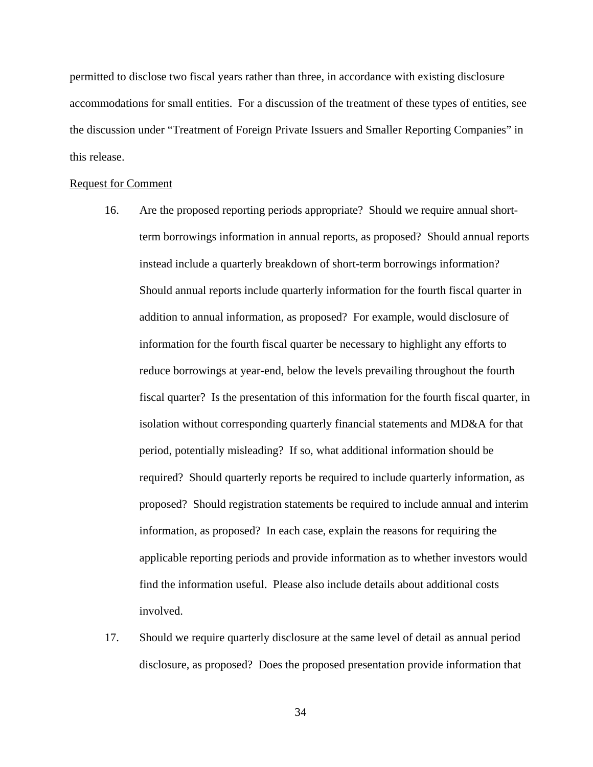permitted to disclose two fiscal years rather than three, in accordance with existing disclosure accommodations for small entities. For a discussion of the treatment of these types of entities, see the discussion under "Treatment of Foreign Private Issuers and Smaller Reporting Companies" in this release.

Request for Comment

16. Are the proposed reporting periods appropriate? Should we require annual short-term borrowings information in annual reports, as proposed? Should annual reports instead include a quarterly breakdown of short-term borrowings information? Should annual reports include quarterly information for the fourth fiscal quarter in addition to annual information, as proposed? For example, would disclosure of information for the fourth fiscal quarter be necessary to highlight any efforts to reduce borrowings at year-end, below the levels prevailing throughout the fourth fiscal quarter? Is the presentation of this information for the fourth fiscal quarter, in isolation without corresponding quarterly financial statements and MD&A for that period, potentially misleading? If so, what additional information should be required? Should quarterly reports be required to include quarterly information, as proposed? Should registration statements be required to include annual and interim information, as proposed? In each case, explain the reasons for requiring the applicable reporting periods and provide information as to whether investors would find the information useful. Please also include details about additional costs involved.

17. Should we require quarterly disclosure at the same level of detail as annual period disclosure, as proposed? Does the proposed presentation provide information that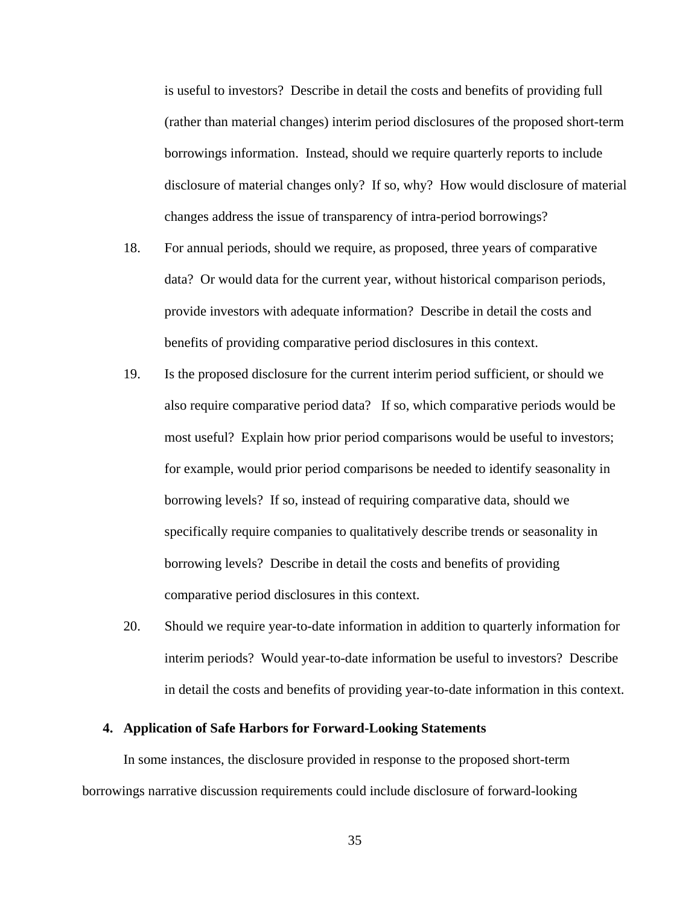is useful to investors? Describe in detail the costs and benefits of providing full (rather than material changes) interim period disclosures of the proposed short-term borrowings information. Instead, should we require quarterly reports to include disclosure of material changes only? If so, why? How would disclosure of material changes address the issue of transparency of intra-period borrowings?

18. For annual periods, should we require, as proposed, three years of comparative data? Or would data for the current year, without historical comparison periods, provide investors with adequate information? Describe in detail the costs and benefits of providing comparative period disclosures in this context.

19. Is the proposed disclosure for the current interim period sufficient, or should we also require comparative period data? If so, which comparative periods would be most useful? Explain how prior period comparisons would be useful to investors; for example, would prior period comparisons be needed to identify seasonality in borrowing levels? If so, instead of requiring comparative data, should we specifically require companies to qualitatively describe trends or seasonality in borrowing levels? Describe in detail the costs and benefits of providing comparative period disclosures in this context.

20. Should we require year-to-date information in addition to quarterly information for interim periods? Would year-to-date information be useful to investors? Describe in detail the costs and benefits of providing year-to-date information in this context.

### 4. Application of Safe Harbors for Forward-Looking Statements

In some instances, the disclosure provided in response to the proposed short-term borrowings narrative discussion requirements could include disclosure of forward-looking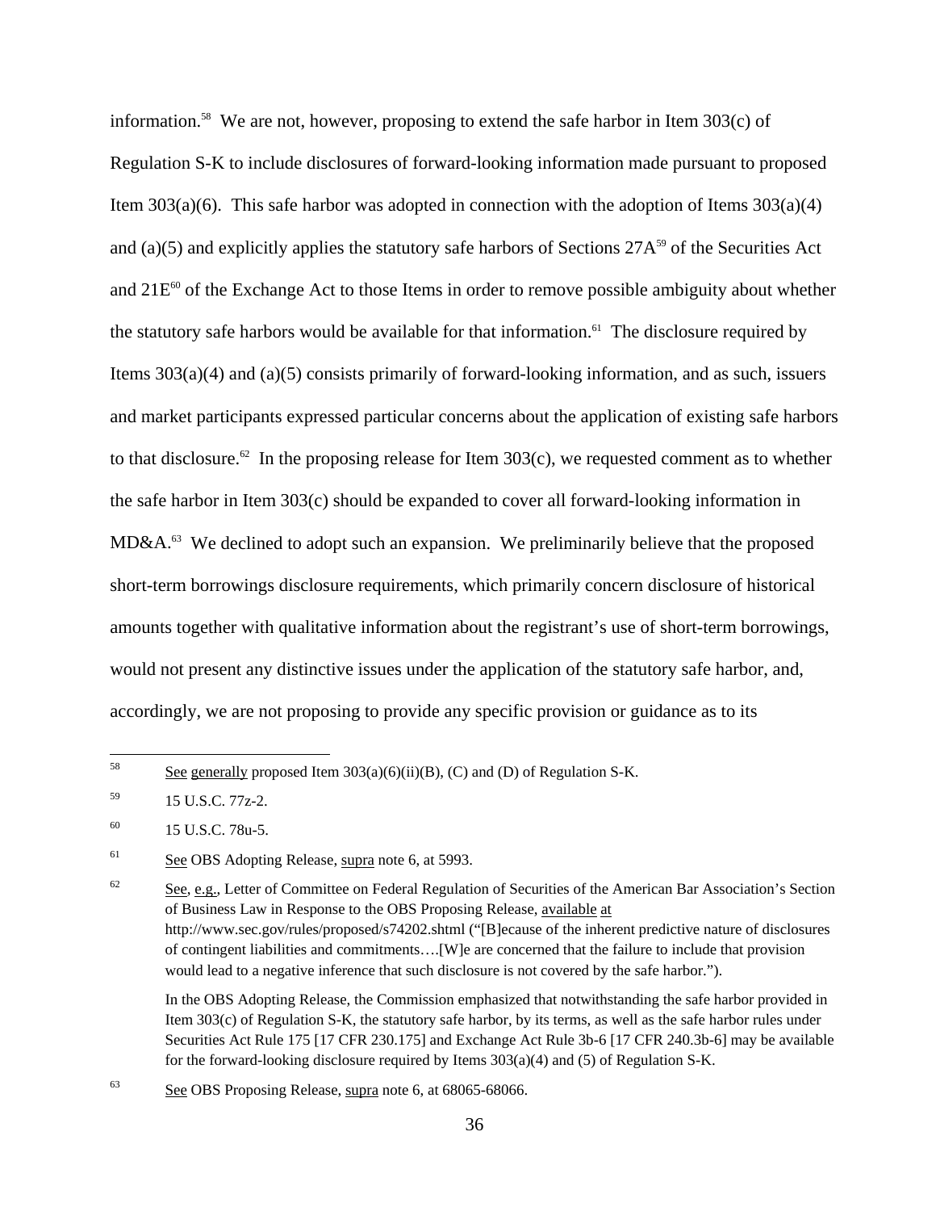information.[58] We are not, however, proposing to extend the safe harbor in Item 303(c) of Regulation S-K to include disclosures of forward-looking information made pursuant to proposed Item 303(a)(6). This safe harbor was adopted in connection with the adoption of Items 303(a)(4) and (a)(5) and explicitly applies the statutory safe harbors of Sections 27A[59] of the Securities Act and 21E[60] of the Exchange Act to those Items in order to remove possible ambiguity about whether the statutory safe harbors would be available for that information.[61] The disclosure required by Items 303(a)(4) and (a)(5) consists primarily of forward-looking information, and as such, issuers and market participants expressed particular concerns about the application of existing safe harbors to that disclosure.[62] In the proposing release for Item 303(c), we requested comment as to whether the safe harbor in Item 303(c) should be expanded to cover all forward-looking information in MD&A.[63] We declined to adopt such an expansion. We preliminarily believe that the proposed short-term borrowings disclosure requirements, which primarily concern disclosure of historical amounts together with qualitative information about the registrant's use of short-term borrowings, would not present any distinctive issues under the application of the statutory safe harbor, and, accordingly, we are not proposing to provide any specific provision or guidance as to its

---

[58] See generally proposed Item 303(a)(6)(ii)(B), (C) and (D) of Regulation S-K.

[59] 15 U.S.C. 77z-2.

[60] 15 U.S.C. 78u-5.

[61] See OBS Adopting Release, supra note 6, at 5993.

[62] See, e.g., Letter of Committee on Federal Regulation of Securities of the American Bar Association's Section of Business Law in Response to the OBS Proposing Release, available at http://www.sec.gov/rules/proposed/s74202.shtml ("[B]ecause of the inherent predictive nature of disclosures of contingent liabilities and commitments….[W]e are concerned that the failure to include that provision would lead to a negative inference that such disclosure is not covered by the safe harbor.").

In the OBS Adopting Release, the Commission emphasized that notwithstanding the safe harbor provided in Item 303(c) of Regulation S-K, the statutory safe harbor, by its terms, as well as the safe harbor rules under Securities Act Rule 175 [17 CFR 230.175] and Exchange Act Rule 3b-6 [17 CFR 240.3b-6] may be available for the forward-looking disclosure required by Items 303(a)(4) and (5) of Regulation S-K.

[63] See OBS Proposing Release, supra note 6, at 68065-68066.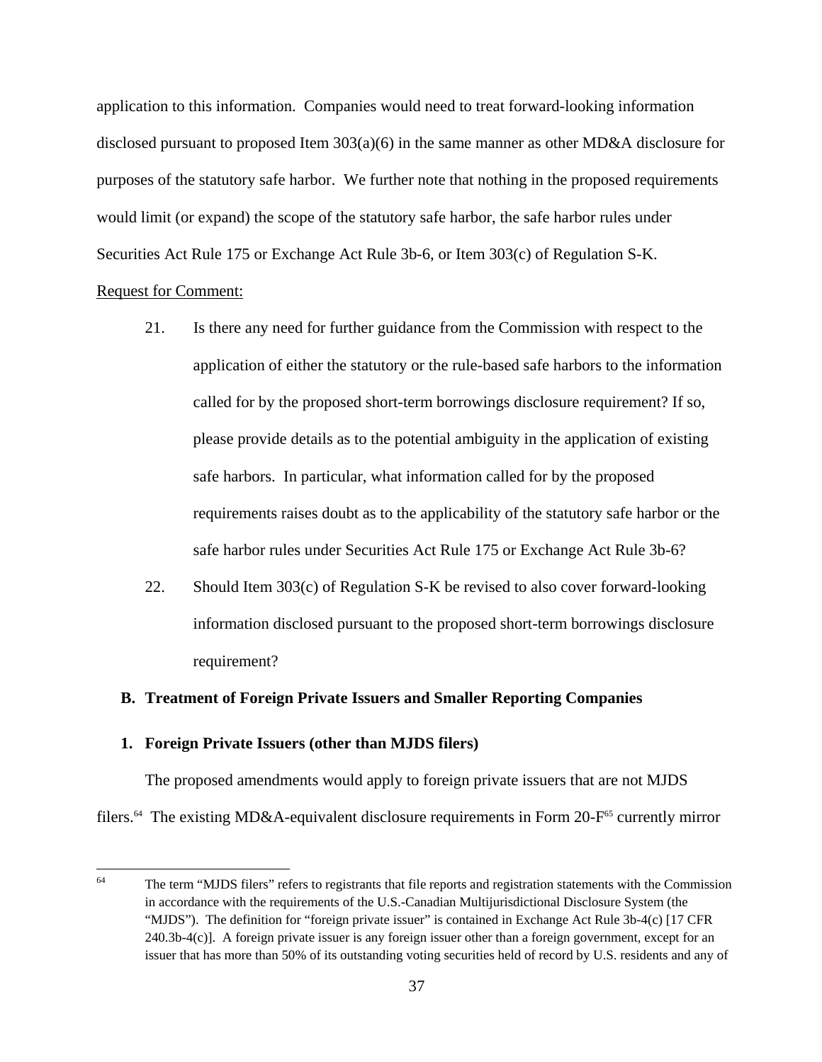application to this information. Companies would need to treat forward-looking information disclosed pursuant to proposed Item 303(a)(6) in the same manner as other MD&A disclosure for purposes of the statutory safe harbor. We further note that nothing in the proposed requirements would limit (or expand) the scope of the statutory safe harbor, the safe harbor rules under Securities Act Rule 175 or Exchange Act Rule 3b-6, or Item 303(c) of Regulation S-K.

Request for Comment:

21. Is there any need for further guidance from the Commission with respect to the application of either the statutory or the rule-based safe harbors to the information called for by the proposed short-term borrowings disclosure requirement? If so, please provide details as to the potential ambiguity in the application of existing safe harbors. In particular, what information called for by the proposed requirements raises doubt as to the applicability of the statutory safe harbor or the safe harbor rules under Securities Act Rule 175 or Exchange Act Rule 3b-6?

22. Should Item 303(c) of Regulation S-K be revised to also cover forward-looking information disclosed pursuant to the proposed short-term borrowings disclosure requirement?

### B. Treatment of Foreign Private Issuers and Smaller Reporting Companies

#### 1. Foreign Private Issuers (other than MJDS filers)

The proposed amendments would apply to foreign private issuers that are not MJDS filers.[64] The existing MD&A-equivalent disclosure requirements in Form 20-F[65] currently mirror

[64] The term "MJDS filers" refers to registrants that file reports and registration statements with the Commission in accordance with the requirements of the U.S.-Canadian Multijurisdictional Disclosure System (the "MJDS"). The definition for "foreign private issuer" is contained in Exchange Act Rule 3b-4(c) [17 CFR 240.3b-4(c)]. A foreign private issuer is any foreign issuer other than a foreign government, except for an issuer that has more than 50% of its outstanding voting securities held of record by U.S. residents and any of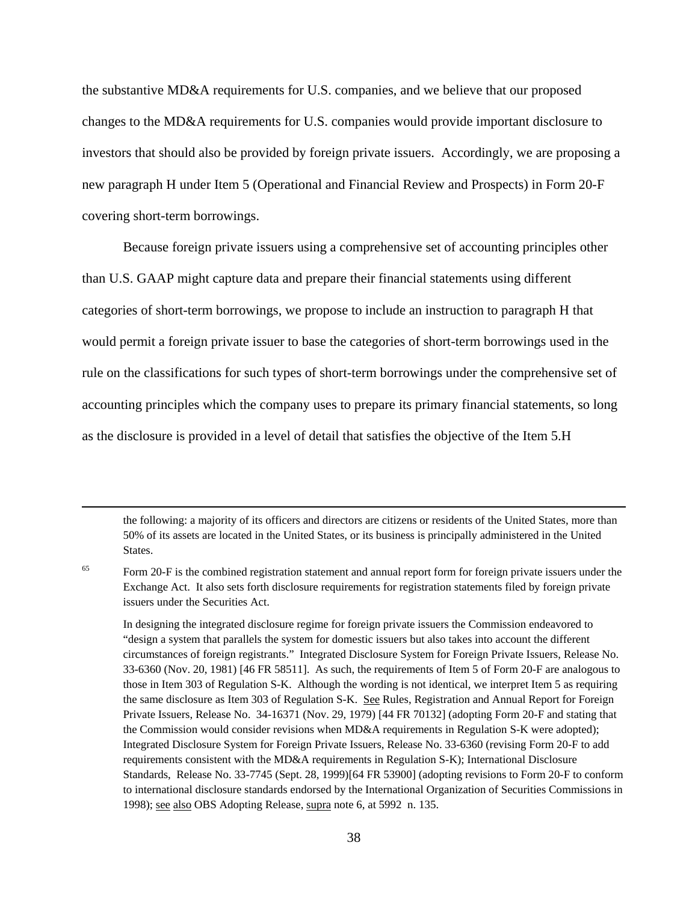the substantive MD&A requirements for U.S. companies, and we believe that our proposed changes to the MD&A requirements for U.S. companies would provide important disclosure to investors that should also be provided by foreign private issuers. Accordingly, we are proposing a new paragraph H under Item 5 (Operational and Financial Review and Prospects) in Form 20-F covering short-term borrowings.

Because foreign private issuers using a comprehensive set of accounting principles other than U.S. GAAP might capture data and prepare their financial statements using different categories of short-term borrowings, we propose to include an instruction to paragraph H that would permit a foreign private issuer to base the categories of short-term borrowings used in the rule on the classifications for such types of short-term borrowings under the comprehensive set of accounting principles which the company uses to prepare its primary financial statements, so long as the disclosure is provided in a level of detail that satisfies the objective of the Item 5.H

---

the following: a majority of its officers and directors are citizens or residents of the United States, more than 50% of its assets are located in the United States, or its business is principally administered in the United States.

[65] Form 20-F is the combined registration statement and annual report form for foreign private issuers under the Exchange Act. It also sets forth disclosure requirements for registration statements filed by foreign private issuers under the Securities Act.

In designing the integrated disclosure regime for foreign private issuers the Commission endeavored to "design a system that parallels the system for domestic issuers but also takes into account the different circumstances of foreign registrants." Integrated Disclosure System for Foreign Private Issuers, Release No. 33-6360 (Nov. 20, 1981) [46 FR 58511]. As such, the requirements of Item 5 of Form 20-F are analogous to those in Item 303 of Regulation S-K. Although the wording is not identical, we interpret Item 5 as requiring the same disclosure as Item 303 of Regulation S-K. See Rules, Registration and Annual Report for Foreign Private Issuers, Release No. 34-16371 (Nov. 29, 1979) [44 FR 70132] (adopting Form 20-F and stating that the Commission would consider revisions when MD&A requirements in Regulation S-K were adopted); Integrated Disclosure System for Foreign Private Issuers, Release No. 33-6360 (revising Form 20-F to add requirements consistent with the MD&A requirements in Regulation S-K); International Disclosure Standards, Release No. 33-7745 (Sept. 28, 1999)[64 FR 53900] (adopting revisions to Form 20-F to conform to international disclosure standards endorsed by the International Organization of Securities Commissions in 1998); see also OBS Adopting Release, supra note 6, at 5992 n. 135.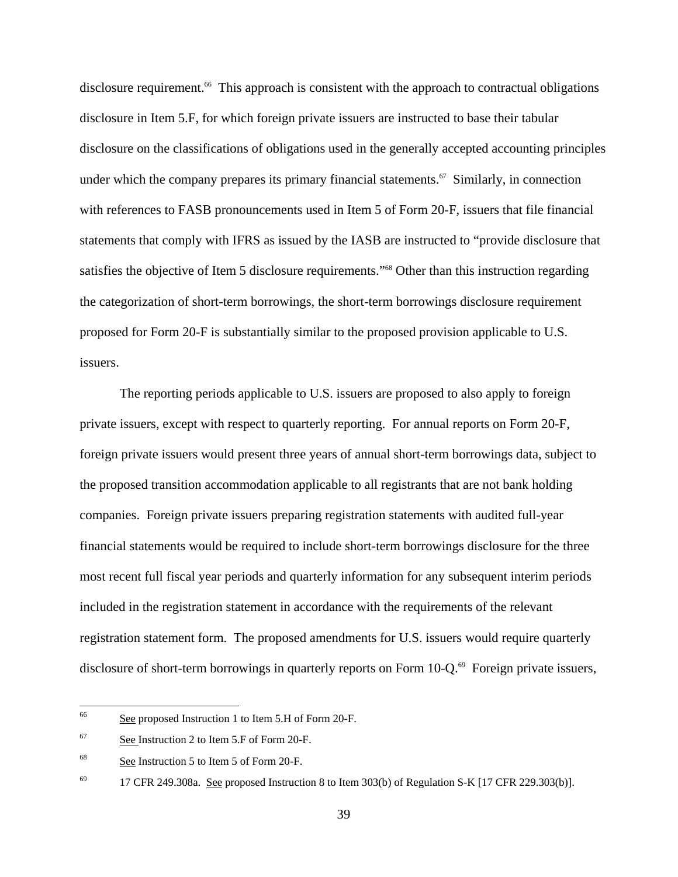disclosure requirement.[66] This approach is consistent with the approach to contractual obligations disclosure in Item 5.F, for which foreign private issuers are instructed to base their tabular disclosure on the classifications of obligations used in the generally accepted accounting principles under which the company prepares its primary financial statements.[67] Similarly, in connection with references to FASB pronouncements used in Item 5 of Form 20-F, issuers that file financial statements that comply with IFRS as issued by the IASB are instructed to "provide disclosure that satisfies the objective of Item 5 disclosure requirements."[68] Other than this instruction regarding the categorization of short-term borrowings, the short-term borrowings disclosure requirement proposed for Form 20-F is substantially similar to the proposed provision applicable to U.S. issuers.

The reporting periods applicable to U.S. issuers are proposed to also apply to foreign private issuers, except with respect to quarterly reporting. For annual reports on Form 20-F, foreign private issuers would present three years of annual short-term borrowings data, subject to the proposed transition accommodation applicable to all registrants that are not bank holding companies. Foreign private issuers preparing registration statements with audited full-year financial statements would be required to include short-term borrowings disclosure for the three most recent full fiscal year periods and quarterly information for any subsequent interim periods included in the registration statement in accordance with the requirements of the relevant registration statement form. The proposed amendments for U.S. issuers would require quarterly disclosure of short-term borrowings in quarterly reports on Form 10-Q.[69] Foreign private issuers,

---

[66] See proposed Instruction 1 to Item 5.H of Form 20-F.

[67] See Instruction 2 to Item 5.F of Form 20-F.

[68] See Instruction 5 to Item 5 of Form 20-F.

[69] 17 CFR 249.308a. See proposed Instruction 8 to Item 303(b) of Regulation S-K [17 CFR 229.303(b)].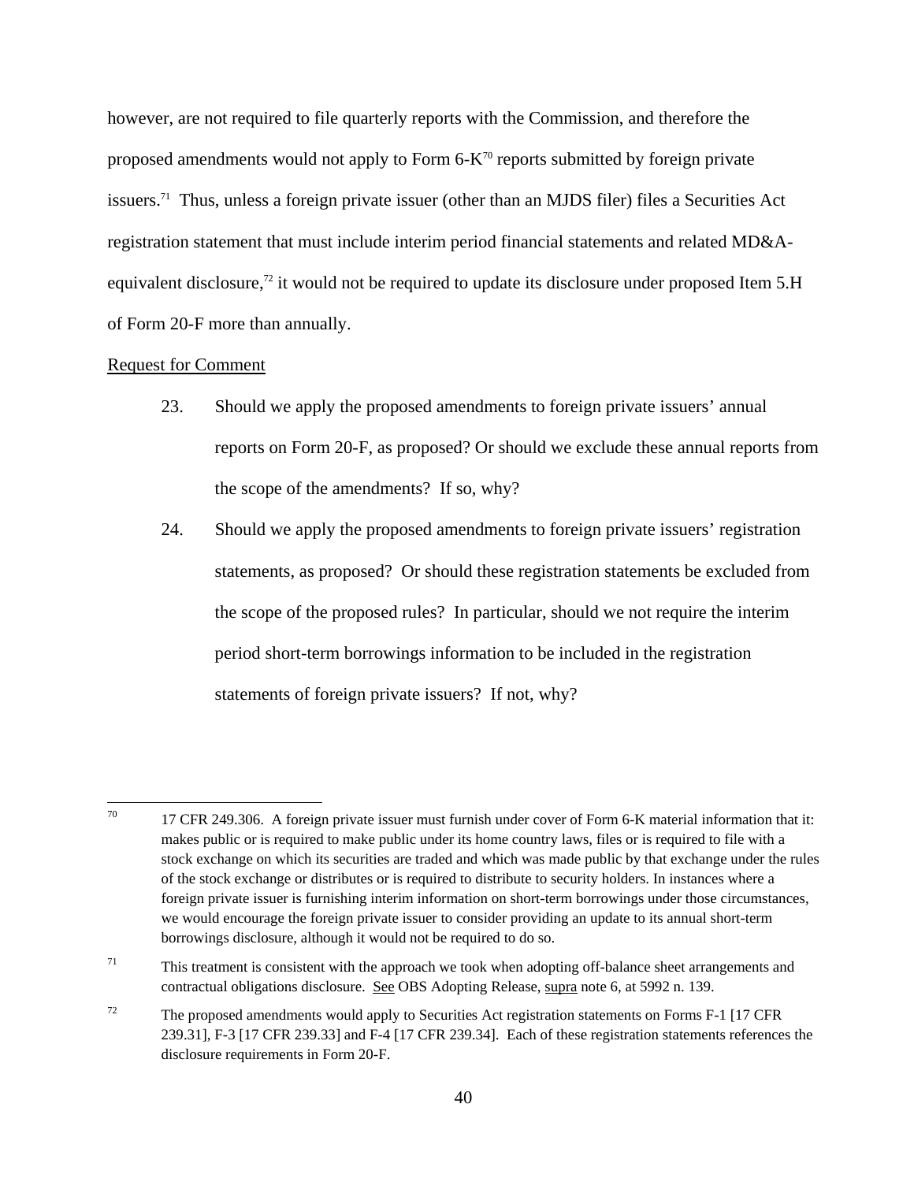however, are not required to file quarterly reports with the Commission, and therefore the proposed amendments would not apply to Form 6-K[70] reports submitted by foreign private issuers.[71] Thus, unless a foreign private issuer (other than an MJDS filer) files a Securities Act registration statement that must include interim period financial statements and related MD&A-equivalent disclosure,[72] it would not be required to update its disclosure under proposed Item 5.H of Form 20-F more than annually.

Request for Comment

23. Should we apply the proposed amendments to foreign private issuers' annual reports on Form 20-F, as proposed? Or should we exclude these annual reports from the scope of the amendments? If so, why?

24. Should we apply the proposed amendments to foreign private issuers' registration statements, as proposed? Or should these registration statements be excluded from the scope of the proposed rules? In particular, should we not require the interim period short-term borrowings information to be included in the registration statements of foreign private issuers? If not, why?

---

[70] 17 CFR 249.306. A foreign private issuer must furnish under cover of Form 6-K material information that it: makes public or is required to make public under its home country laws, files or is required to file with a stock exchange on which its securities are traded and which was made public by that exchange under the rules of the stock exchange or distributes or is required to distribute to security holders. In instances where a foreign private issuer is furnishing interim information on short-term borrowings under those circumstances, we would encourage the foreign private issuer to consider providing an update to its annual short-term borrowings disclosure, although it would not be required to do so.

[71] This treatment is consistent with the approach we took when adopting off-balance sheet arrangements and contractual obligations disclosure. See OBS Adopting Release, supra note 6, at 5992 n. 139.

[72] The proposed amendments would apply to Securities Act registration statements on Forms F-1 [17 CFR 239.31], F-3 [17 CFR 239.33] and F-4 [17 CFR 239.34]. Each of these registration statements references the disclosure requirements in Form 20-F.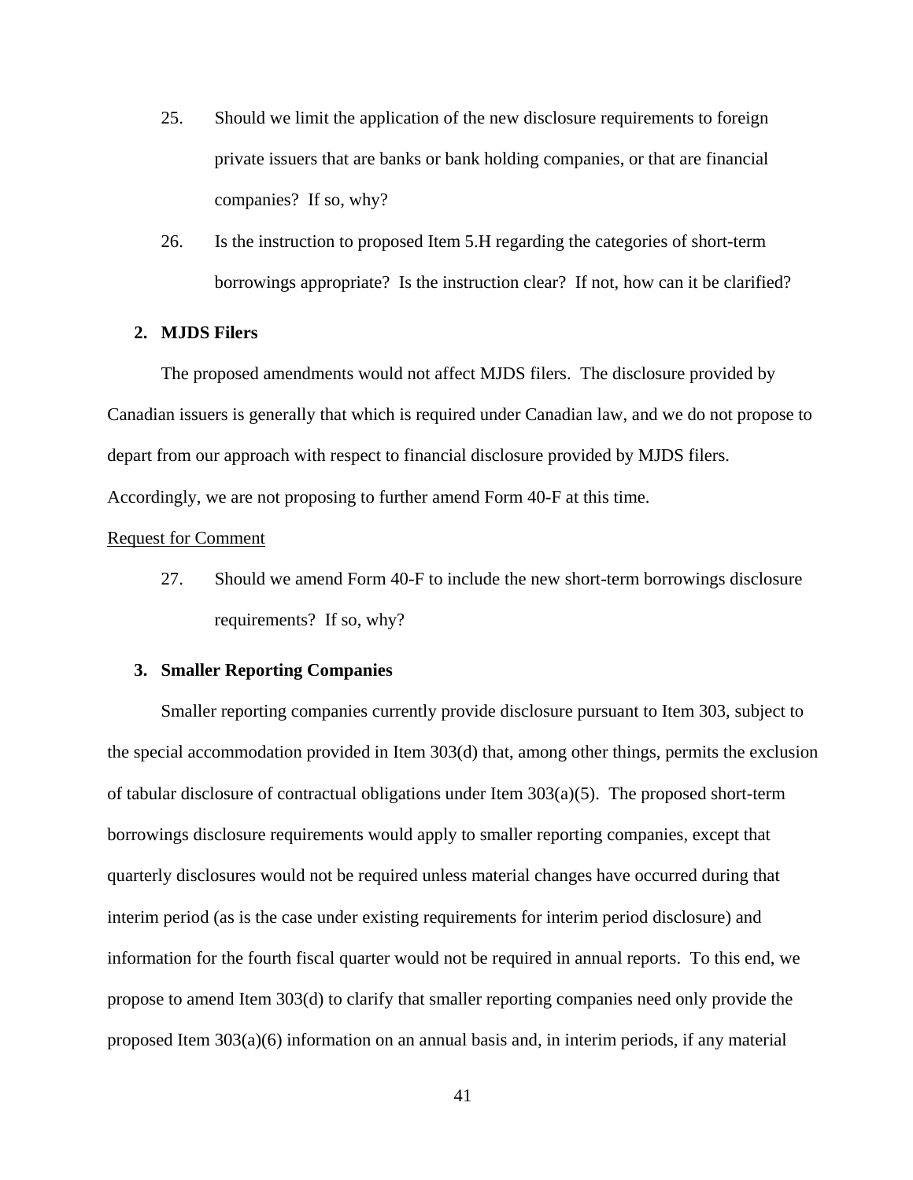25. Should we limit the application of the new disclosure requirements to foreign private issuers that are banks or bank holding companies, or that are financial companies? If so, why?

26. Is the instruction to proposed Item 5.H regarding the categories of short-term borrowings appropriate? Is the instruction clear? If not, how can it be clarified?

### 2. MJDS Filers

The proposed amendments would not affect MJDS filers. The disclosure provided by Canadian issuers is generally that which is required under Canadian law, and we do not propose to depart from our approach with respect to financial disclosure provided by MJDS filers. Accordingly, we are not proposing to further amend Form 40-F at this time.

<u>Request for Comment</u>

27. Should we amend Form 40-F to include the new short-term borrowings disclosure requirements? If so, why?

### 3. Smaller Reporting Companies

Smaller reporting companies currently provide disclosure pursuant to Item 303, subject to the special accommodation provided in Item 303(d) that, among other things, permits the exclusion of tabular disclosure of contractual obligations under Item 303(a)(5). The proposed short-term borrowings disclosure requirements would apply to smaller reporting companies, except that quarterly disclosures would not be required unless material changes have occurred during that interim period (as is the case under existing requirements for interim period disclosure) and information for the fourth fiscal quarter would not be required in annual reports. To this end, we propose to amend Item 303(d) to clarify that smaller reporting companies need only provide the proposed Item 303(a)(6) information on an annual basis and, in interim periods, if any material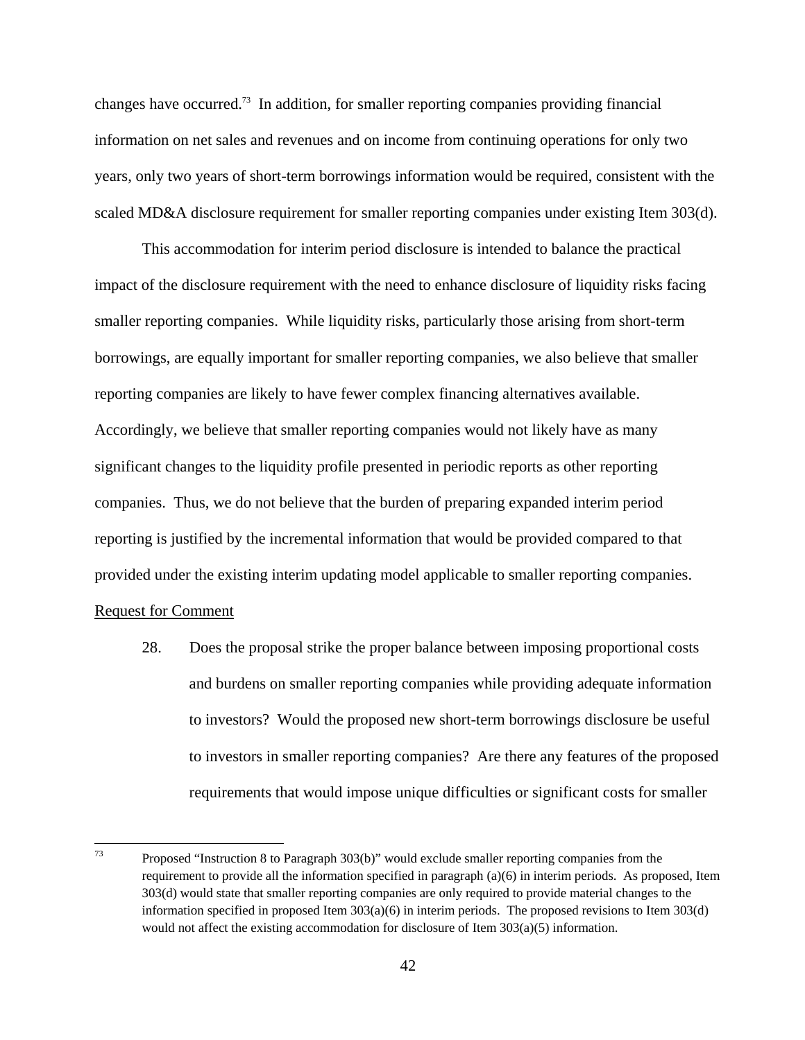changes have occurred.[73] In addition, for smaller reporting companies providing financial information on net sales and revenues and on income from continuing operations for only two years, only two years of short-term borrowings information would be required, consistent with the scaled MD&A disclosure requirement for smaller reporting companies under existing Item 303(d).

This accommodation for interim period disclosure is intended to balance the practical impact of the disclosure requirement with the need to enhance disclosure of liquidity risks facing smaller reporting companies. While liquidity risks, particularly those arising from short-term borrowings, are equally important for smaller reporting companies, we also believe that smaller reporting companies are likely to have fewer complex financing alternatives available. Accordingly, we believe that smaller reporting companies would not likely have as many significant changes to the liquidity profile presented in periodic reports as other reporting companies. Thus, we do not believe that the burden of preparing expanded interim period reporting is justified by the incremental information that would be provided compared to that provided under the existing interim updating model applicable to smaller reporting companies.

<u>Request for Comment</u>

28. Does the proposal strike the proper balance between imposing proportional costs and burdens on smaller reporting companies while providing adequate information to investors? Would the proposed new short-term borrowings disclosure be useful to investors in smaller reporting companies? Are there any features of the proposed requirements that would impose unique difficulties or significant costs for smaller

---

[73] Proposed "Instruction 8 to Paragraph 303(b)" would exclude smaller reporting companies from the requirement to provide all the information specified in paragraph (a)(6) in interim periods. As proposed, Item 303(d) would state that smaller reporting companies are only required to provide material changes to the information specified in proposed Item 303(a)(6) in interim periods. The proposed revisions to Item 303(d) would not affect the existing accommodation for disclosure of Item 303(a)(5) information.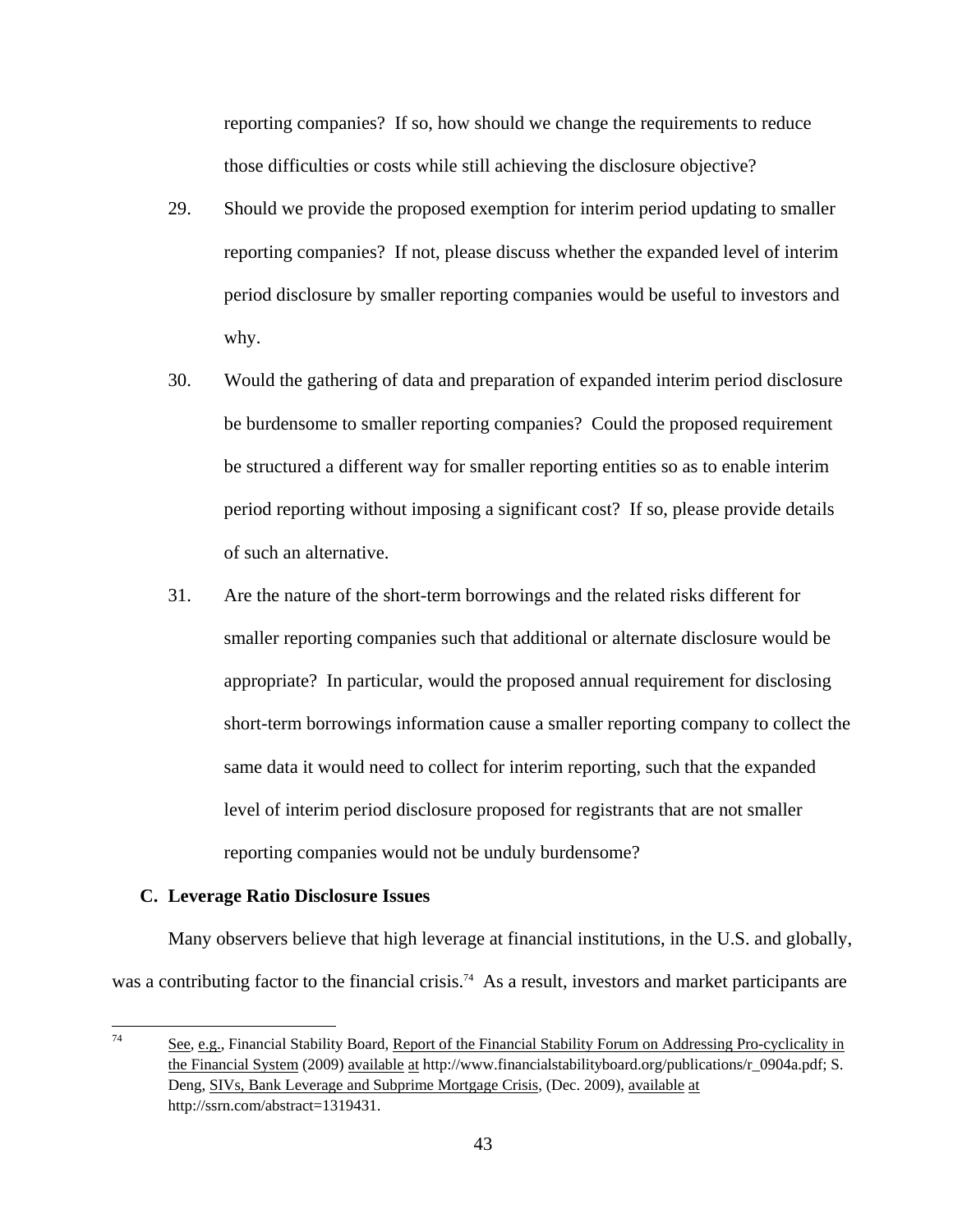reporting companies? If so, how should we change the requirements to reduce those difficulties or costs while still achieving the disclosure objective?

29. Should we provide the proposed exemption for interim period updating to smaller reporting companies? If not, please discuss whether the expanded level of interim period disclosure by smaller reporting companies would be useful to investors and why.

30. Would the gathering of data and preparation of expanded interim period disclosure be burdensome to smaller reporting companies? Could the proposed requirement be structured a different way for smaller reporting entities so as to enable interim period reporting without imposing a significant cost? If so, please provide details of such an alternative.

31. Are the nature of the short-term borrowings and the related risks different for smaller reporting companies such that additional or alternate disclosure would be appropriate? In particular, would the proposed annual requirement for disclosing short-term borrowings information cause a smaller reporting company to collect the same data it would need to collect for interim reporting, such that the expanded level of interim period disclosure proposed for registrants that are not smaller reporting companies would not be unduly burdensome?

### C. Leverage Ratio Disclosure Issues

Many observers believe that high leverage at financial institutions, in the U.S. and globally, was a contributing factor to the financial crisis.[74] As a result, investors and market participants are

---

[74] See, e.g., Financial Stability Board, Report of the Financial Stability Forum on Addressing Pro-cyclicality in the Financial System (2009) available at http://www.financialstabilityboard.org/publications/r_0904a.pdf; S. Deng, SIVs, Bank Leverage and Subprime Mortgage Crisis, (Dec. 2009), available at http://ssrn.com/abstract=1319431.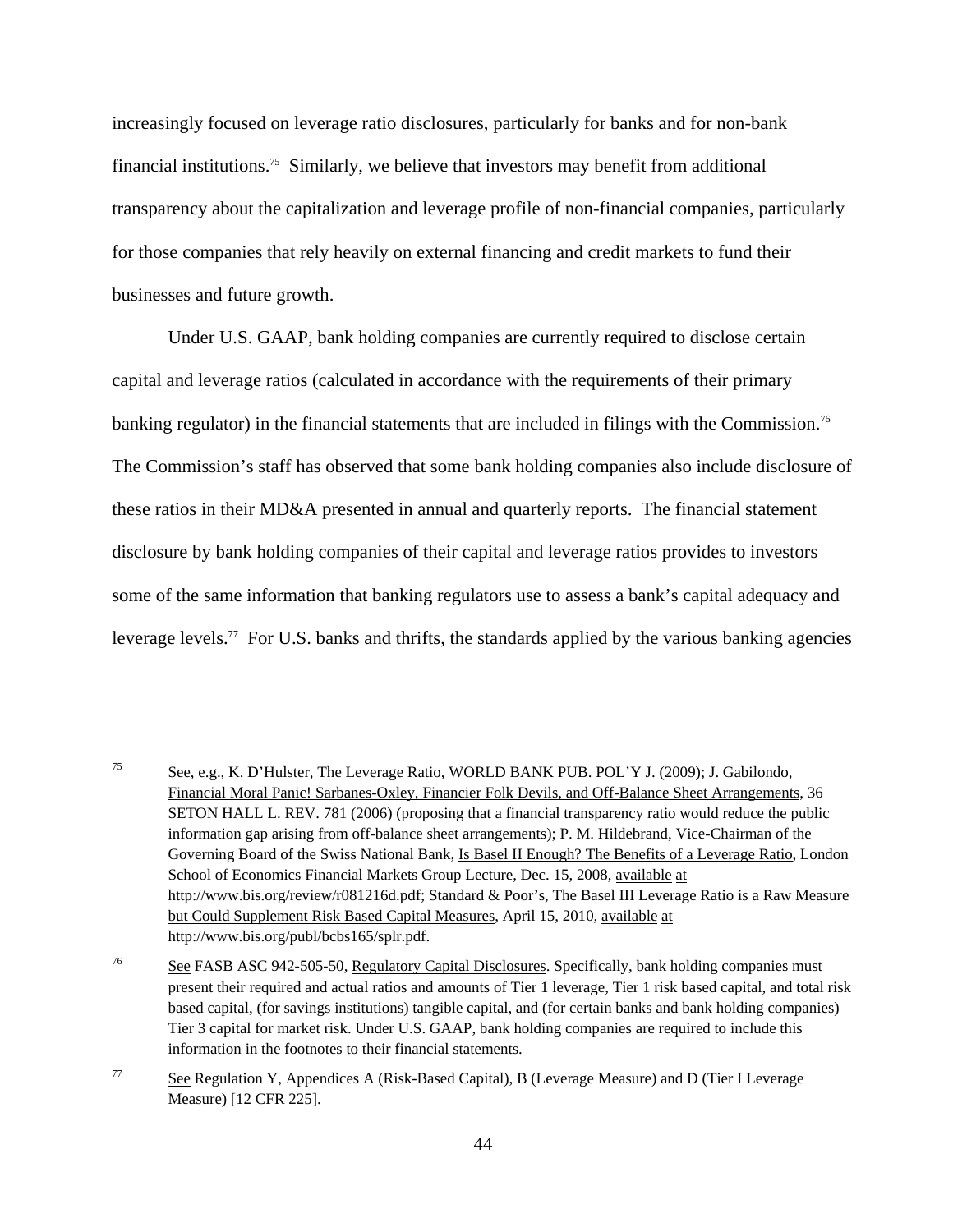increasingly focused on leverage ratio disclosures, particularly for banks and for non-bank financial institutions.[75] Similarly, we believe that investors may benefit from additional transparency about the capitalization and leverage profile of non-financial companies, particularly for those companies that rely heavily on external financing and credit markets to fund their businesses and future growth.

Under U.S. GAAP, bank holding companies are currently required to disclose certain capital and leverage ratios (calculated in accordance with the requirements of their primary banking regulator) in the financial statements that are included in filings with the Commission.[76] The Commission's staff has observed that some bank holding companies also include disclosure of these ratios in their MD&A presented in annual and quarterly reports. The financial statement disclosure by bank holding companies of their capital and leverage ratios provides to investors some of the same information that banking regulators use to assess a bank's capital adequacy and leverage levels.[77] For U.S. banks and thrifts, the standards applied by the various banking agencies

---

[75] See, e.g., K. D'Hulster, The Leverage Ratio, WORLD BANK PUB. POL'Y J. (2009); J. Gabilondo, Financial Moral Panic! Sarbanes-Oxley, Financier Folk Devils, and Off-Balance Sheet Arrangements, 36 SETON HALL L. REV. 781 (2006) (proposing that a financial transparency ratio would reduce the public information gap arising from off-balance sheet arrangements); P. M. Hildebrand, Vice-Chairman of the Governing Board of the Swiss National Bank, Is Basel II Enough? The Benefits of a Leverage Ratio, London School of Economics Financial Markets Group Lecture, Dec. 15, 2008, available at http://www.bis.org/review/r081216d.pdf; Standard & Poor's, The Basel III Leverage Ratio is a Raw Measure but Could Supplement Risk Based Capital Measures, April 15, 2010, available at http://www.bis.org/publ/bcbs165/splr.pdf.

[76] See FASB ASC 942-505-50, Regulatory Capital Disclosures. Specifically, bank holding companies must present their required and actual ratios and amounts of Tier 1 leverage, Tier 1 risk based capital, and total risk based capital, (for savings institutions) tangible capital, and (for certain banks and bank holding companies) Tier 3 capital for market risk. Under U.S. GAAP, bank holding companies are required to include this information in the footnotes to their financial statements.

[77] See Regulation Y, Appendices A (Risk-Based Capital), B (Leverage Measure) and D (Tier I Leverage Measure) [12 CFR 225].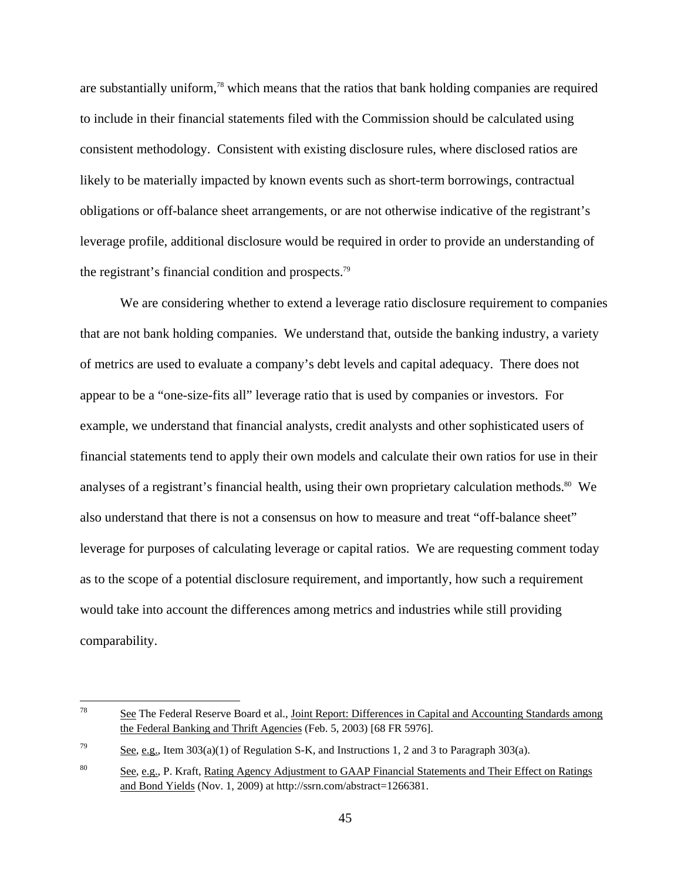are substantially uniform,[78] which means that the ratios that bank holding companies are required to include in their financial statements filed with the Commission should be calculated using consistent methodology. Consistent with existing disclosure rules, where disclosed ratios are likely to be materially impacted by known events such as short-term borrowings, contractual obligations or off-balance sheet arrangements, or are not otherwise indicative of the registrant's leverage profile, additional disclosure would be required in order to provide an understanding of the registrant's financial condition and prospects.[79]

We are considering whether to extend a leverage ratio disclosure requirement to companies that are not bank holding companies. We understand that, outside the banking industry, a variety of metrics are used to evaluate a company's debt levels and capital adequacy. There does not appear to be a "one-size-fits all" leverage ratio that is used by companies or investors. For example, we understand that financial analysts, credit analysts and other sophisticated users of financial statements tend to apply their own models and calculate their own ratios for use in their analyses of a registrant's financial health, using their own proprietary calculation methods.[80] We also understand that there is not a consensus on how to measure and treat "off-balance sheet" leverage for purposes of calculating leverage or capital ratios. We are requesting comment today as to the scope of a potential disclosure requirement, and importantly, how such a requirement would take into account the differences among metrics and industries while still providing comparability.

---

[78] See The Federal Reserve Board et al., Joint Report: Differences in Capital and Accounting Standards among the Federal Banking and Thrift Agencies (Feb. 5, 2003) [68 FR 5976].

[79] See, e.g., Item 303(a)(1) of Regulation S-K, and Instructions 1, 2 and 3 to Paragraph 303(a).

[80] See, e.g., P. Kraft, Rating Agency Adjustment to GAAP Financial Statements and Their Effect on Ratings and Bond Yields (Nov. 1, 2009) at http://ssrn.com/abstract=1266381.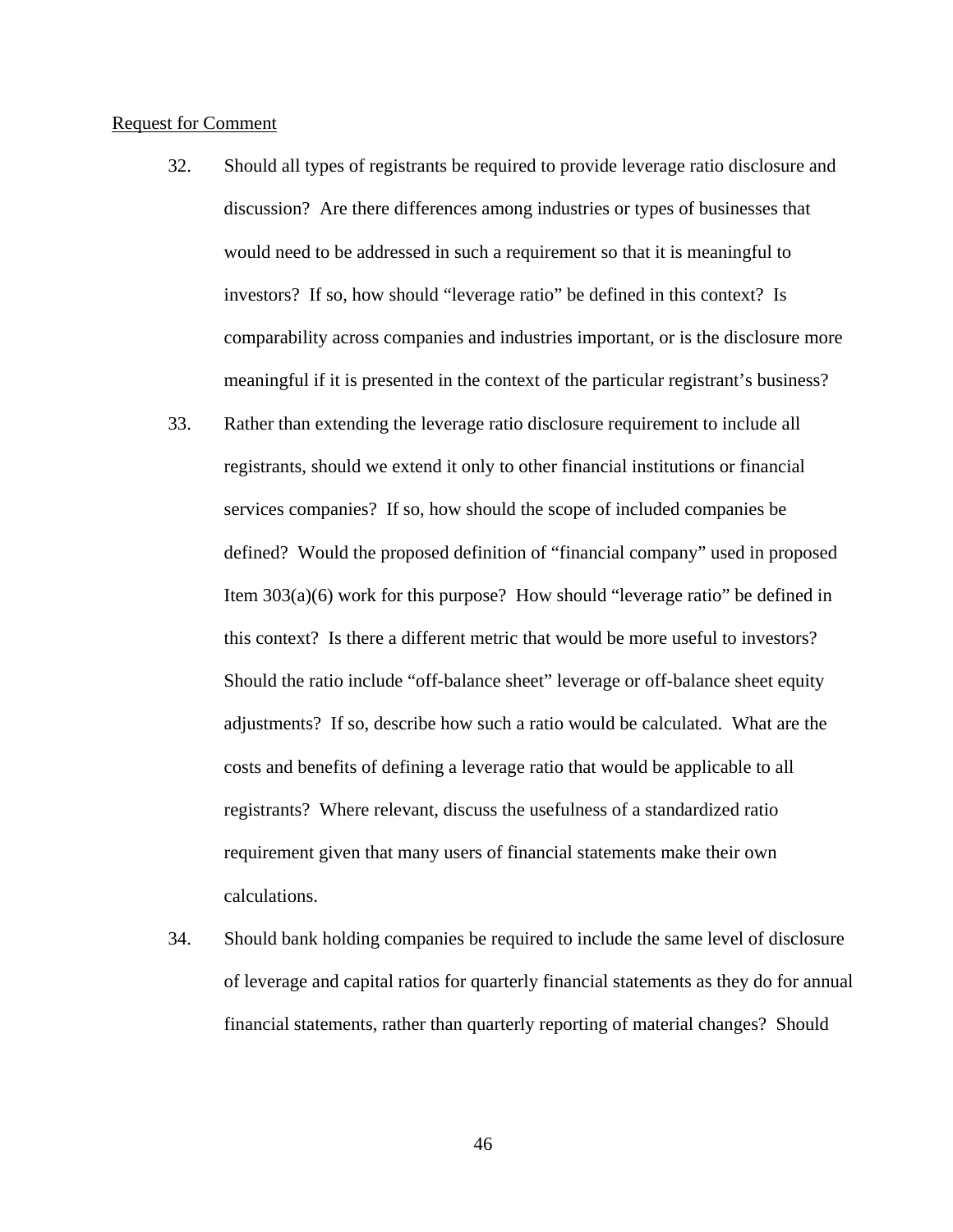Request for Comment

32. Should all types of registrants be required to provide leverage ratio disclosure and discussion? Are there differences among industries or types of businesses that would need to be addressed in such a requirement so that it is meaningful to investors? If so, how should "leverage ratio" be defined in this context? Is comparability across companies and industries important, or is the disclosure more meaningful if it is presented in the context of the particular registrant's business?

33. Rather than extending the leverage ratio disclosure requirement to include all registrants, should we extend it only to other financial institutions or financial services companies? If so, how should the scope of included companies be defined? Would the proposed definition of "financial company" used in proposed Item 303(a)(6) work for this purpose? How should "leverage ratio" be defined in this context? Is there a different metric that would be more useful to investors? Should the ratio include "off-balance sheet" leverage or off-balance sheet equity adjustments? If so, describe how such a ratio would be calculated. What are the costs and benefits of defining a leverage ratio that would be applicable to all registrants? Where relevant, discuss the usefulness of a standardized ratio requirement given that many users of financial statements make their own calculations.

34. Should bank holding companies be required to include the same level of disclosure of leverage and capital ratios for quarterly financial statements as they do for annual financial statements, rather than quarterly reporting of material changes? Should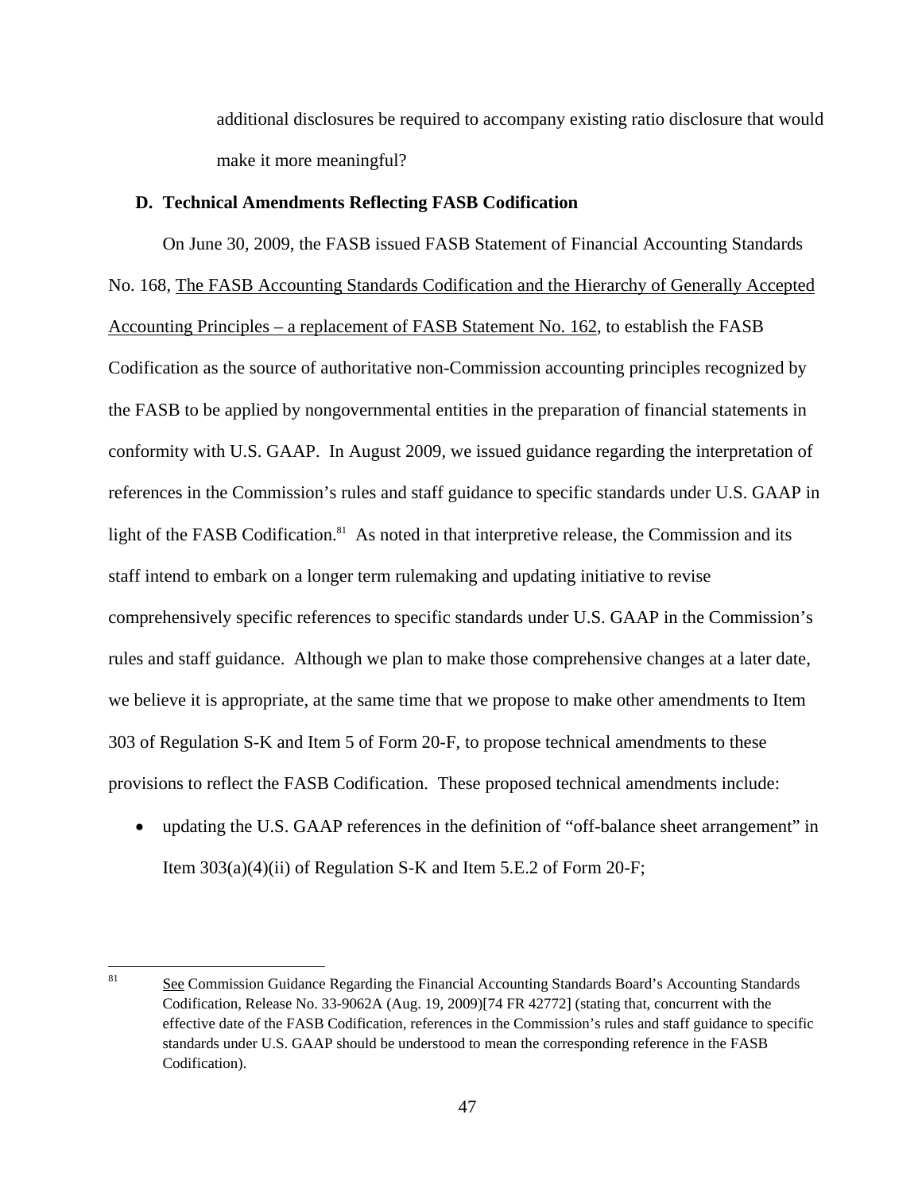additional disclosures be required to accompany existing ratio disclosure that would make it more meaningful?

### D. Technical Amendments Reflecting FASB Codification

On June 30, 2009, the FASB issued FASB Statement of Financial Accounting Standards No. 168, The FASB Accounting Standards Codification and the Hierarchy of Generally Accepted Accounting Principles – a replacement of FASB Statement No. 162, to establish the FASB Codification as the source of authoritative non-Commission accounting principles recognized by the FASB to be applied by nongovernmental entities in the preparation of financial statements in conformity with U.S. GAAP. In August 2009, we issued guidance regarding the interpretation of references in the Commission's rules and staff guidance to specific standards under U.S. GAAP in light of the FASB Codification.[81] As noted in that interpretive release, the Commission and its staff intend to embark on a longer term rulemaking and updating initiative to revise comprehensively specific references to specific standards under U.S. GAAP in the Commission's rules and staff guidance. Although we plan to make those comprehensive changes at a later date, we believe it is appropriate, at the same time that we propose to make other amendments to Item 303 of Regulation S-K and Item 5 of Form 20-F, to propose technical amendments to these provisions to reflect the FASB Codification. These proposed technical amendments include:

- updating the U.S. GAAP references in the definition of "off-balance sheet arrangement" in Item 303(a)(4)(ii) of Regulation S-K and Item 5.E.2 of Form 20-F;

---

[81] See Commission Guidance Regarding the Financial Accounting Standards Board's Accounting Standards Codification, Release No. 33-9062A (Aug. 19, 2009)[74 FR 42772] (stating that, concurrent with the effective date of the FASB Codification, references in the Commission's rules and staff guidance to specific standards under U.S. GAAP should be understood to mean the corresponding reference in the FASB Codification).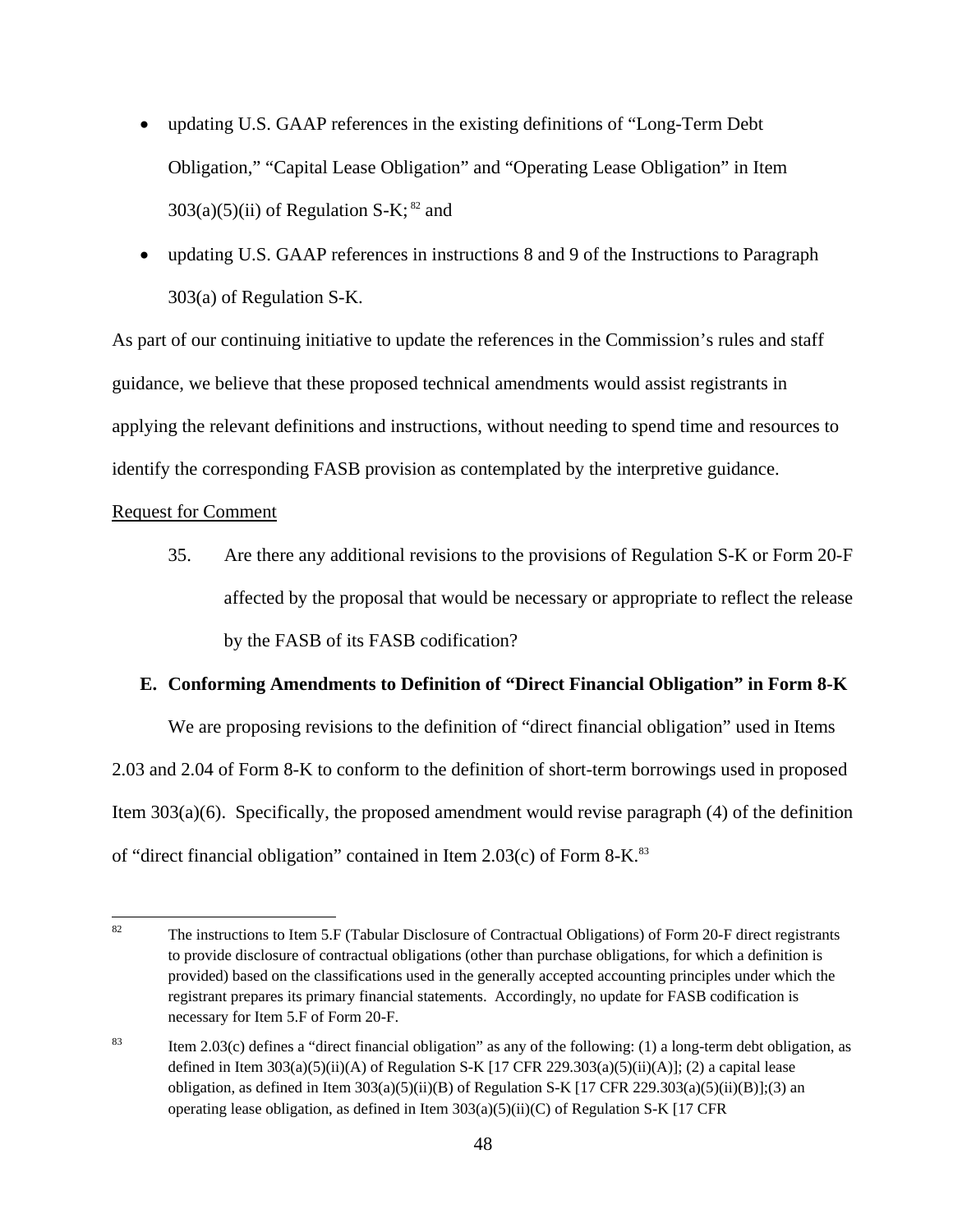- updating U.S. GAAP references in the existing definitions of "Long-Term Debt Obligation," "Capital Lease Obligation" and "Operating Lease Obligation" in Item 303(a)(5)(ii) of Regulation S-K; [82] and
- updating U.S. GAAP references in instructions 8 and 9 of the Instructions to Paragraph 303(a) of Regulation S-K.

As part of our continuing initiative to update the references in the Commission's rules and staff guidance, we believe that these proposed technical amendments would assist registrants in applying the relevant definitions and instructions, without needing to spend time and resources to identify the corresponding FASB provision as contemplated by the interpretive guidance.

Request for Comment

35. Are there any additional revisions to the provisions of Regulation S-K or Form 20-F affected by the proposal that would be necessary or appropriate to reflect the release by the FASB of its FASB codification?

### E. Conforming Amendments to Definition of "Direct Financial Obligation" in Form 8-K

We are proposing revisions to the definition of "direct financial obligation" used in Items 2.03 and 2.04 of Form 8-K to conform to the definition of short-term borrowings used in proposed Item 303(a)(6). Specifically, the proposed amendment would revise paragraph (4) of the definition of "direct financial obligation" contained in Item 2.03(c) of Form 8-K.[83]

---

[82] The instructions to Item 5.F (Tabular Disclosure of Contractual Obligations) of Form 20-F direct registrants to provide disclosure of contractual obligations (other than purchase obligations, for which a definition is provided) based on the classifications used in the generally accepted accounting principles under which the registrant prepares its primary financial statements. Accordingly, no update for FASB codification is necessary for Item 5.F of Form 20-F.

[83] Item 2.03(c) defines a "direct financial obligation" as any of the following: (1) a long-term debt obligation, as defined in Item 303(a)(5)(ii)(A) of Regulation S-K [17 CFR 229.303(a)(5)(ii)(A)]; (2) a capital lease obligation, as defined in Item 303(a)(5)(ii)(B) of Regulation S-K [17 CFR 229.303(a)(5)(ii)(B)];(3) an operating lease obligation, as defined in Item 303(a)(5)(ii)(C) of Regulation S-K [17 CFR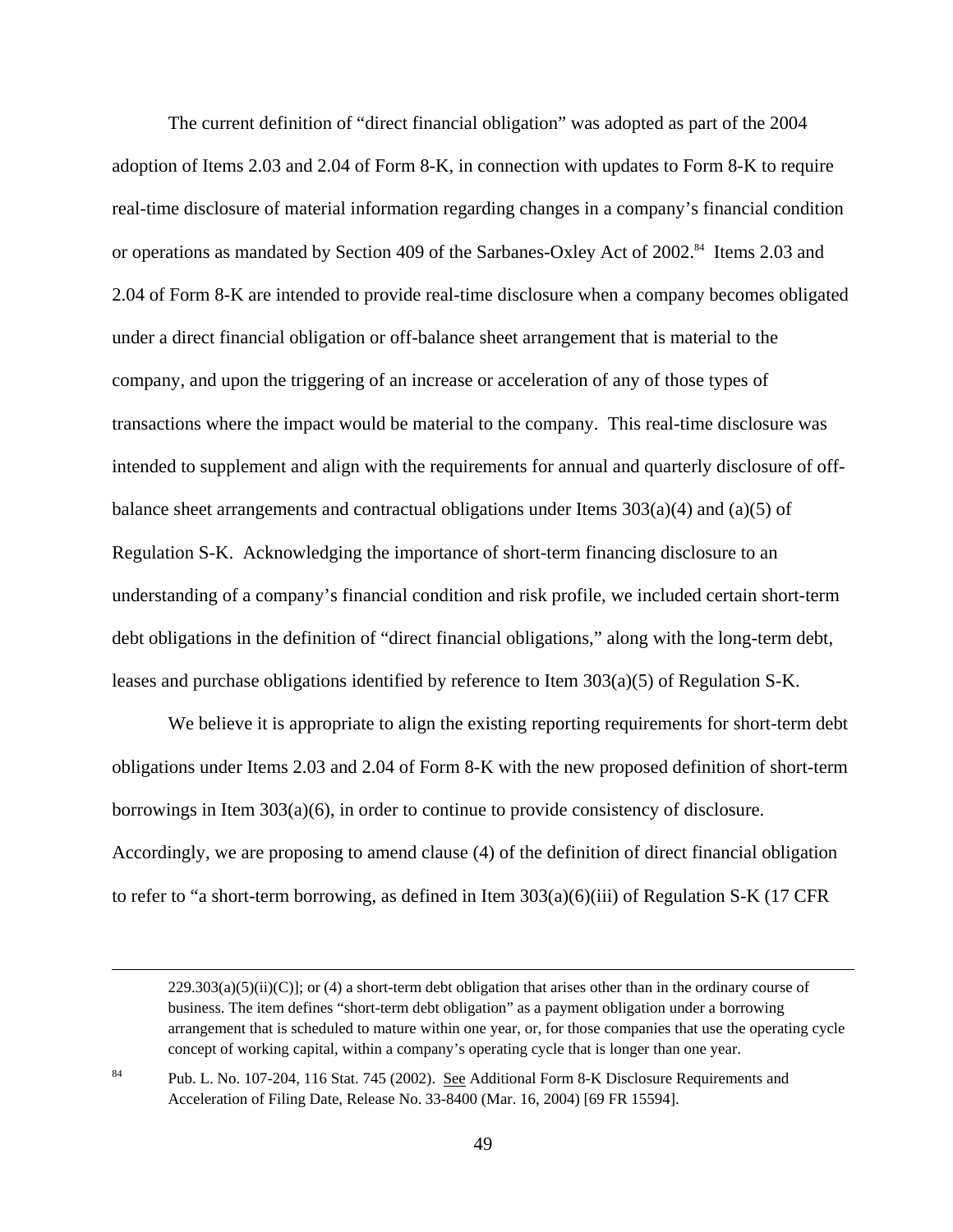The current definition of "direct financial obligation" was adopted as part of the 2004 adoption of Items 2.03 and 2.04 of Form 8-K, in connection with updates to Form 8-K to require real-time disclosure of material information regarding changes in a company's financial condition or operations as mandated by Section 409 of the Sarbanes-Oxley Act of 2002.[84] Items 2.03 and 2.04 of Form 8-K are intended to provide real-time disclosure when a company becomes obligated under a direct financial obligation or off-balance sheet arrangement that is material to the company, and upon the triggering of an increase or acceleration of any of those types of transactions where the impact would be material to the company. This real-time disclosure was intended to supplement and align with the requirements for annual and quarterly disclosure of off-balance sheet arrangements and contractual obligations under Items 303(a)(4) and (a)(5) of Regulation S-K. Acknowledging the importance of short-term financing disclosure to an understanding of a company's financial condition and risk profile, we included certain short-term debt obligations in the definition of "direct financial obligations," along with the long-term debt, leases and purchase obligations identified by reference to Item 303(a)(5) of Regulation S-K.

We believe it is appropriate to align the existing reporting requirements for short-term debt obligations under Items 2.03 and 2.04 of Form 8-K with the new proposed definition of short-term borrowings in Item 303(a)(6), in order to continue to provide consistency of disclosure. Accordingly, we are proposing to amend clause (4) of the definition of direct financial obligation to refer to "a short-term borrowing, as defined in Item 303(a)(6)(iii) of Regulation S-K (17 CFR

---

229.303(a)(5)(ii)(C)]; or (4) a short-term debt obligation that arises other than in the ordinary course of business. The item defines "short-term debt obligation" as a payment obligation under a borrowing arrangement that is scheduled to mature within one year, or, for those companies that use the operating cycle concept of working capital, within a company's operating cycle that is longer than one year.

[84] Pub. L. No. 107-204, 116 Stat. 745 (2002). See Additional Form 8-K Disclosure Requirements and Acceleration of Filing Date, Release No. 33-8400 (Mar. 16, 2004) [69 FR 15594].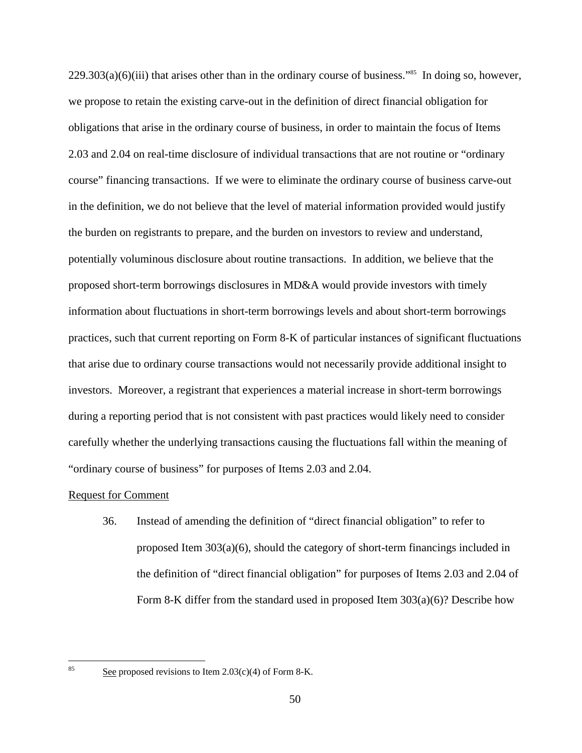229.303(a)(6)(iii) that arises other than in the ordinary course of business."[85] In doing so, however, we propose to retain the existing carve-out in the definition of direct financial obligation for obligations that arise in the ordinary course of business, in order to maintain the focus of Items 2.03 and 2.04 on real-time disclosure of individual transactions that are not routine or "ordinary course" financing transactions. If we were to eliminate the ordinary course of business carve-out in the definition, we do not believe that the level of material information provided would justify the burden on registrants to prepare, and the burden on investors to review and understand, potentially voluminous disclosure about routine transactions. In addition, we believe that the proposed short-term borrowings disclosures in MD&A would provide investors with timely information about fluctuations in short-term borrowings levels and about short-term borrowings practices, such that current reporting on Form 8-K of particular instances of significant fluctuations that arise due to ordinary course transactions would not necessarily provide additional insight to investors. Moreover, a registrant that experiences a material increase in short-term borrowings during a reporting period that is not consistent with past practices would likely need to consider carefully whether the underlying transactions causing the fluctuations fall within the meaning of "ordinary course of business" for purposes of Items 2.03 and 2.04.

<u>Request for Comment</u>

36. Instead of amending the definition of "direct financial obligation" to refer to proposed Item 303(a)(6), should the category of short-term financings included in the definition of "direct financial obligation" for purposes of Items 2.03 and 2.04 of Form 8-K differ from the standard used in proposed Item 303(a)(6)? Describe how

---

[85] <u>See</u> proposed revisions to Item 2.03(c)(4) of Form 8-K.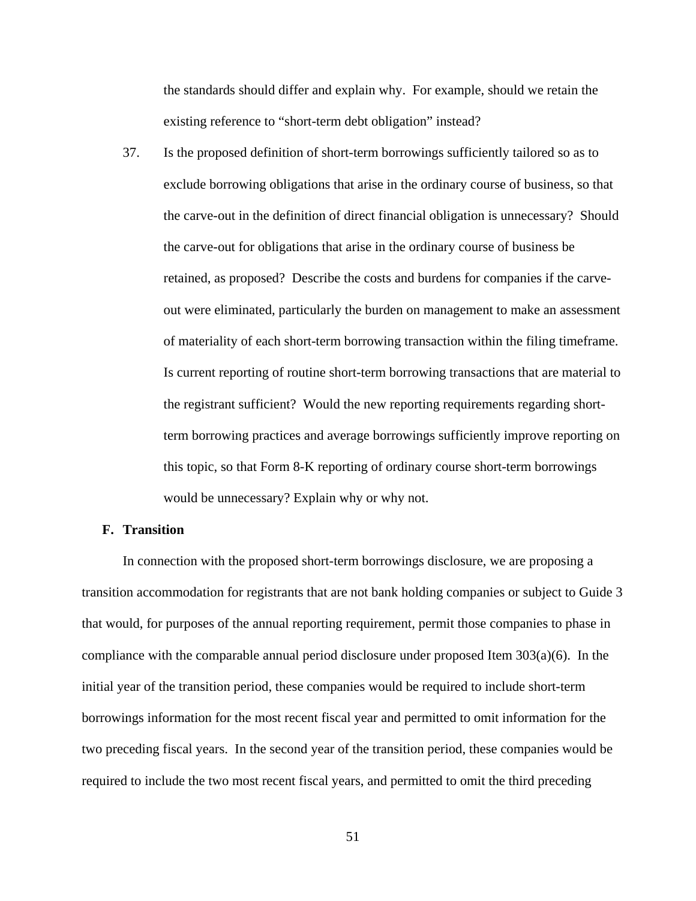the standards should differ and explain why. For example, should we retain the existing reference to "short-term debt obligation" instead?

37. Is the proposed definition of short-term borrowings sufficiently tailored so as to exclude borrowing obligations that arise in the ordinary course of business, so that the carve-out in the definition of direct financial obligation is unnecessary? Should the carve-out for obligations that arise in the ordinary course of business be retained, as proposed? Describe the costs and burdens for companies if the carve-out were eliminated, particularly the burden on management to make an assessment of materiality of each short-term borrowing transaction within the filing timeframe. Is current reporting of routine short-term borrowing transactions that are material to the registrant sufficient? Would the new reporting requirements regarding short-term borrowing practices and average borrowings sufficiently improve reporting on this topic, so that Form 8-K reporting of ordinary course short-term borrowings would be unnecessary? Explain why or why not.

### F. Transition

In connection with the proposed short-term borrowings disclosure, we are proposing a transition accommodation for registrants that are not bank holding companies or subject to Guide 3 that would, for purposes of the annual reporting requirement, permit those companies to phase in compliance with the comparable annual period disclosure under proposed Item 303(a)(6). In the initial year of the transition period, these companies would be required to include short-term borrowings information for the most recent fiscal year and permitted to omit information for the two preceding fiscal years. In the second year of the transition period, these companies would be required to include the two most recent fiscal years, and permitted to omit the third preceding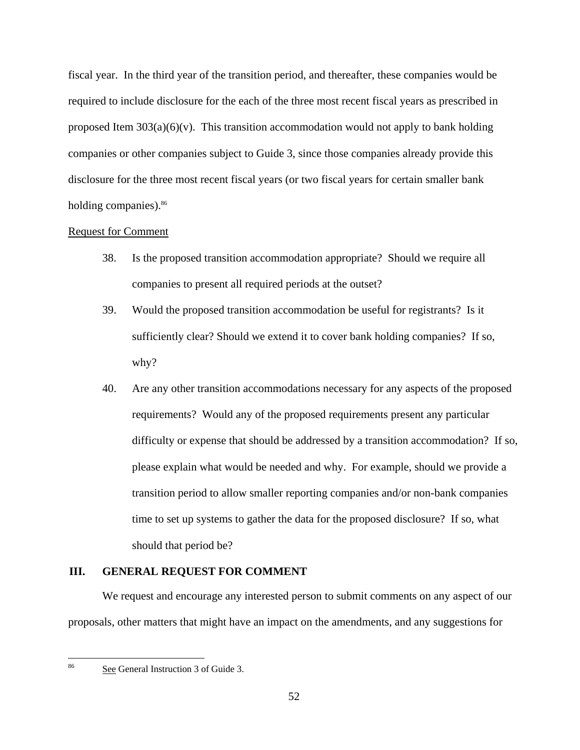fiscal year. In the third year of the transition period, and thereafter, these companies would be required to include disclosure for the each of the three most recent fiscal years as prescribed in proposed Item 303(a)(6)(v). This transition accommodation would not apply to bank holding companies or other companies subject to Guide 3, since those companies already provide this disclosure for the three most recent fiscal years (or two fiscal years for certain smaller bank holding companies).[86]

Request for Comment

38. Is the proposed transition accommodation appropriate? Should we require all companies to present all required periods at the outset?

39. Would the proposed transition accommodation be useful for registrants? Is it sufficiently clear? Should we extend it to cover bank holding companies? If so, why?

40. Are any other transition accommodations necessary for any aspects of the proposed requirements? Would any of the proposed requirements present any particular difficulty or expense that should be addressed by a transition accommodation? If so, please explain what would be needed and why. For example, should we provide a transition period to allow smaller reporting companies and/or non-bank companies time to set up systems to gather the data for the proposed disclosure? If so, what should that period be?

## III. GENERAL REQUEST FOR COMMENT

We request and encourage any interested person to submit comments on any aspect of our proposals, other matters that might have an impact on the amendments, and any suggestions for

---

[86] See General Instruction 3 of Guide 3.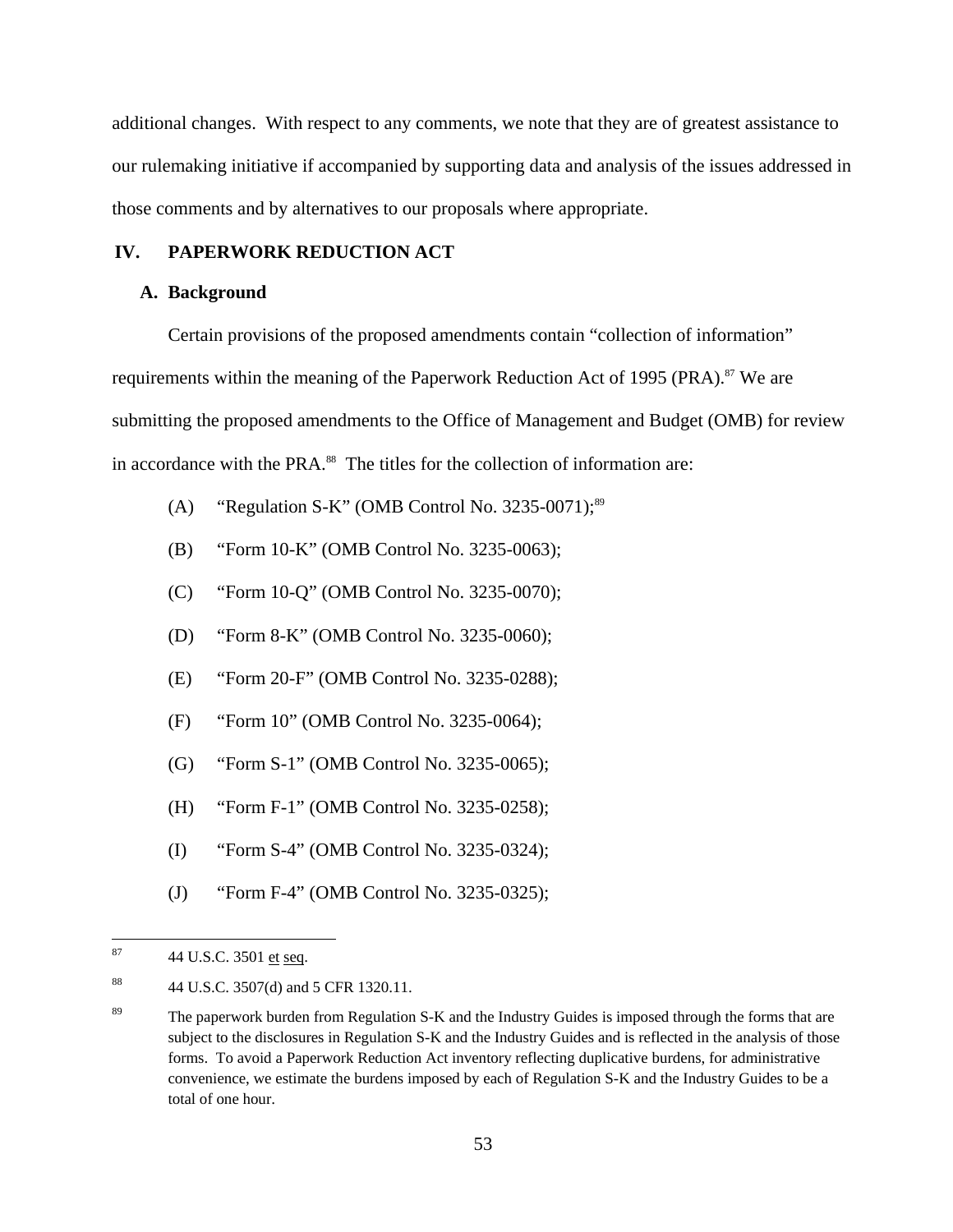additional changes. With respect to any comments, we note that they are of greatest assistance to our rulemaking initiative if accompanied by supporting data and analysis of the issues addressed in those comments and by alternatives to our proposals where appropriate.

## IV. PAPERWORK REDUCTION ACT

### A. Background

Certain provisions of the proposed amendments contain "collection of information" requirements within the meaning of the Paperwork Reduction Act of 1995 (PRA).[87] We are submitting the proposed amendments to the Office of Management and Budget (OMB) for review in accordance with the PRA.[88] The titles for the collection of information are:

(A) "Regulation S-K" (OMB Control No. 3235-0071);[89]

(B) "Form 10-K" (OMB Control No. 3235-0063);

(C) "Form 10-Q" (OMB Control No. 3235-0070);

(D) "Form 8-K" (OMB Control No. 3235-0060);

(E) "Form 20-F" (OMB Control No. 3235-0288);

(F) "Form 10" (OMB Control No. 3235-0064);

(G) "Form S-1" (OMB Control No. 3235-0065);

(H) "Form F-1" (OMB Control No. 3235-0258);

(I) "Form S-4" (OMB Control No. 3235-0324);

(J) "Form F-4" (OMB Control No. 3235-0325);

---

[87] 44 U.S.C. 3501 et seq.

[88] 44 U.S.C. 3507(d) and 5 CFR 1320.11.

[89] The paperwork burden from Regulation S-K and the Industry Guides is imposed through the forms that are subject to the disclosures in Regulation S-K and the Industry Guides and is reflected in the analysis of those forms. To avoid a Paperwork Reduction Act inventory reflecting duplicative burdens, for administrative convenience, we estimate the burdens imposed by each of Regulation S-K and the Industry Guides to be a total of one hour.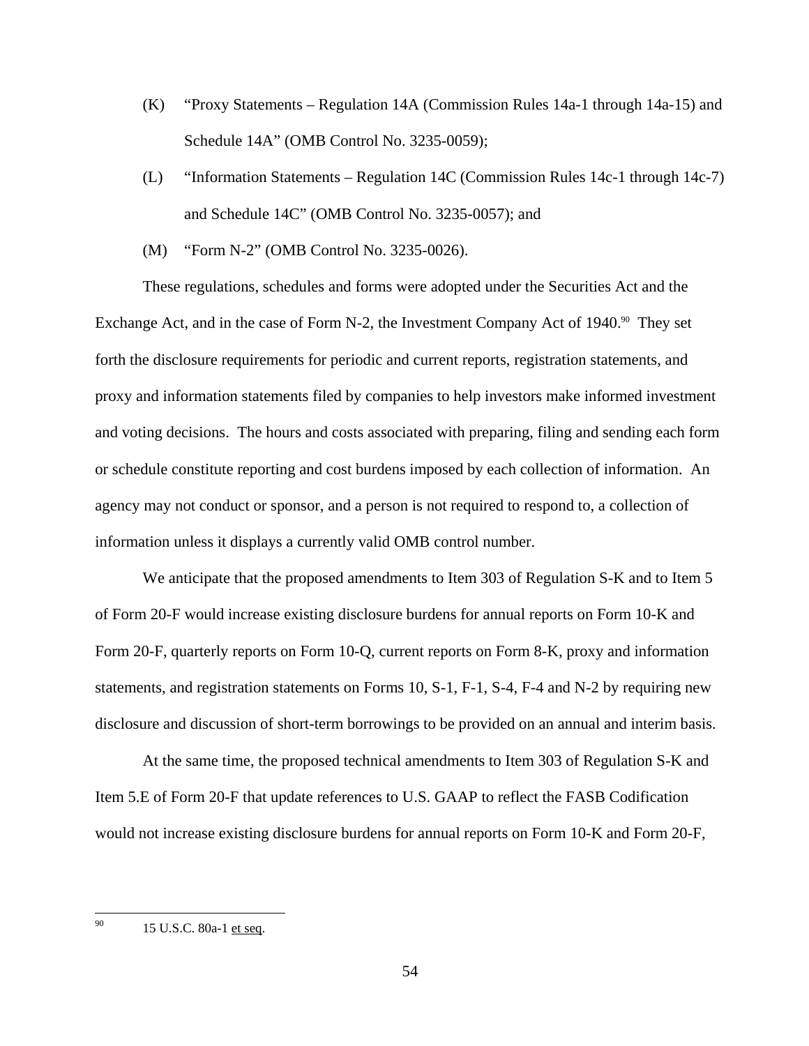(K) "Proxy Statements – Regulation 14A (Commission Rules 14a-1 through 14a-15) and Schedule 14A" (OMB Control No. 3235-0059);

(L) "Information Statements – Regulation 14C (Commission Rules 14c-1 through 14c-7) and Schedule 14C" (OMB Control No. 3235-0057); and

(M) "Form N-2" (OMB Control No. 3235-0026).

These regulations, schedules and forms were adopted under the Securities Act and the Exchange Act, and in the case of Form N-2, the Investment Company Act of 1940.[90] They set forth the disclosure requirements for periodic and current reports, registration statements, and proxy and information statements filed by companies to help investors make informed investment and voting decisions. The hours and costs associated with preparing, filing and sending each form or schedule constitute reporting and cost burdens imposed by each collection of information. An agency may not conduct or sponsor, and a person is not required to respond to, a collection of information unless it displays a currently valid OMB control number.

We anticipate that the proposed amendments to Item 303 of Regulation S-K and to Item 5 of Form 20-F would increase existing disclosure burdens for annual reports on Form 10-K and Form 20-F, quarterly reports on Form 10-Q, current reports on Form 8-K, proxy and information statements, and registration statements on Forms 10, S-1, F-1, S-4, F-4 and N-2 by requiring new disclosure and discussion of short-term borrowings to be provided on an annual and interim basis.

At the same time, the proposed technical amendments to Item 303 of Regulation S-K and Item 5.E of Form 20-F that update references to U.S. GAAP to reflect the FASB Codification would not increase existing disclosure burdens for annual reports on Form 10-K and Form 20-F,

---

[90] 15 U.S.C. 80a-1 et seq.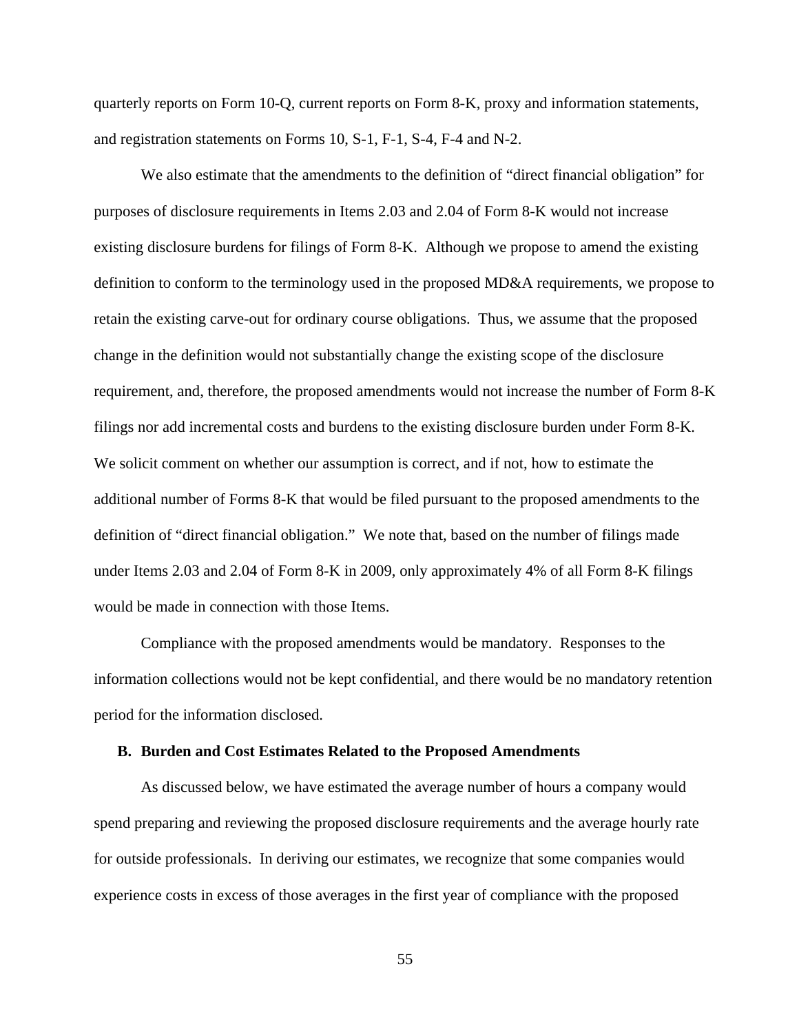quarterly reports on Form 10-Q, current reports on Form 8-K, proxy and information statements, and registration statements on Forms 10, S-1, F-1, S-4, F-4 and N-2.

We also estimate that the amendments to the definition of "direct financial obligation" for purposes of disclosure requirements in Items 2.03 and 2.04 of Form 8-K would not increase existing disclosure burdens for filings of Form 8-K. Although we propose to amend the existing definition to conform to the terminology used in the proposed MD&A requirements, we propose to retain the existing carve-out for ordinary course obligations. Thus, we assume that the proposed change in the definition would not substantially change the existing scope of the disclosure requirement, and, therefore, the proposed amendments would not increase the number of Form 8-K filings nor add incremental costs and burdens to the existing disclosure burden under Form 8-K. We solicit comment on whether our assumption is correct, and if not, how to estimate the additional number of Forms 8-K that would be filed pursuant to the proposed amendments to the definition of "direct financial obligation." We note that, based on the number of filings made under Items 2.03 and 2.04 of Form 8-K in 2009, only approximately 4% of all Form 8-K filings would be made in connection with those Items.

Compliance with the proposed amendments would be mandatory. Responses to the information collections would not be kept confidential, and there would be no mandatory retention period for the information disclosed.

### B. Burden and Cost Estimates Related to the Proposed Amendments

As discussed below, we have estimated the average number of hours a company would spend preparing and reviewing the proposed disclosure requirements and the average hourly rate for outside professionals. In deriving our estimates, we recognize that some companies would experience costs in excess of those averages in the first year of compliance with the proposed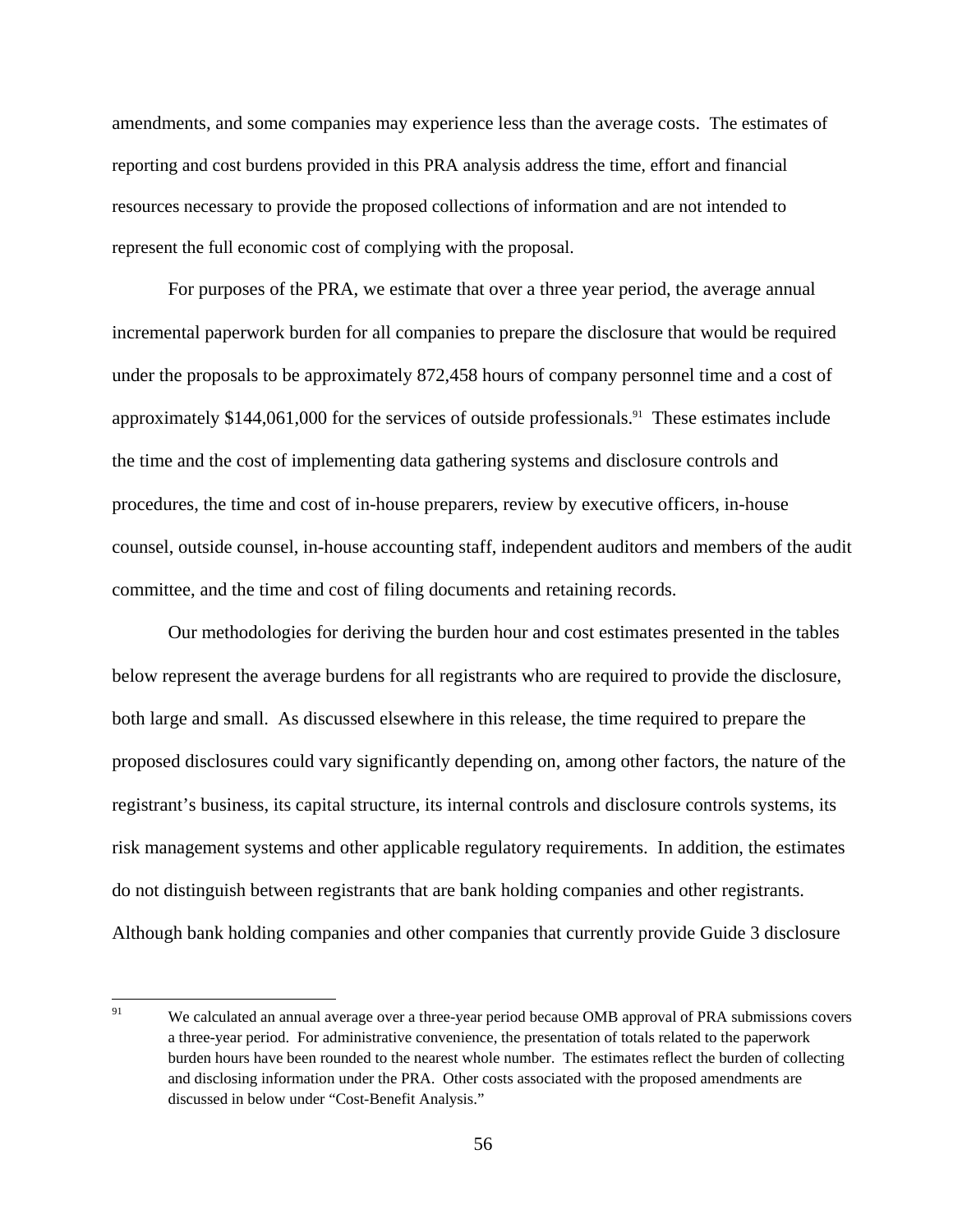amendments, and some companies may experience less than the average costs. The estimates of reporting and cost burdens provided in this PRA analysis address the time, effort and financial resources necessary to provide the proposed collections of information and are not intended to represent the full economic cost of complying with the proposal.

For purposes of the PRA, we estimate that over a three year period, the average annual incremental paperwork burden for all companies to prepare the disclosure that would be required under the proposals to be approximately 872,458 hours of company personnel time and a cost of approximately $144,061,000 for the services of outside professionals.[91] These estimates include the time and the cost of implementing data gathering systems and disclosure controls and procedures, the time and cost of in-house preparers, review by executive officers, in-house counsel, outside counsel, in-house accounting staff, independent auditors and members of the audit committee, and the time and cost of filing documents and retaining records.

Our methodologies for deriving the burden hour and cost estimates presented in the tables below represent the average burdens for all registrants who are required to provide the disclosure, both large and small. As discussed elsewhere in this release, the time required to prepare the proposed disclosures could vary significantly depending on, among other factors, the nature of the registrant's business, its capital structure, its internal controls and disclosure controls systems, its risk management systems and other applicable regulatory requirements. In addition, the estimates do not distinguish between registrants that are bank holding companies and other registrants. Although bank holding companies and other companies that currently provide Guide 3 disclosure

[91] We calculated an annual average over a three-year period because OMB approval of PRA submissions covers a three-year period. For administrative convenience, the presentation of totals related to the paperwork burden hours have been rounded to the nearest whole number. The estimates reflect the burden of collecting and disclosing information under the PRA. Other costs associated with the proposed amendments are discussed in below under "Cost-Benefit Analysis."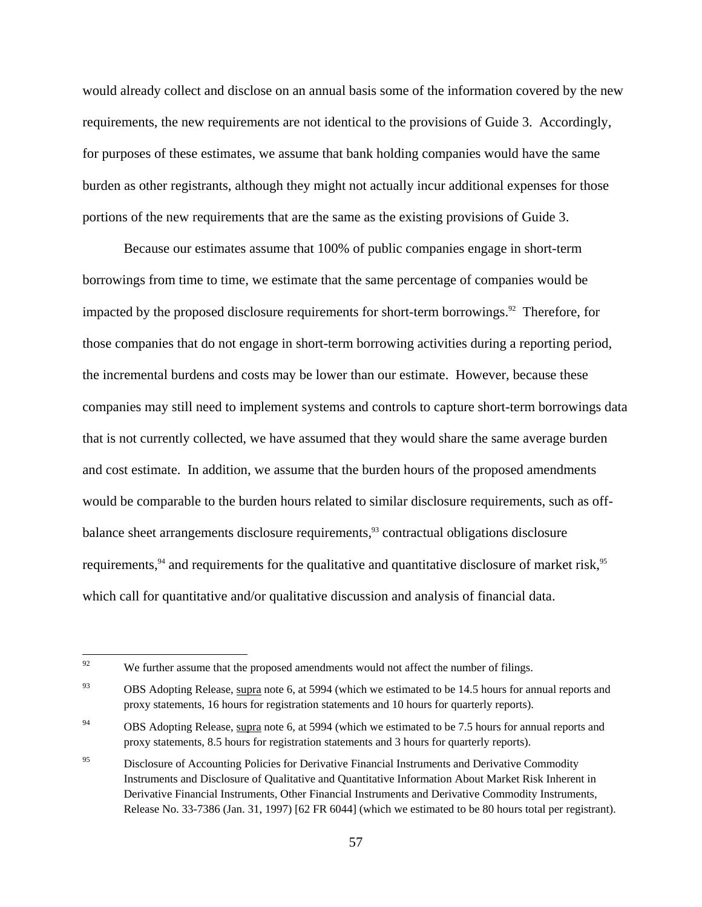would already collect and disclose on an annual basis some of the information covered by the new requirements, the new requirements are not identical to the provisions of Guide 3. Accordingly, for purposes of these estimates, we assume that bank holding companies would have the same burden as other registrants, although they might not actually incur additional expenses for those portions of the new requirements that are the same as the existing provisions of Guide 3.

Because our estimates assume that 100% of public companies engage in short-term borrowings from time to time, we estimate that the same percentage of companies would be impacted by the proposed disclosure requirements for short-term borrowings.[92] Therefore, for those companies that do not engage in short-term borrowing activities during a reporting period, the incremental burdens and costs may be lower than our estimate. However, because these companies may still need to implement systems and controls to capture short-term borrowings data that is not currently collected, we have assumed that they would share the same average burden and cost estimate. In addition, we assume that the burden hours of the proposed amendments would be comparable to the burden hours related to similar disclosure requirements, such as off-balance sheet arrangements disclosure requirements,[93] contractual obligations disclosure requirements,[94] and requirements for the qualitative and quantitative disclosure of market risk,[95] which call for quantitative and/or qualitative discussion and analysis of financial data.

---

[92] We further assume that the proposed amendments would not affect the number of filings.

[93] OBS Adopting Release, supra note 6, at 5994 (which we estimated to be 14.5 hours for annual reports and proxy statements, 16 hours for registration statements and 10 hours for quarterly reports).

[94] OBS Adopting Release, supra note 6, at 5994 (which we estimated to be 7.5 hours for annual reports and proxy statements, 8.5 hours for registration statements and 3 hours for quarterly reports).

[95] Disclosure of Accounting Policies for Derivative Financial Instruments and Derivative Commodity Instruments and Disclosure of Qualitative and Quantitative Information About Market Risk Inherent in Derivative Financial Instruments, Other Financial Instruments and Derivative Commodity Instruments, Release No. 33-7386 (Jan. 31, 1997) [62 FR 6044] (which we estimated to be 80 hours total per registrant).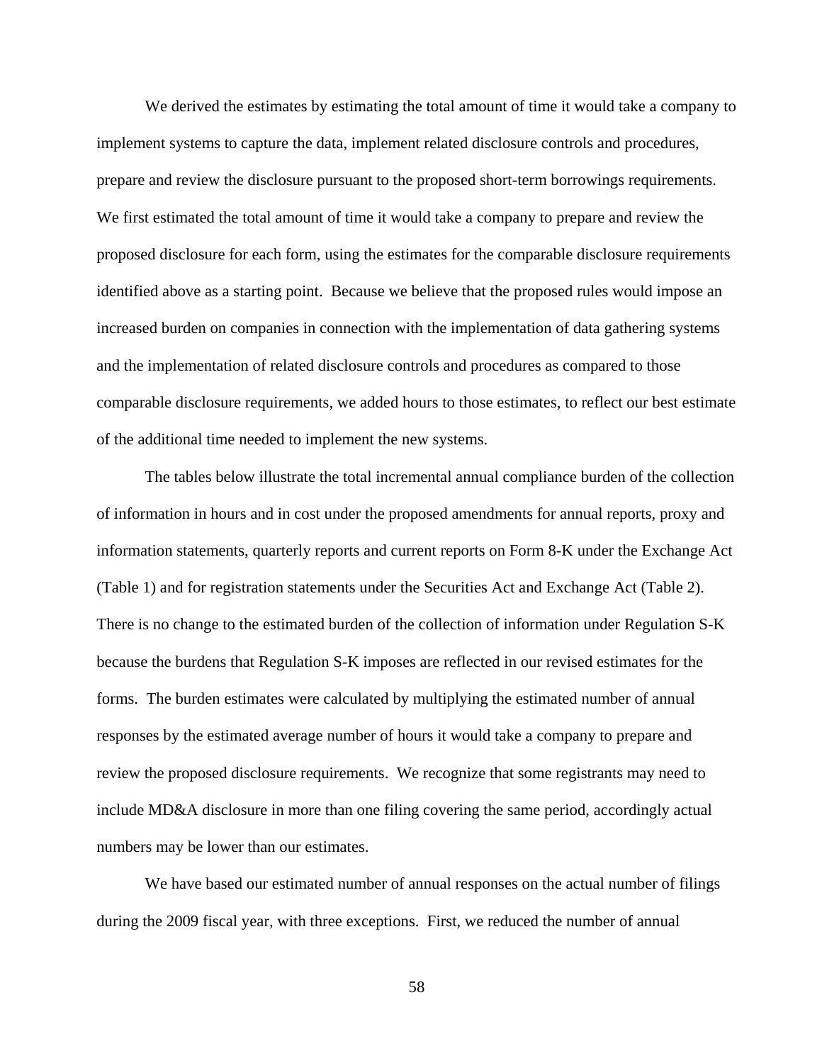We derived the estimates by estimating the total amount of time it would take a company to implement systems to capture the data, implement related disclosure controls and procedures, prepare and review the disclosure pursuant to the proposed short-term borrowings requirements. We first estimated the total amount of time it would take a company to prepare and review the proposed disclosure for each form, using the estimates for the comparable disclosure requirements identified above as a starting point. Because we believe that the proposed rules would impose an increased burden on companies in connection with the implementation of data gathering systems and the implementation of related disclosure controls and procedures as compared to those comparable disclosure requirements, we added hours to those estimates, to reflect our best estimate of the additional time needed to implement the new systems.

The tables below illustrate the total incremental annual compliance burden of the collection of information in hours and in cost under the proposed amendments for annual reports, proxy and information statements, quarterly reports and current reports on Form 8-K under the Exchange Act (Table 1) and for registration statements under the Securities Act and Exchange Act (Table 2). There is no change to the estimated burden of the collection of information under Regulation S-K because the burdens that Regulation S-K imposes are reflected in our revised estimates for the forms. The burden estimates were calculated by multiplying the estimated number of annual responses by the estimated average number of hours it would take a company to prepare and review the proposed disclosure requirements. We recognize that some registrants may need to include MD&A disclosure in more than one filing covering the same period, accordingly actual numbers may be lower than our estimates.

We have based our estimated number of annual responses on the actual number of filings during the 2009 fiscal year, with three exceptions. First, we reduced the number of annual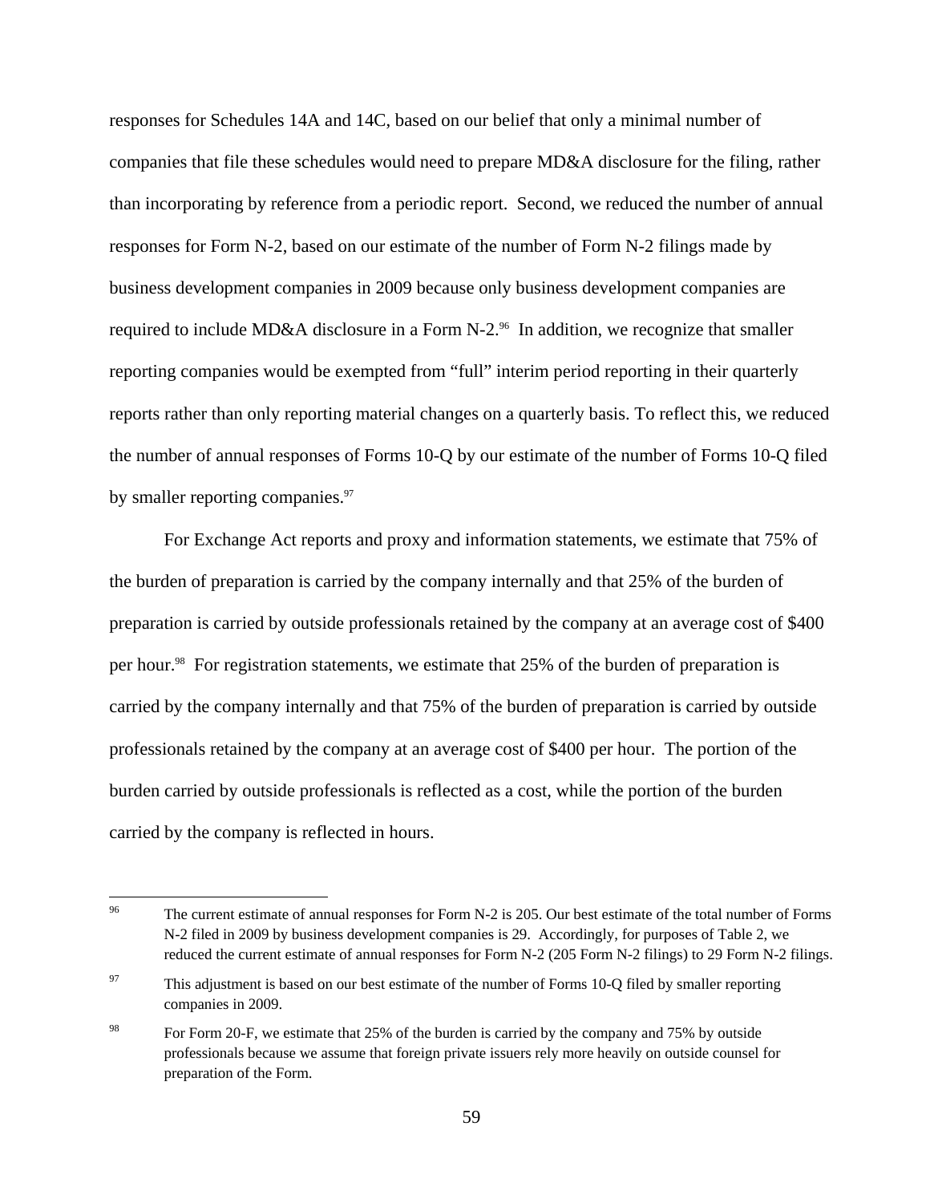responses for Schedules 14A and 14C, based on our belief that only a minimal number of companies that file these schedules would need to prepare MD&A disclosure for the filing, rather than incorporating by reference from a periodic report. Second, we reduced the number of annual responses for Form N-2, based on our estimate of the number of Form N-2 filings made by business development companies in 2009 because only business development companies are required to include MD&A disclosure in a Form N-2.[96] In addition, we recognize that smaller reporting companies would be exempted from "full" interim period reporting in their quarterly reports rather than only reporting material changes on a quarterly basis. To reflect this, we reduced the number of annual responses of Forms 10-Q by our estimate of the number of Forms 10-Q filed by smaller reporting companies.[97]

For Exchange Act reports and proxy and information statements, we estimate that 75% of the burden of preparation is carried by the company internally and that 25% of the burden of preparation is carried by outside professionals retained by the company at an average cost of $400 per hour.[98] For registration statements, we estimate that 25% of the burden of preparation is carried by the company internally and that 75% of the burden of preparation is carried by outside professionals retained by the company at an average cost of $400 per hour. The portion of the burden carried by outside professionals is reflected as a cost, while the portion of the burden carried by the company is reflected in hours.

---

[96] The current estimate of annual responses for Form N-2 is 205. Our best estimate of the total number of Forms N-2 filed in 2009 by business development companies is 29. Accordingly, for purposes of Table 2, we reduced the current estimate of annual responses for Form N-2 (205 Form N-2 filings) to 29 Form N-2 filings.

[97] This adjustment is based on our best estimate of the number of Forms 10-Q filed by smaller reporting companies in 2009.

[98] For Form 20-F, we estimate that 25% of the burden is carried by the company and 75% by outside professionals because we assume that foreign private issuers rely more heavily on outside counsel for preparation of the Form.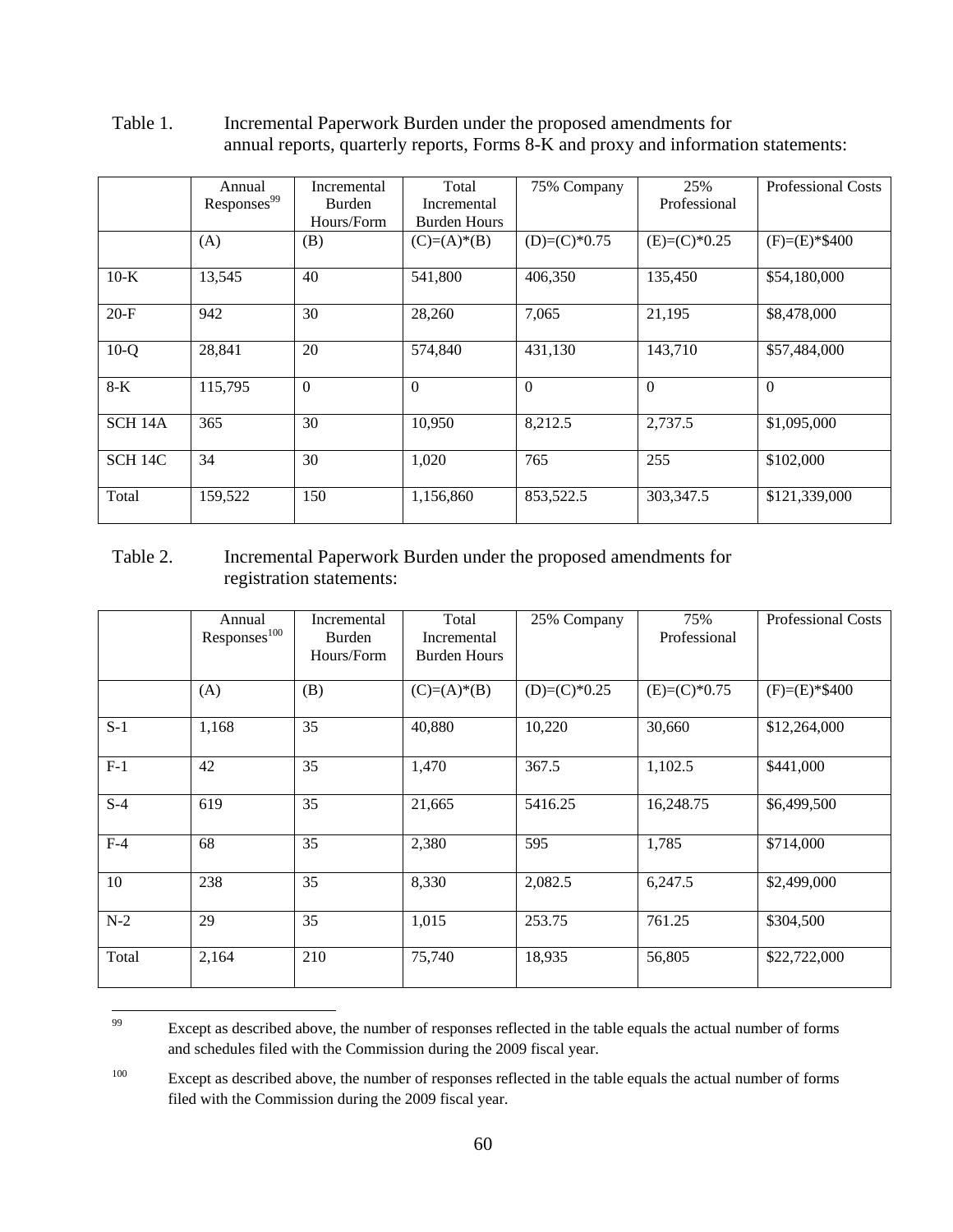Table 1. Incremental Paperwork Burden under the proposed amendments for annual reports, quarterly reports, Forms 8-K and proxy and information statements:

| | Annual Responses[99] | Incremental Burden Hours/Form | Total Incremental Burden Hours | 75% Company | 25% Professional | Professional Costs |
|---|---|---|---|---|---|---|
| | (A) | (B) | (C)=(A)*(B) | (D)=(C)*0.75 | (E)=(C)*0.25 | (F)=(E)*$400 |
| 10-K | 13,545 | 40 | 541,800 | 406,350 | 135,450 | $54,180,000 |
| 20-F | 942 | 30 | 28,260 | 7,065 | 21,195 | $8,478,000 |
| 10-Q | 28,841 | 20 | 574,840 | 431,130 | 143,710 | $57,484,000 |
| 8-K | 115,795 | 0 | 0 | 0 | 0 | 0 |
| SCH 14A | 365 | 30 | 10,950 | 8,212.5 | 2,737.5 | $1,095,000 |
| SCH 14C | 34 | 30 | 1,020 | 765 | 255 | $102,000 |
| Total | 159,522 | 150 | 1,156,860 | 853,522.5 | 303,347.5 | $121,339,000 |

Table 2. Incremental Paperwork Burden under the proposed amendments for registration statements:

| | Annual Responses[100] | Incremental Burden Hours/Form | Total Incremental Burden Hours | 25% Company | 75% Professional | Professional Costs |
|---|---|---|---|---|---|---|
| | (A) | (B) | (C)=(A)*(B) | (D)=(C)*0.25 | (E)=(C)*0.75 | (F)=(E)*$400 |
| S-1 | 1,168 | 35 | 40,880 | 10,220 | 30,660 | $12,264,000 |
| F-1 | 42 | 35 | 1,470 | 367.5 | 1,102.5 | $441,000 |
| S-4 | 619 | 35 | 21,665 | 5416.25 | 16,248.75 | $6,499,500 |
| F-4 | 68 | 35 | 2,380 | 595 | 1,785 | $714,000 |
| 10 | 238 | 35 | 8,330 | 2,082.5 | 6,247.5 | $2,499,000 |
| N-2 | 29 | 35 | 1,015 | 253.75 | 761.25 | $304,500 |
| Total | 2,164 | 210 | 75,740 | 18,935 | 56,805 | $22,722,000 |

---

[99] Except as described above, the number of responses reflected in the table equals the actual number of forms and schedules filed with the Commission during the 2009 fiscal year.

[100] Except as described above, the number of responses reflected in the table equals the actual number of forms filed with the Commission during the 2009 fiscal year.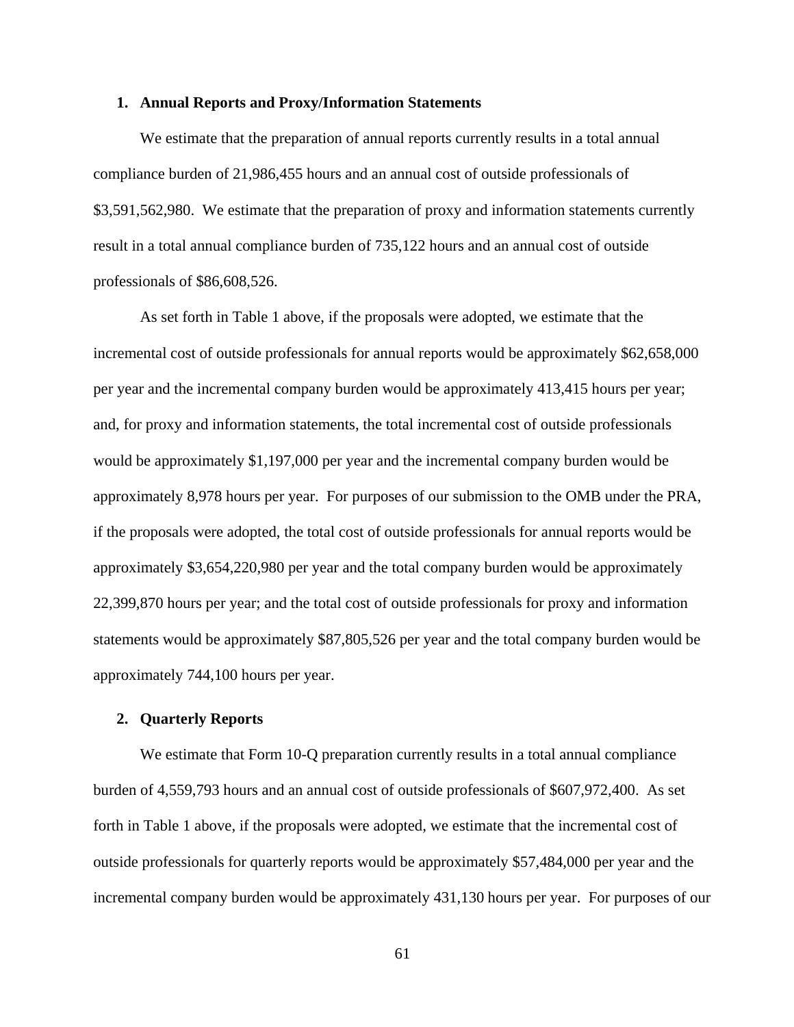### 1. Annual Reports and Proxy/Information Statements

We estimate that the preparation of annual reports currently results in a total annual compliance burden of 21,986,455 hours and an annual cost of outside professionals of $3,591,562,980. We estimate that the preparation of proxy and information statements currently result in a total annual compliance burden of 735,122 hours and an annual cost of outside professionals of $86,608,526.

As set forth in Table 1 above, if the proposals were adopted, we estimate that the incremental cost of outside professionals for annual reports would be approximately $62,658,000 per year and the incremental company burden would be approximately 413,415 hours per year; and, for proxy and information statements, the total incremental cost of outside professionals would be approximately $1,197,000 per year and the incremental company burden would be approximately 8,978 hours per year. For purposes of our submission to the OMB under the PRA, if the proposals were adopted, the total cost of outside professionals for annual reports would be approximately $3,654,220,980 per year and the total company burden would be approximately 22,399,870 hours per year; and the total cost of outside professionals for proxy and information statements would be approximately $87,805,526 per year and the total company burden would be approximately 744,100 hours per year.

### 2. Quarterly Reports

We estimate that Form 10-Q preparation currently results in a total annual compliance burden of 4,559,793 hours and an annual cost of outside professionals of $607,972,400. As set forth in Table 1 above, if the proposals were adopted, we estimate that the incremental cost of outside professionals for quarterly reports would be approximately $57,484,000 per year and the incremental company burden would be approximately 431,130 hours per year. For purposes of our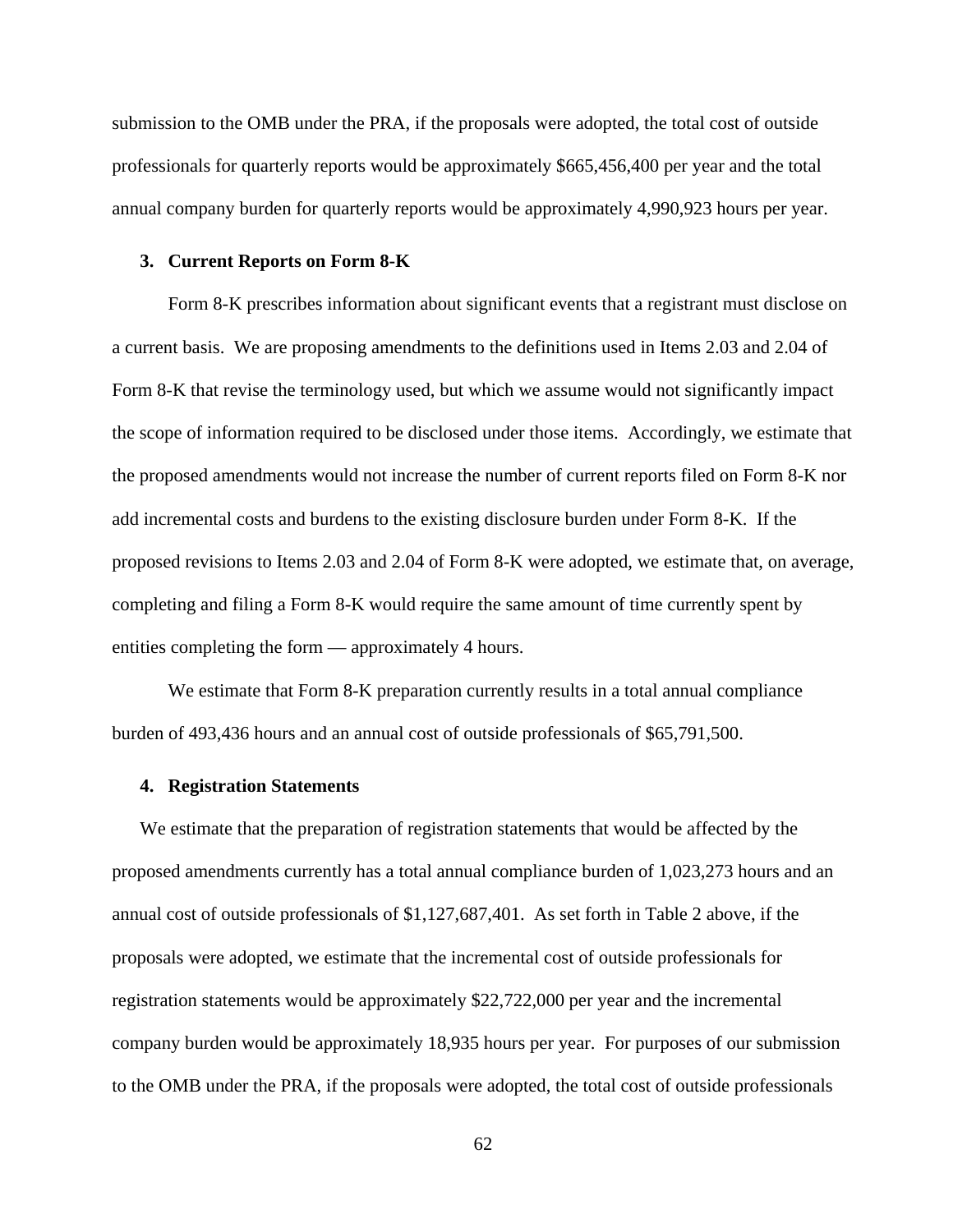submission to the OMB under the PRA, if the proposals were adopted, the total cost of outside professionals for quarterly reports would be approximately $665,456,400 per year and the total annual company burden for quarterly reports would be approximately 4,990,923 hours per year.

### 3. Current Reports on Form 8-K

Form 8-K prescribes information about significant events that a registrant must disclose on a current basis. We are proposing amendments to the definitions used in Items 2.03 and 2.04 of Form 8-K that revise the terminology used, but which we assume would not significantly impact the scope of information required to be disclosed under those items. Accordingly, we estimate that the proposed amendments would not increase the number of current reports filed on Form 8-K nor add incremental costs and burdens to the existing disclosure burden under Form 8-K. If the proposed revisions to Items 2.03 and 2.04 of Form 8-K were adopted, we estimate that, on average, completing and filing a Form 8-K would require the same amount of time currently spent by entities completing the form — approximately 4 hours.

We estimate that Form 8-K preparation currently results in a total annual compliance burden of 493,436 hours and an annual cost of outside professionals of $65,791,500.

### 4. Registration Statements

We estimate that the preparation of registration statements that would be affected by the proposed amendments currently has a total annual compliance burden of 1,023,273 hours and an annual cost of outside professionals of $1,127,687,401. As set forth in Table 2 above, if the proposals were adopted, we estimate that the incremental cost of outside professionals for registration statements would be approximately $22,722,000 per year and the incremental company burden would be approximately 18,935 hours per year. For purposes of our submission to the OMB under the PRA, if the proposals were adopted, the total cost of outside professionals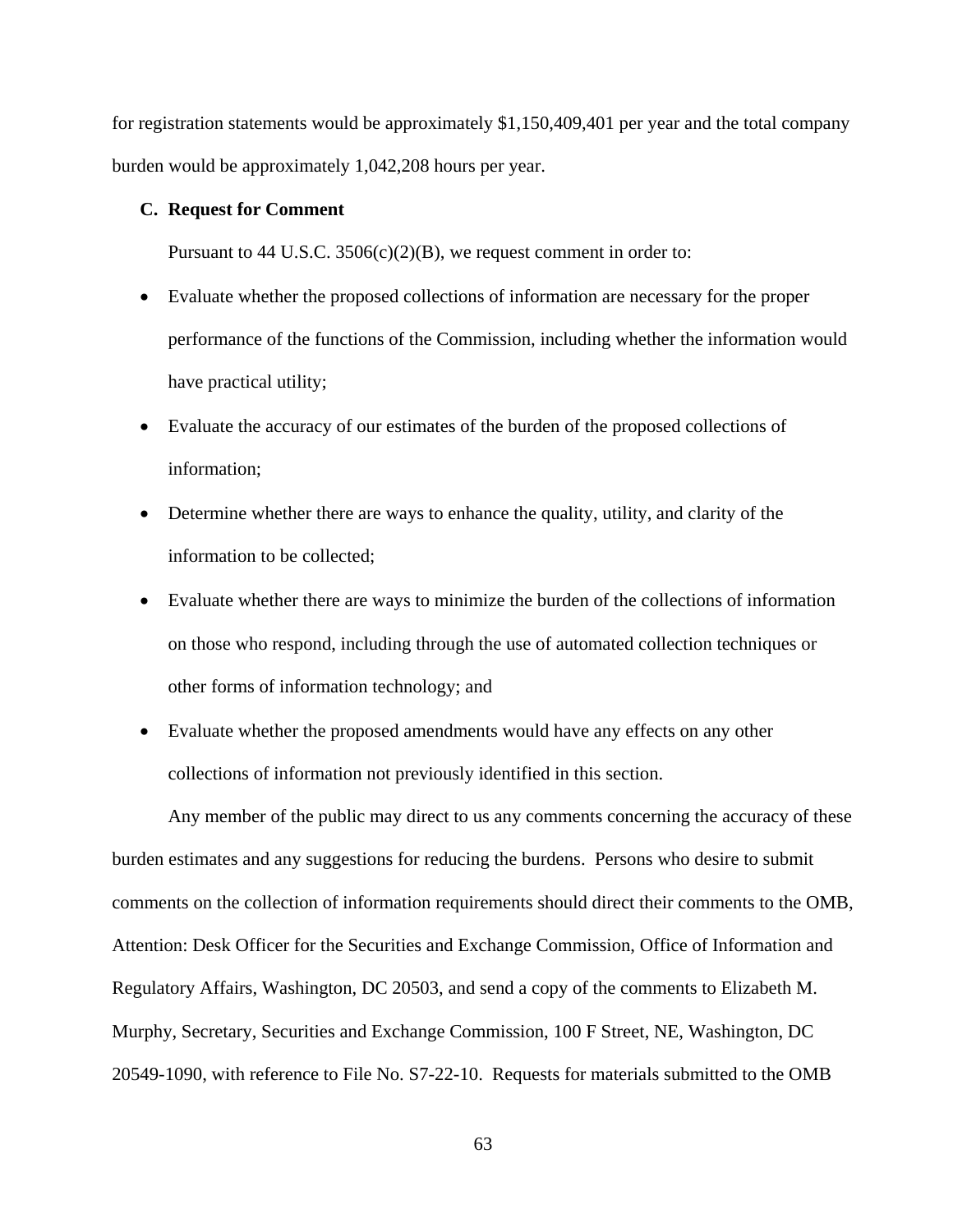for registration statements would be approximately $1,150,409,401 per year and the total company burden would be approximately 1,042,208 hours per year.

### C. Request for Comment

Pursuant to 44 U.S.C. 3506(c)(2)(B), we request comment in order to:

- Evaluate whether the proposed collections of information are necessary for the proper performance of the functions of the Commission, including whether the information would have practical utility;
- Evaluate the accuracy of our estimates of the burden of the proposed collections of information;
- Determine whether there are ways to enhance the quality, utility, and clarity of the information to be collected;
- Evaluate whether there are ways to minimize the burden of the collections of information on those who respond, including through the use of automated collection techniques or other forms of information technology; and
- Evaluate whether the proposed amendments would have any effects on any other collections of information not previously identified in this section.

Any member of the public may direct to us any comments concerning the accuracy of these burden estimates and any suggestions for reducing the burdens. Persons who desire to submit comments on the collection of information requirements should direct their comments to the OMB, Attention: Desk Officer for the Securities and Exchange Commission, Office of Information and Regulatory Affairs, Washington, DC 20503, and send a copy of the comments to Elizabeth M. Murphy, Secretary, Securities and Exchange Commission, 100 F Street, NE, Washington, DC 20549-1090, with reference to File No. S7-22-10. Requests for materials submitted to the OMB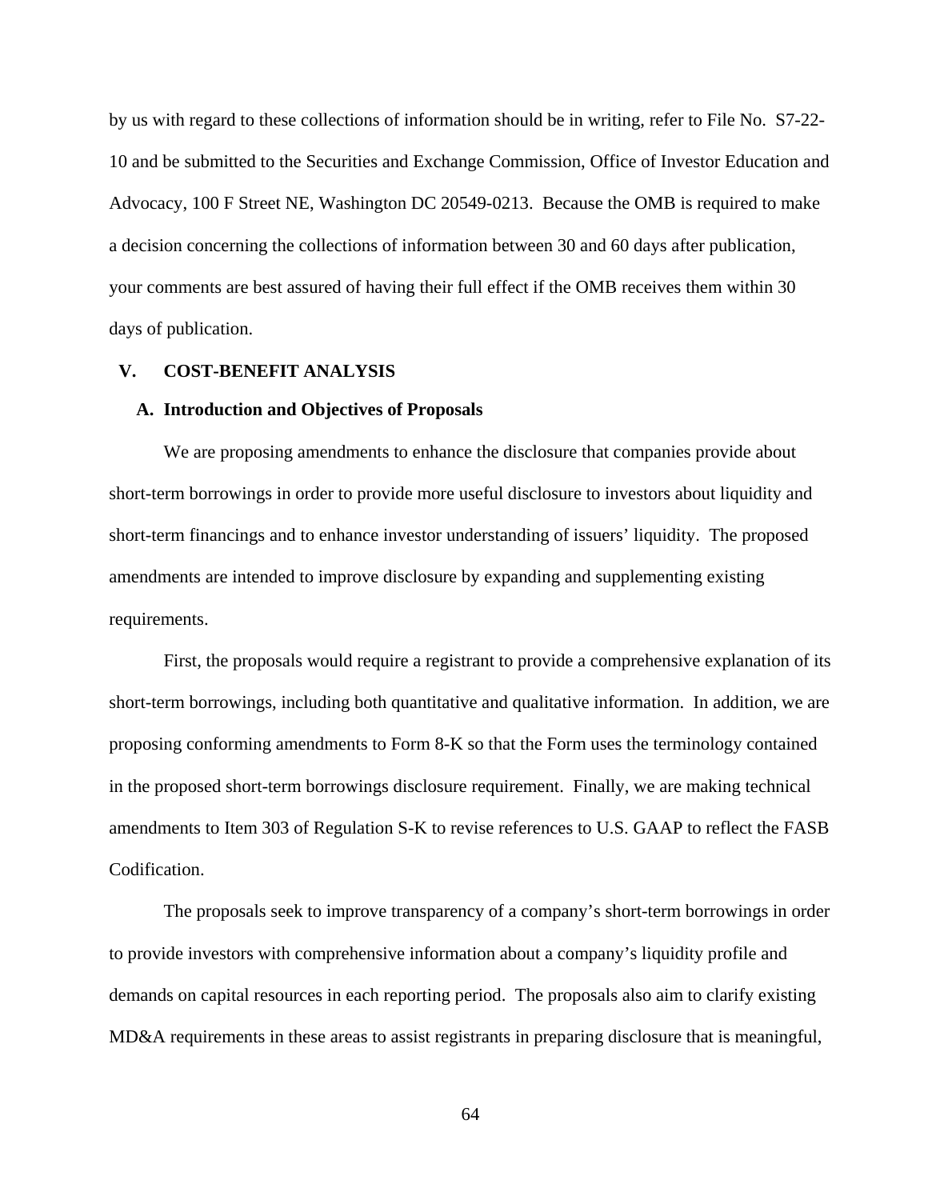by us with regard to these collections of information should be in writing, refer to File No. S7-22-10 and be submitted to the Securities and Exchange Commission, Office of Investor Education and Advocacy, 100 F Street NE, Washington DC 20549-0213. Because the OMB is required to make a decision concerning the collections of information between 30 and 60 days after publication, your comments are best assured of having their full effect if the OMB receives them within 30 days of publication.

## V. COST-BENEFIT ANALYSIS

### A. Introduction and Objectives of Proposals

We are proposing amendments to enhance the disclosure that companies provide about short-term borrowings in order to provide more useful disclosure to investors about liquidity and short-term financings and to enhance investor understanding of issuers' liquidity. The proposed amendments are intended to improve disclosure by expanding and supplementing existing requirements.

First, the proposals would require a registrant to provide a comprehensive explanation of its short-term borrowings, including both quantitative and qualitative information. In addition, we are proposing conforming amendments to Form 8-K so that the Form uses the terminology contained in the proposed short-term borrowings disclosure requirement. Finally, we are making technical amendments to Item 303 of Regulation S-K to revise references to U.S. GAAP to reflect the FASB Codification.

The proposals seek to improve transparency of a company's short-term borrowings in order to provide investors with comprehensive information about a company's liquidity profile and demands on capital resources in each reporting period. The proposals also aim to clarify existing MD&A requirements in these areas to assist registrants in preparing disclosure that is meaningful,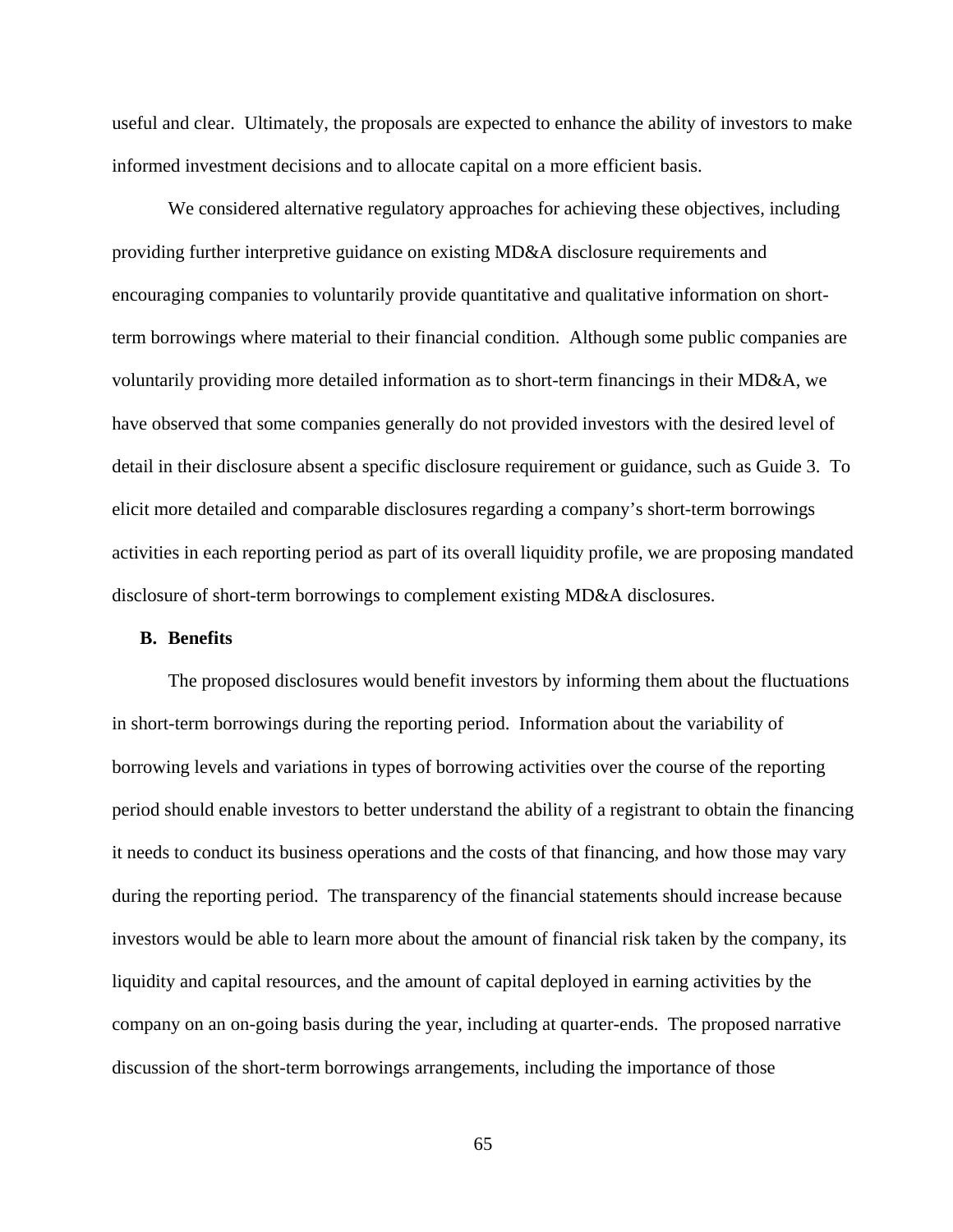useful and clear. Ultimately, the proposals are expected to enhance the ability of investors to make informed investment decisions and to allocate capital on a more efficient basis.

We considered alternative regulatory approaches for achieving these objectives, including providing further interpretive guidance on existing MD&A disclosure requirements and encouraging companies to voluntarily provide quantitative and qualitative information on short-term borrowings where material to their financial condition. Although some public companies are voluntarily providing more detailed information as to short-term financings in their MD&A, we have observed that some companies generally do not provided investors with the desired level of detail in their disclosure absent a specific disclosure requirement or guidance, such as Guide 3. To elicit more detailed and comparable disclosures regarding a company's short-term borrowings activities in each reporting period as part of its overall liquidity profile, we are proposing mandated disclosure of short-term borrowings to complement existing MD&A disclosures.

## B. Benefits

The proposed disclosures would benefit investors by informing them about the fluctuations in short-term borrowings during the reporting period. Information about the variability of borrowing levels and variations in types of borrowing activities over the course of the reporting period should enable investors to better understand the ability of a registrant to obtain the financing it needs to conduct its business operations and the costs of that financing, and how those may vary during the reporting period. The transparency of the financial statements should increase because investors would be able to learn more about the amount of financial risk taken by the company, its liquidity and capital resources, and the amount of capital deployed in earning activities by the company on an on-going basis during the year, including at quarter-ends. The proposed narrative discussion of the short-term borrowings arrangements, including the importance of those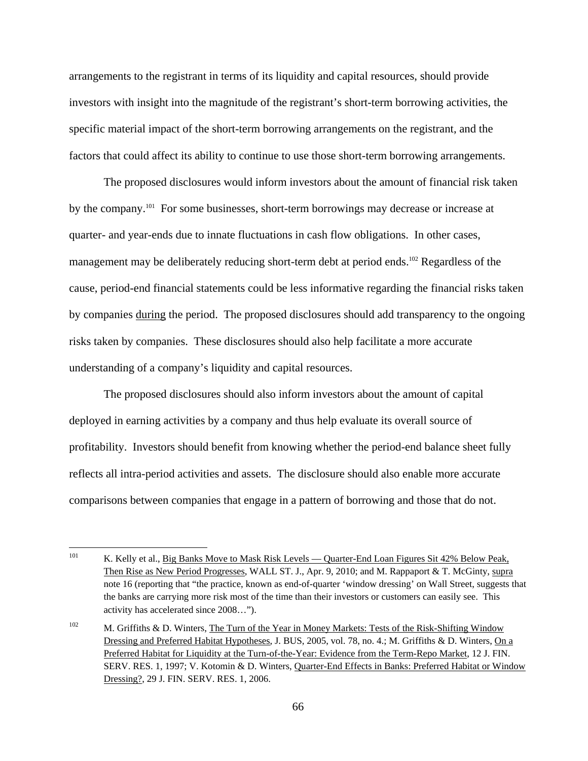arrangements to the registrant in terms of its liquidity and capital resources, should provide investors with insight into the magnitude of the registrant's short-term borrowing activities, the specific material impact of the short-term borrowing arrangements on the registrant, and the factors that could affect its ability to continue to use those short-term borrowing arrangements.

The proposed disclosures would inform investors about the amount of financial risk taken by the company.[101] For some businesses, short-term borrowings may decrease or increase at quarter- and year-ends due to innate fluctuations in cash flow obligations. In other cases, management may be deliberately reducing short-term debt at period ends.[102] Regardless of the cause, period-end financial statements could be less informative regarding the financial risks taken by companies <u>during</u> the period. The proposed disclosures should add transparency to the ongoing risks taken by companies. These disclosures should also help facilitate a more accurate understanding of a company's liquidity and capital resources.

The proposed disclosures should also inform investors about the amount of capital deployed in earning activities by a company and thus help evaluate its overall source of profitability. Investors should benefit from knowing whether the period-end balance sheet fully reflects all intra-period activities and assets. The disclosure should also enable more accurate comparisons between companies that engage in a pattern of borrowing and those that do not.

---

[101] K. Kelly et al., <u>Big Banks Move to Mask Risk Levels — Quarter-End Loan Figures Sit 42% Below Peak, Then Rise as New Period Progresses</u>, WALL ST. J., Apr. 9, 2010; and M. Rappaport & T. McGinty, <u>supra</u> note 16 (reporting that "the practice, known as end-of-quarter 'window dressing' on Wall Street, suggests that the banks are carrying more risk most of the time than their investors or customers can easily see. This activity has accelerated since 2008…").

[102] M. Griffiths & D. Winters, <u>The Turn of the Year in Money Markets: Tests of the Risk-Shifting Window Dressing and Preferred Habitat Hypotheses</u>, J. BUS, 2005, vol. 78, no. 4.; M. Griffiths & D. Winters, <u>On a Preferred Habitat for Liquidity at the Turn-of-the-Year: Evidence from the Term-Repo Market</u>, 12 J. FIN. SERV. RES. 1, 1997; V. Kotomin & D. Winters, <u>Quarter-End Effects in Banks: Preferred Habitat or Window Dressing?</u>, 29 J. FIN. SERV. RES. 1, 2006.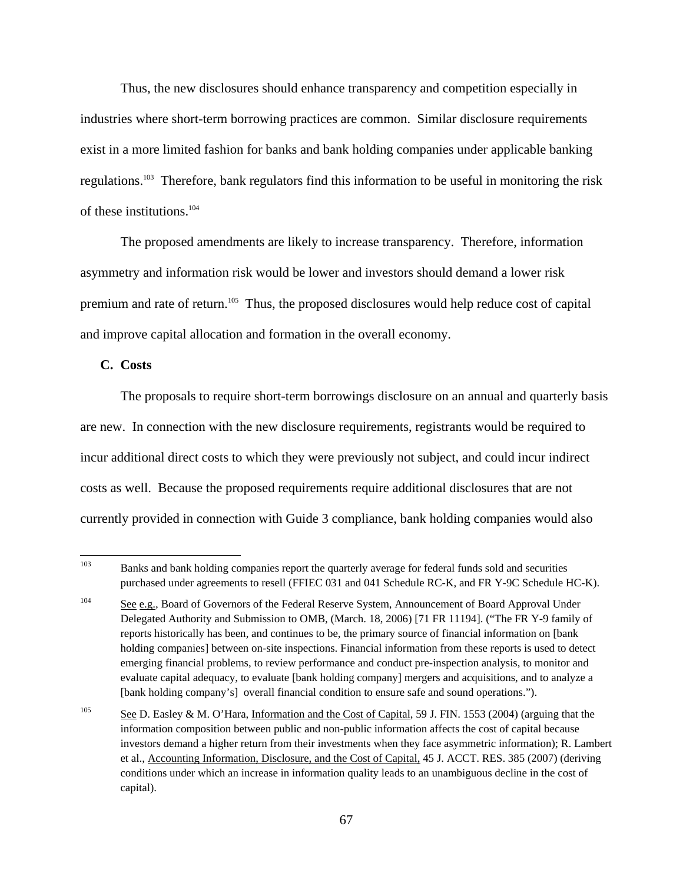Thus, the new disclosures should enhance transparency and competition especially in industries where short-term borrowing practices are common. Similar disclosure requirements exist in a more limited fashion for banks and bank holding companies under applicable banking regulations.[103] Therefore, bank regulators find this information to be useful in monitoring the risk of these institutions.[104]

The proposed amendments are likely to increase transparency. Therefore, information asymmetry and information risk would be lower and investors should demand a lower risk premium and rate of return.[105] Thus, the proposed disclosures would help reduce cost of capital and improve capital allocation and formation in the overall economy.

**C. Costs**

The proposals to require short-term borrowings disclosure on an annual and quarterly basis are new. In connection with the new disclosure requirements, registrants would be required to incur additional direct costs to which they were previously not subject, and could incur indirect costs as well. Because the proposed requirements require additional disclosures that are not currently provided in connection with Guide 3 compliance, bank holding companies would also

---

[103] Banks and bank holding companies report the quarterly average for federal funds sold and securities purchased under agreements to resell (FFIEC 031 and 041 Schedule RC-K, and FR Y-9C Schedule HC-K).

[104] See e.g., Board of Governors of the Federal Reserve System, Announcement of Board Approval Under Delegated Authority and Submission to OMB, (March. 18, 2006) [71 FR 11194]. ("The FR Y-9 family of reports historically has been, and continues to be, the primary source of financial information on [bank holding companies] between on-site inspections. Financial information from these reports is used to detect emerging financial problems, to review performance and conduct pre-inspection analysis, to monitor and evaluate capital adequacy, to evaluate [bank holding company] mergers and acquisitions, and to analyze a [bank holding company's] overall financial condition to ensure safe and sound operations.").

[105] See D. Easley & M. O'Hara, Information and the Cost of Capital, 59 J. FIN. 1553 (2004) (arguing that the information composition between public and non-public information affects the cost of capital because investors demand a higher return from their investments when they face asymmetric information); R. Lambert et al., Accounting Information, Disclosure, and the Cost of Capital, 45 J. ACCT. RES. 385 (2007) (deriving conditions under which an increase in information quality leads to an unambiguous decline in the cost of capital).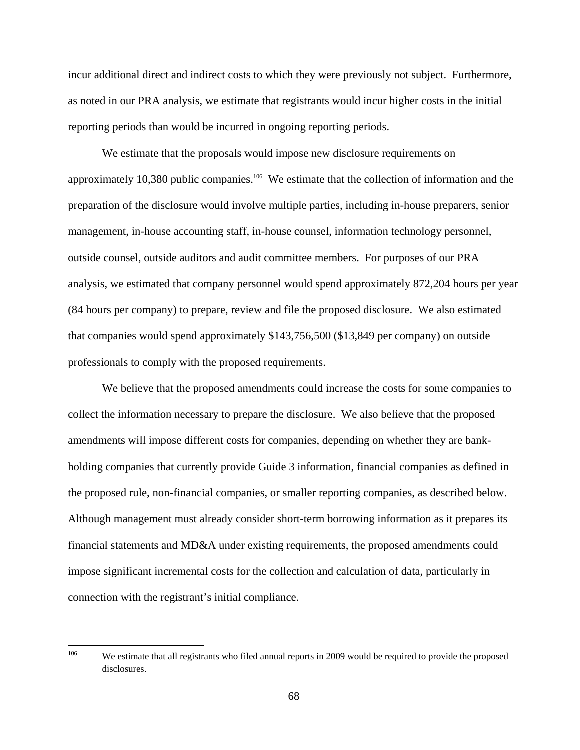incur additional direct and indirect costs to which they were previously not subject. Furthermore, as noted in our PRA analysis, we estimate that registrants would incur higher costs in the initial reporting periods than would be incurred in ongoing reporting periods.

We estimate that the proposals would impose new disclosure requirements on approximately 10,380 public companies.[106] We estimate that the collection of information and the preparation of the disclosure would involve multiple parties, including in-house preparers, senior management, in-house accounting staff, in-house counsel, information technology personnel, outside counsel, outside auditors and audit committee members. For purposes of our PRA analysis, we estimated that company personnel would spend approximately 872,204 hours per year (84 hours per company) to prepare, review and file the proposed disclosure. We also estimated that companies would spend approximately $143,756,500 ($13,849 per company) on outside professionals to comply with the proposed requirements.

We believe that the proposed amendments could increase the costs for some companies to collect the information necessary to prepare the disclosure. We also believe that the proposed amendments will impose different costs for companies, depending on whether they are bank-holding companies that currently provide Guide 3 information, financial companies as defined in the proposed rule, non-financial companies, or smaller reporting companies, as described below. Although management must already consider short-term borrowing information as it prepares its financial statements and MD&A under existing requirements, the proposed amendments could impose significant incremental costs for the collection and calculation of data, particularly in connection with the registrant's initial compliance.

[106] We estimate that all registrants who filed annual reports in 2009 would be required to provide the proposed disclosures.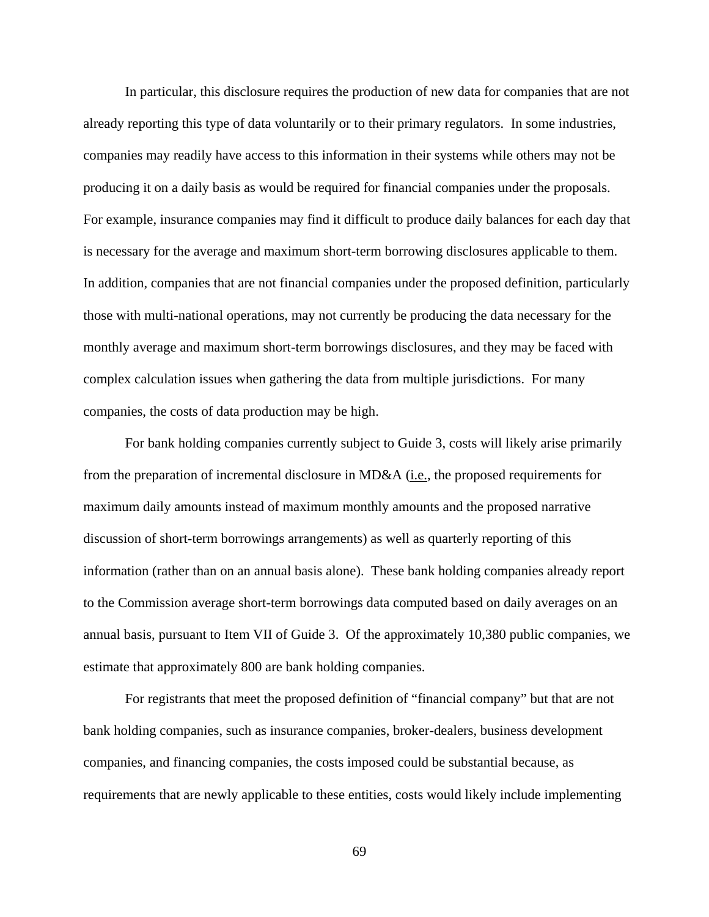In particular, this disclosure requires the production of new data for companies that are not already reporting this type of data voluntarily or to their primary regulators. In some industries, companies may readily have access to this information in their systems while others may not be producing it on a daily basis as would be required for financial companies under the proposals. For example, insurance companies may find it difficult to produce daily balances for each day that is necessary for the average and maximum short-term borrowing disclosures applicable to them. In addition, companies that are not financial companies under the proposed definition, particularly those with multi-national operations, may not currently be producing the data necessary for the monthly average and maximum short-term borrowings disclosures, and they may be faced with complex calculation issues when gathering the data from multiple jurisdictions. For many companies, the costs of data production may be high.

For bank holding companies currently subject to Guide 3, costs will likely arise primarily from the preparation of incremental disclosure in MD&A (i.e., the proposed requirements for maximum daily amounts instead of maximum monthly amounts and the proposed narrative discussion of short-term borrowings arrangements) as well as quarterly reporting of this information (rather than on an annual basis alone). These bank holding companies already report to the Commission average short-term borrowings data computed based on daily averages on an annual basis, pursuant to Item VII of Guide 3. Of the approximately 10,380 public companies, we estimate that approximately 800 are bank holding companies.

For registrants that meet the proposed definition of "financial company" but that are not bank holding companies, such as insurance companies, broker-dealers, business development companies, and financing companies, the costs imposed could be substantial because, as requirements that are newly applicable to these entities, costs would likely include implementing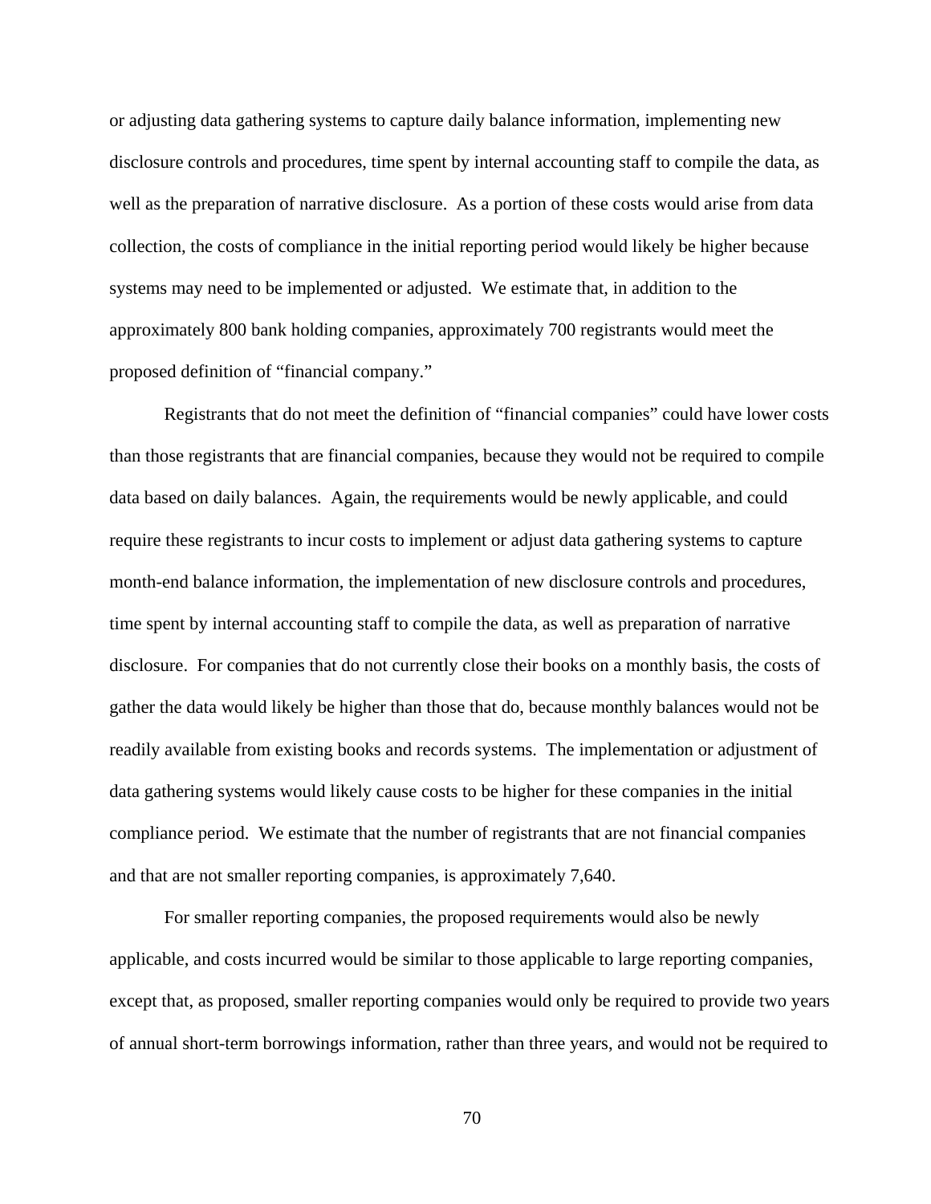or adjusting data gathering systems to capture daily balance information, implementing new disclosure controls and procedures, time spent by internal accounting staff to compile the data, as well as the preparation of narrative disclosure. As a portion of these costs would arise from data collection, the costs of compliance in the initial reporting period would likely be higher because systems may need to be implemented or adjusted. We estimate that, in addition to the approximately 800 bank holding companies, approximately 700 registrants would meet the proposed definition of "financial company."

Registrants that do not meet the definition of "financial companies" could have lower costs than those registrants that are financial companies, because they would not be required to compile data based on daily balances. Again, the requirements would be newly applicable, and could require these registrants to incur costs to implement or adjust data gathering systems to capture month-end balance information, the implementation of new disclosure controls and procedures, time spent by internal accounting staff to compile the data, as well as preparation of narrative disclosure. For companies that do not currently close their books on a monthly basis, the costs of gather the data would likely be higher than those that do, because monthly balances would not be readily available from existing books and records systems. The implementation or adjustment of data gathering systems would likely cause costs to be higher for these companies in the initial compliance period. We estimate that the number of registrants that are not financial companies and that are not smaller reporting companies, is approximately 7,640.

For smaller reporting companies, the proposed requirements would also be newly applicable, and costs incurred would be similar to those applicable to large reporting companies, except that, as proposed, smaller reporting companies would only be required to provide two years of annual short-term borrowings information, rather than three years, and would not be required to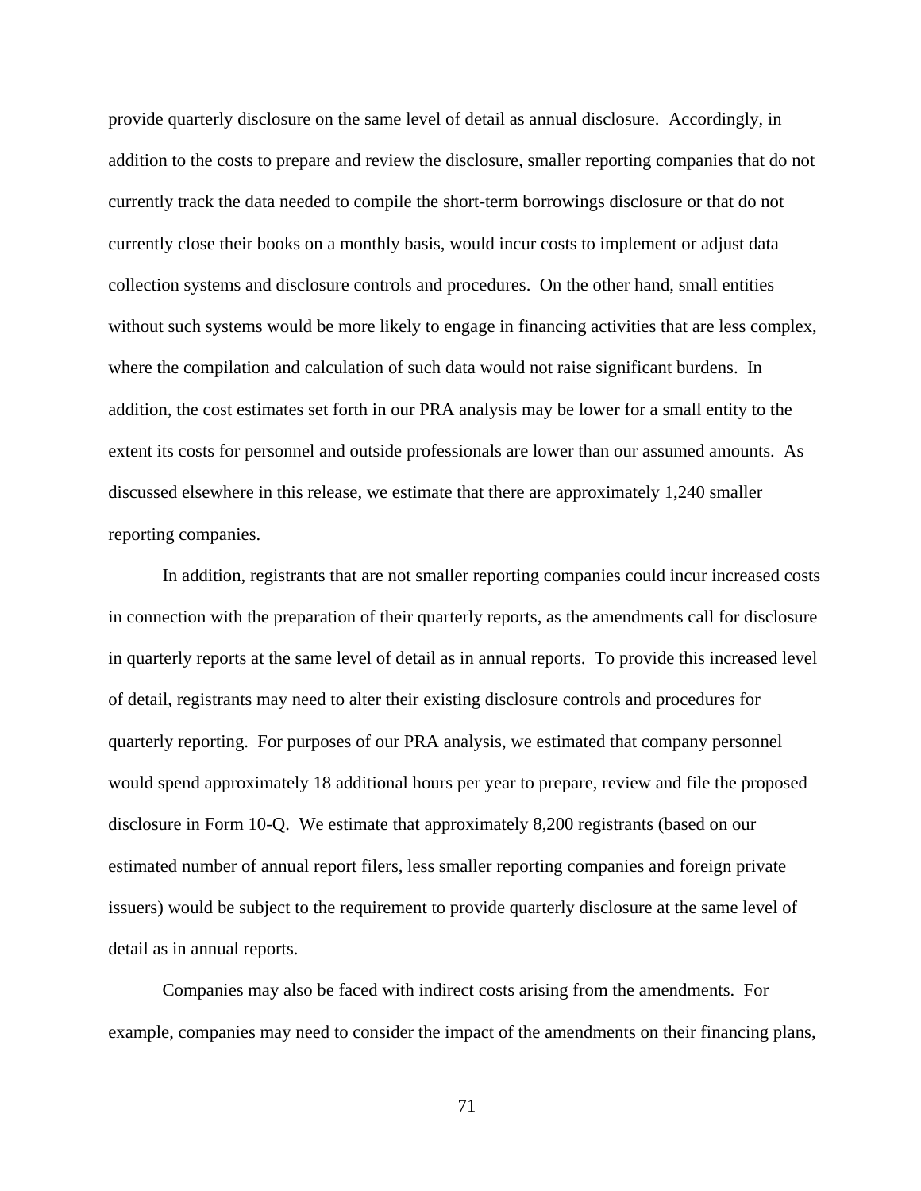provide quarterly disclosure on the same level of detail as annual disclosure. Accordingly, in addition to the costs to prepare and review the disclosure, smaller reporting companies that do not currently track the data needed to compile the short-term borrowings disclosure or that do not currently close their books on a monthly basis, would incur costs to implement or adjust data collection systems and disclosure controls and procedures. On the other hand, small entities without such systems would be more likely to engage in financing activities that are less complex, where the compilation and calculation of such data would not raise significant burdens. In addition, the cost estimates set forth in our PRA analysis may be lower for a small entity to the extent its costs for personnel and outside professionals are lower than our assumed amounts. As discussed elsewhere in this release, we estimate that there are approximately 1,240 smaller reporting companies.

In addition, registrants that are not smaller reporting companies could incur increased costs in connection with the preparation of their quarterly reports, as the amendments call for disclosure in quarterly reports at the same level of detail as in annual reports. To provide this increased level of detail, registrants may need to alter their existing disclosure controls and procedures for quarterly reporting. For purposes of our PRA analysis, we estimated that company personnel would spend approximately 18 additional hours per year to prepare, review and file the proposed disclosure in Form 10-Q. We estimate that approximately 8,200 registrants (based on our estimated number of annual report filers, less smaller reporting companies and foreign private issuers) would be subject to the requirement to provide quarterly disclosure at the same level of detail as in annual reports.

Companies may also be faced with indirect costs arising from the amendments. For example, companies may need to consider the impact of the amendments on their financing plans,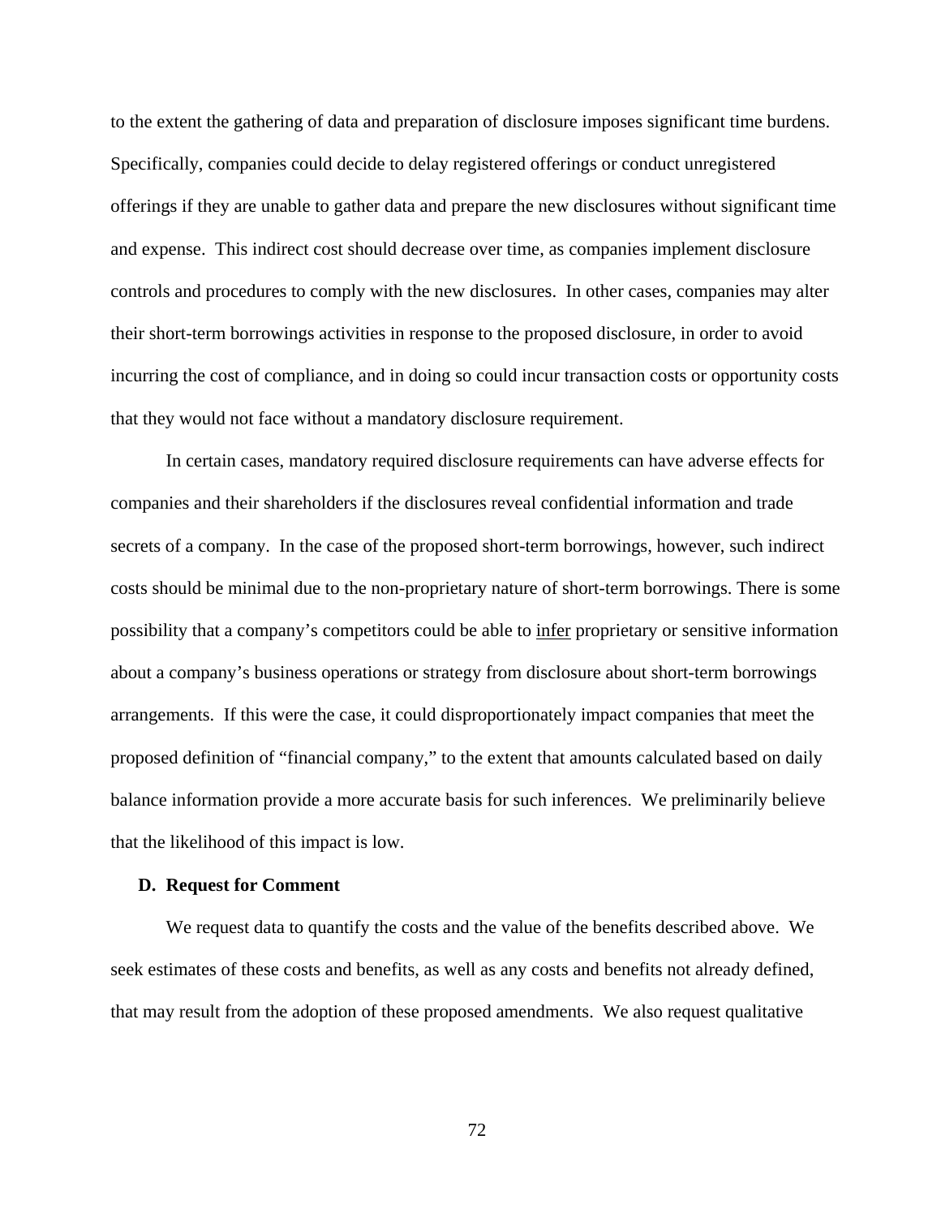to the extent the gathering of data and preparation of disclosure imposes significant time burdens. Specifically, companies could decide to delay registered offerings or conduct unregistered offerings if they are unable to gather data and prepare the new disclosures without significant time and expense. This indirect cost should decrease over time, as companies implement disclosure controls and procedures to comply with the new disclosures. In other cases, companies may alter their short-term borrowings activities in response to the proposed disclosure, in order to avoid incurring the cost of compliance, and in doing so could incur transaction costs or opportunity costs that they would not face without a mandatory disclosure requirement.

In certain cases, mandatory required disclosure requirements can have adverse effects for companies and their shareholders if the disclosures reveal confidential information and trade secrets of a company. In the case of the proposed short-term borrowings, however, such indirect costs should be minimal due to the non-proprietary nature of short-term borrowings. There is some possibility that a company's competitors could be able to <u>infer</u> proprietary or sensitive information about a company's business operations or strategy from disclosure about short-term borrowings arrangements. If this were the case, it could disproportionately impact companies that meet the proposed definition of "financial company," to the extent that amounts calculated based on daily balance information provide a more accurate basis for such inferences. We preliminarily believe that the likelihood of this impact is low.

### D. Request for Comment

We request data to quantify the costs and the value of the benefits described above. We seek estimates of these costs and benefits, as well as any costs and benefits not already defined, that may result from the adoption of these proposed amendments. We also request qualitative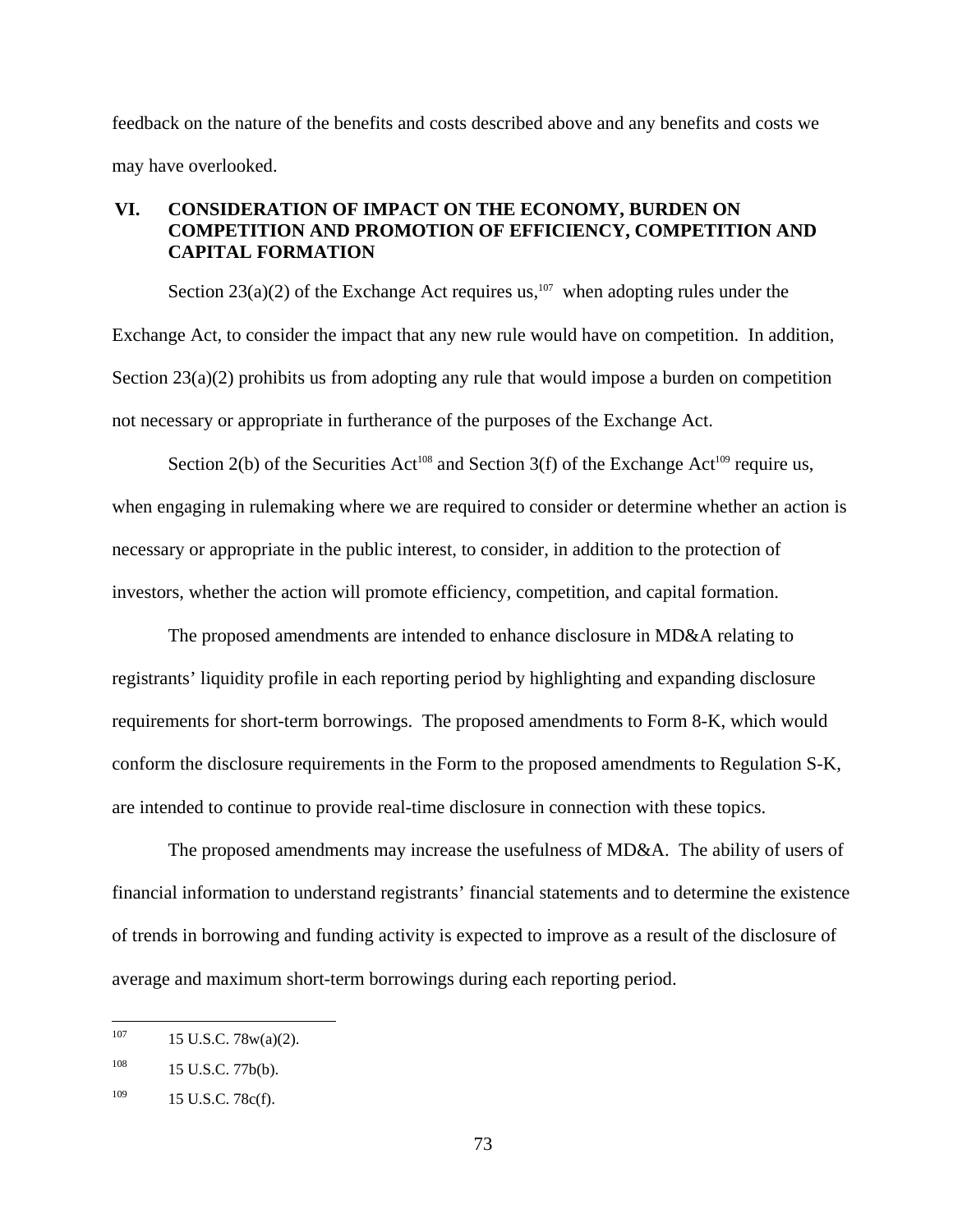feedback on the nature of the benefits and costs described above and any benefits and costs we may have overlooked.

## VI. CONSIDERATION OF IMPACT ON THE ECONOMY, BURDEN ON COMPETITION AND PROMOTION OF EFFICIENCY, COMPETITION AND CAPITAL FORMATION

Section 23(a)(2) of the Exchange Act requires us,[107] when adopting rules under the Exchange Act, to consider the impact that any new rule would have on competition. In addition, Section 23(a)(2) prohibits us from adopting any rule that would impose a burden on competition not necessary or appropriate in furtherance of the purposes of the Exchange Act.

Section 2(b) of the Securities Act[108] and Section 3(f) of the Exchange Act[109] require us, when engaging in rulemaking where we are required to consider or determine whether an action is necessary or appropriate in the public interest, to consider, in addition to the protection of investors, whether the action will promote efficiency, competition, and capital formation.

The proposed amendments are intended to enhance disclosure in MD&A relating to registrants' liquidity profile in each reporting period by highlighting and expanding disclosure requirements for short-term borrowings. The proposed amendments to Form 8-K, which would conform the disclosure requirements in the Form to the proposed amendments to Regulation S-K, are intended to continue to provide real-time disclosure in connection with these topics.

The proposed amendments may increase the usefulness of MD&A. The ability of users of financial information to understand registrants' financial statements and to determine the existence of trends in borrowing and funding activity is expected to improve as a result of the disclosure of average and maximum short-term borrowings during each reporting period.

---

[107] 15 U.S.C. 78w(a)(2).

[108] 15 U.S.C. 77b(b).

[109] 15 U.S.C. 78c(f).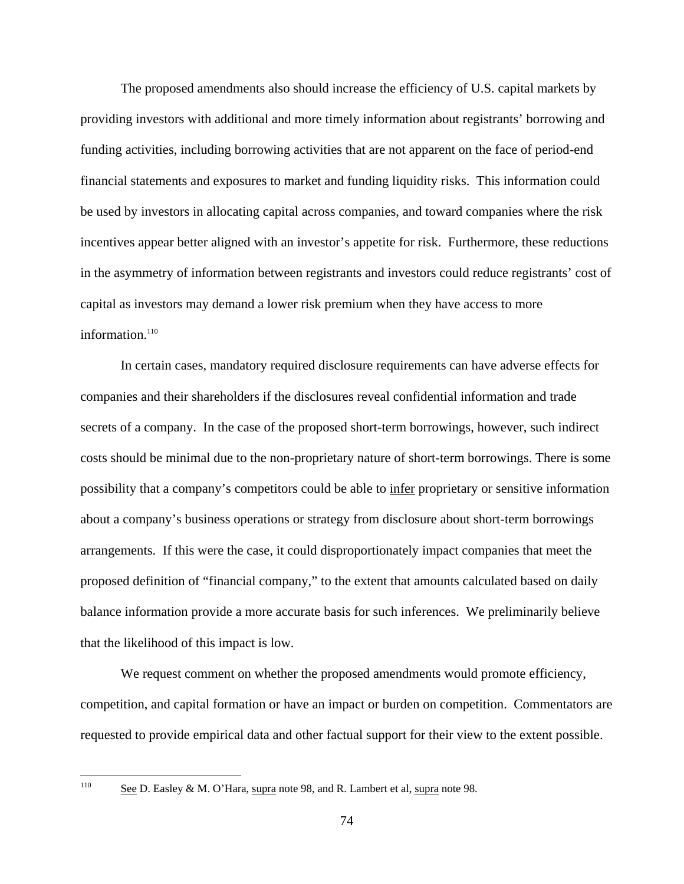The proposed amendments also should increase the efficiency of U.S. capital markets by providing investors with additional and more timely information about registrants' borrowing and funding activities, including borrowing activities that are not apparent on the face of period-end financial statements and exposures to market and funding liquidity risks. This information could be used by investors in allocating capital across companies, and toward companies where the risk incentives appear better aligned with an investor's appetite for risk. Furthermore, these reductions in the asymmetry of information between registrants and investors could reduce registrants' cost of capital as investors may demand a lower risk premium when they have access to more information.[110]

In certain cases, mandatory required disclosure requirements can have adverse effects for companies and their shareholders if the disclosures reveal confidential information and trade secrets of a company. In the case of the proposed short-term borrowings, however, such indirect costs should be minimal due to the non-proprietary nature of short-term borrowings. There is some possibility that a company's competitors could be able to infer proprietary or sensitive information about a company's business operations or strategy from disclosure about short-term borrowings arrangements. If this were the case, it could disproportionately impact companies that meet the proposed definition of "financial company," to the extent that amounts calculated based on daily balance information provide a more accurate basis for such inferences. We preliminarily believe that the likelihood of this impact is low.

We request comment on whether the proposed amendments would promote efficiency, competition, and capital formation or have an impact or burden on competition. Commentators are requested to provide empirical data and other factual support for their view to the extent possible.

---

[110] See D. Easley & M. O'Hara, supra note 98, and R. Lambert et al, supra note 98.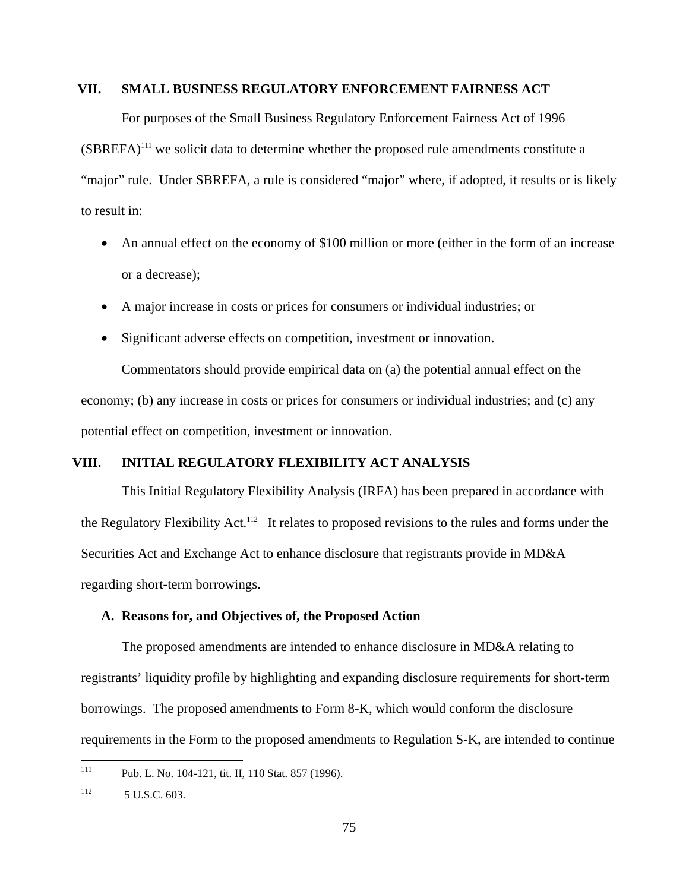## VII. SMALL BUSINESS REGULATORY ENFORCEMENT FAIRNESS ACT

For purposes of the Small Business Regulatory Enforcement Fairness Act of 1996 (SBREFA)[111] we solicit data to determine whether the proposed rule amendments constitute a "major" rule. Under SBREFA, a rule is considered "major" where, if adopted, it results or is likely to result in:

- An annual effect on the economy of $100 million or more (either in the form of an increase or a decrease);
- A major increase in costs or prices for consumers or individual industries; or
- Significant adverse effects on competition, investment or innovation.

Commentators should provide empirical data on (a) the potential annual effect on the economy; (b) any increase in costs or prices for consumers or individual industries; and (c) any potential effect on competition, investment or innovation.

## VIII. INITIAL REGULATORY FLEXIBILITY ACT ANALYSIS

This Initial Regulatory Flexibility Analysis (IRFA) has been prepared in accordance with the Regulatory Flexibility Act.[112] It relates to proposed revisions to the rules and forms under the Securities Act and Exchange Act to enhance disclosure that registrants provide in MD&A regarding short-term borrowings.

### A. Reasons for, and Objectives of, the Proposed Action

The proposed amendments are intended to enhance disclosure in MD&A relating to registrants' liquidity profile by highlighting and expanding disclosure requirements for short-term borrowings. The proposed amendments to Form 8-K, which would conform the disclosure requirements in the Form to the proposed amendments to Regulation S-K, are intended to continue

---

[111] Pub. L. No. 104-121, tit. II, 110 Stat. 857 (1996).

[112] 5 U.S.C. 603.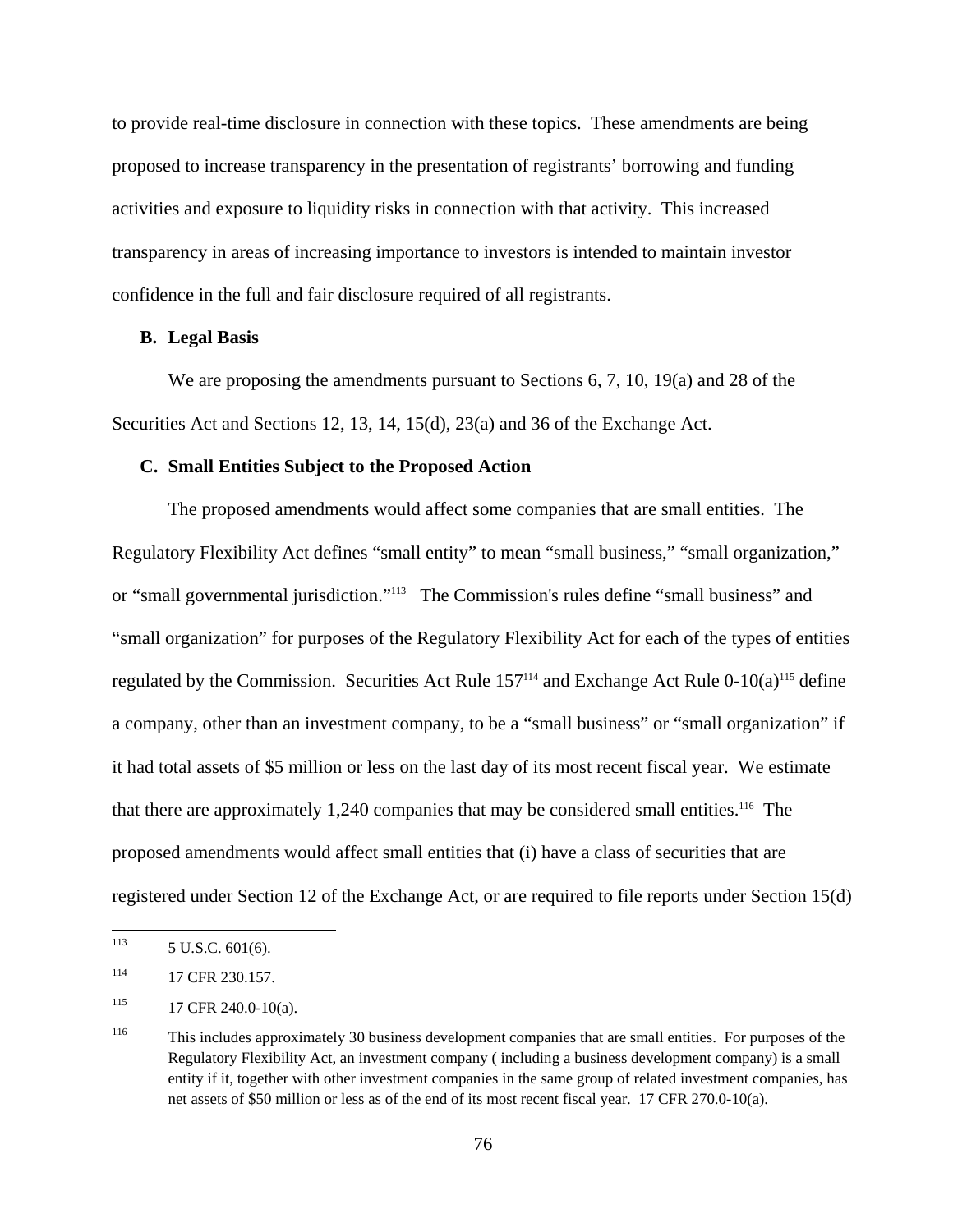to provide real-time disclosure in connection with these topics. These amendments are being proposed to increase transparency in the presentation of registrants' borrowing and funding activities and exposure to liquidity risks in connection with that activity. This increased transparency in areas of increasing importance to investors is intended to maintain investor confidence in the full and fair disclosure required of all registrants.

### B. Legal Basis

We are proposing the amendments pursuant to Sections 6, 7, 10, 19(a) and 28 of the Securities Act and Sections 12, 13, 14, 15(d), 23(a) and 36 of the Exchange Act.

### C. Small Entities Subject to the Proposed Action

The proposed amendments would affect some companies that are small entities. The Regulatory Flexibility Act defines "small entity" to mean "small business," "small organization," or "small governmental jurisdiction."[113] The Commission's rules define "small business" and "small organization" for purposes of the Regulatory Flexibility Act for each of the types of entities regulated by the Commission. Securities Act Rule 157[114] and Exchange Act Rule 0-10(a)[115] define a company, other than an investment company, to be a "small business" or "small organization" if it had total assets of $5 million or less on the last day of its most recent fiscal year. We estimate that there are approximately 1,240 companies that may be considered small entities.[116] The proposed amendments would affect small entities that (i) have a class of securities that are registered under Section 12 of the Exchange Act, or are required to file reports under Section 15(d)

---

[113] 5 U.S.C. 601(6).

[114] 17 CFR 230.157.

[115] 17 CFR 240.0-10(a).

[116] This includes approximately 30 business development companies that are small entities. For purposes of the Regulatory Flexibility Act, an investment company ( including a business development company) is a small entity if it, together with other investment companies in the same group of related investment companies, has net assets of $50 million or less as of the end of its most recent fiscal year. 17 CFR 270.0-10(a).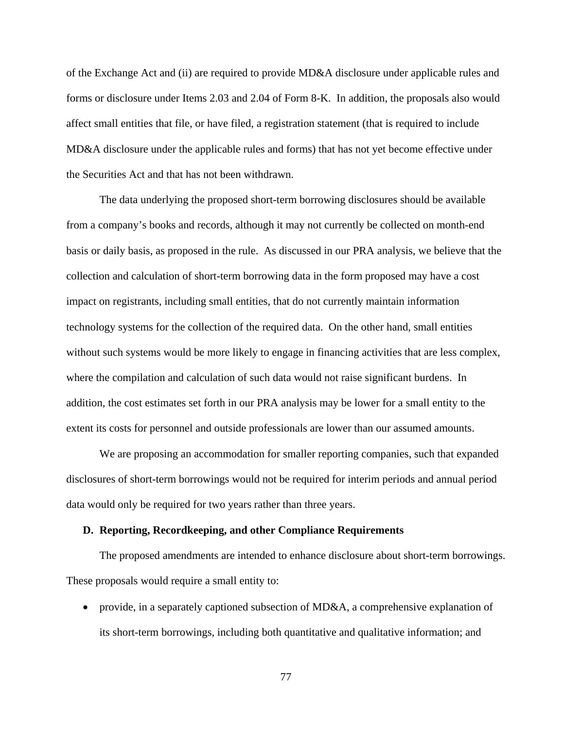of the Exchange Act and (ii) are required to provide MD&A disclosure under applicable rules and forms or disclosure under Items 2.03 and 2.04 of Form 8-K. In addition, the proposals also would affect small entities that file, or have filed, a registration statement (that is required to include MD&A disclosure under the applicable rules and forms) that has not yet become effective under the Securities Act and that has not been withdrawn.

The data underlying the proposed short-term borrowing disclosures should be available from a company's books and records, although it may not currently be collected on month-end basis or daily basis, as proposed in the rule. As discussed in our PRA analysis, we believe that the collection and calculation of short-term borrowing data in the form proposed may have a cost impact on registrants, including small entities, that do not currently maintain information technology systems for the collection of the required data. On the other hand, small entities without such systems would be more likely to engage in financing activities that are less complex, where the compilation and calculation of such data would not raise significant burdens. In addition, the cost estimates set forth in our PRA analysis may be lower for a small entity to the extent its costs for personnel and outside professionals are lower than our assumed amounts.

We are proposing an accommodation for smaller reporting companies, such that expanded disclosures of short-term borrowings would not be required for interim periods and annual period data would only be required for two years rather than three years.

**D. Reporting, Recordkeeping, and other Compliance Requirements**

The proposed amendments are intended to enhance disclosure about short-term borrowings. These proposals would require a small entity to:

- provide, in a separately captioned subsection of MD&A, a comprehensive explanation of its short-term borrowings, including both quantitative and qualitative information; and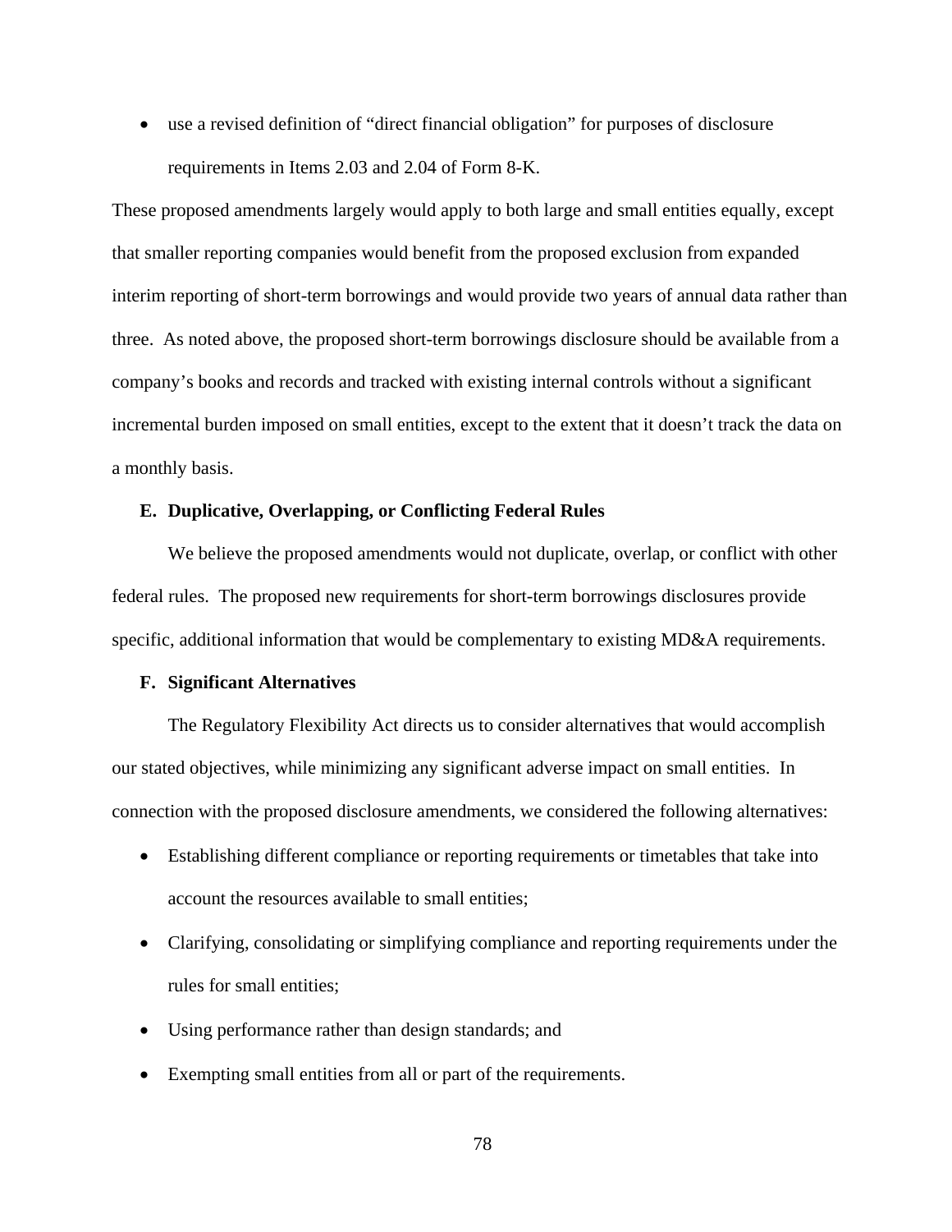- use a revised definition of "direct financial obligation" for purposes of disclosure requirements in Items 2.03 and 2.04 of Form 8-K.

These proposed amendments largely would apply to both large and small entities equally, except that smaller reporting companies would benefit from the proposed exclusion from expanded interim reporting of short-term borrowings and would provide two years of annual data rather than three. As noted above, the proposed short-term borrowings disclosure should be available from a company's books and records and tracked with existing internal controls without a significant incremental burden imposed on small entities, except to the extent that it doesn't track the data on a monthly basis.

### E. Duplicative, Overlapping, or Conflicting Federal Rules

We believe the proposed amendments would not duplicate, overlap, or conflict with other federal rules. The proposed new requirements for short-term borrowings disclosures provide specific, additional information that would be complementary to existing MD&A requirements.

### F. Significant Alternatives

The Regulatory Flexibility Act directs us to consider alternatives that would accomplish our stated objectives, while minimizing any significant adverse impact on small entities. In connection with the proposed disclosure amendments, we considered the following alternatives:

- Establishing different compliance or reporting requirements or timetables that take into account the resources available to small entities;
- Clarifying, consolidating or simplifying compliance and reporting requirements under the rules for small entities;
- Using performance rather than design standards; and
- Exempting small entities from all or part of the requirements.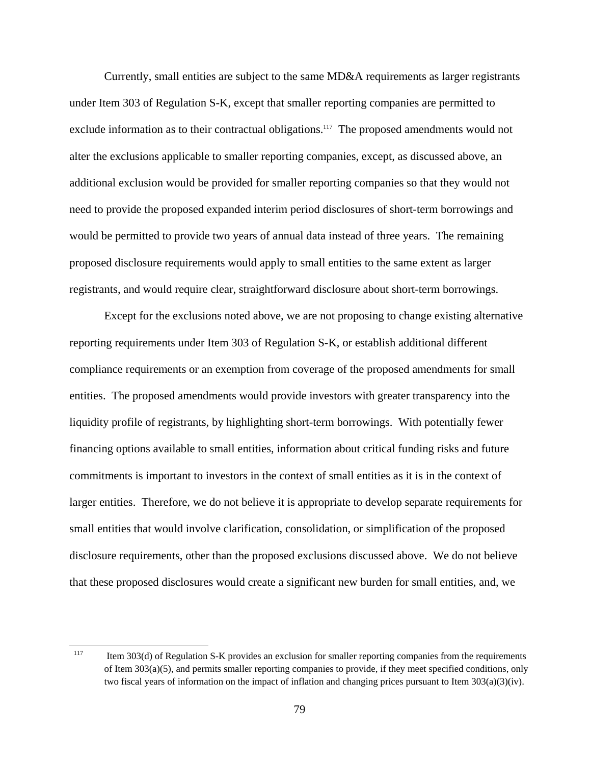Currently, small entities are subject to the same MD&A requirements as larger registrants under Item 303 of Regulation S-K, except that smaller reporting companies are permitted to exclude information as to their contractual obligations.[117] The proposed amendments would not alter the exclusions applicable to smaller reporting companies, except, as discussed above, an additional exclusion would be provided for smaller reporting companies so that they would not need to provide the proposed expanded interim period disclosures of short-term borrowings and would be permitted to provide two years of annual data instead of three years. The remaining proposed disclosure requirements would apply to small entities to the same extent as larger registrants, and would require clear, straightforward disclosure about short-term borrowings.

Except for the exclusions noted above, we are not proposing to change existing alternative reporting requirements under Item 303 of Regulation S-K, or establish additional different compliance requirements or an exemption from coverage of the proposed amendments for small entities. The proposed amendments would provide investors with greater transparency into the liquidity profile of registrants, by highlighting short-term borrowings. With potentially fewer financing options available to small entities, information about critical funding risks and future commitments is important to investors in the context of small entities as it is in the context of larger entities. Therefore, we do not believe it is appropriate to develop separate requirements for small entities that would involve clarification, consolidation, or simplification of the proposed disclosure requirements, other than the proposed exclusions discussed above. We do not believe that these proposed disclosures would create a significant new burden for small entities, and, we

---

[117] Item 303(d) of Regulation S-K provides an exclusion for smaller reporting companies from the requirements of Item 303(a)(5), and permits smaller reporting companies to provide, if they meet specified conditions, only two fiscal years of information on the impact of inflation and changing prices pursuant to Item 303(a)(3)(iv).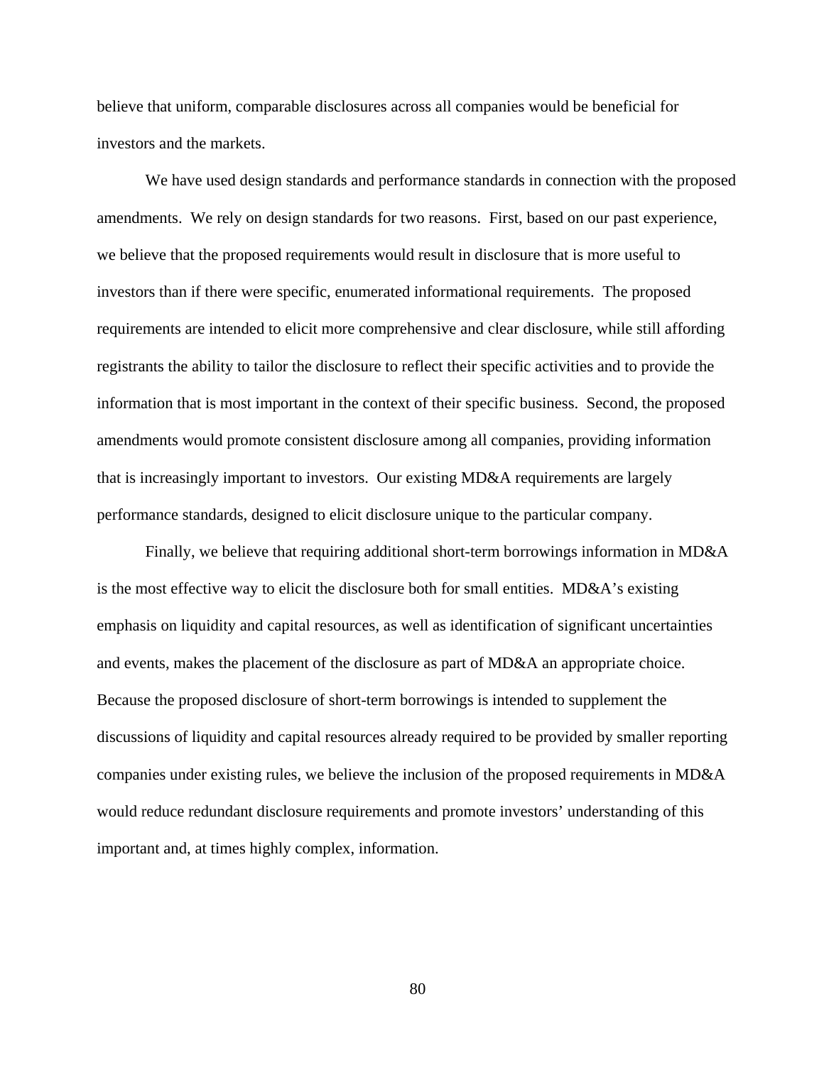believe that uniform, comparable disclosures across all companies would be beneficial for investors and the markets.

We have used design standards and performance standards in connection with the proposed amendments. We rely on design standards for two reasons. First, based on our past experience, we believe that the proposed requirements would result in disclosure that is more useful to investors than if there were specific, enumerated informational requirements. The proposed requirements are intended to elicit more comprehensive and clear disclosure, while still affording registrants the ability to tailor the disclosure to reflect their specific activities and to provide the information that is most important in the context of their specific business. Second, the proposed amendments would promote consistent disclosure among all companies, providing information that is increasingly important to investors. Our existing MD&A requirements are largely performance standards, designed to elicit disclosure unique to the particular company.

Finally, we believe that requiring additional short-term borrowings information in MD&A is the most effective way to elicit the disclosure both for small entities. MD&A's existing emphasis on liquidity and capital resources, as well as identification of significant uncertainties and events, makes the placement of the disclosure as part of MD&A an appropriate choice. Because the proposed disclosure of short-term borrowings is intended to supplement the discussions of liquidity and capital resources already required to be provided by smaller reporting companies under existing rules, we believe the inclusion of the proposed requirements in MD&A would reduce redundant disclosure requirements and promote investors' understanding of this important and, at times highly complex, information.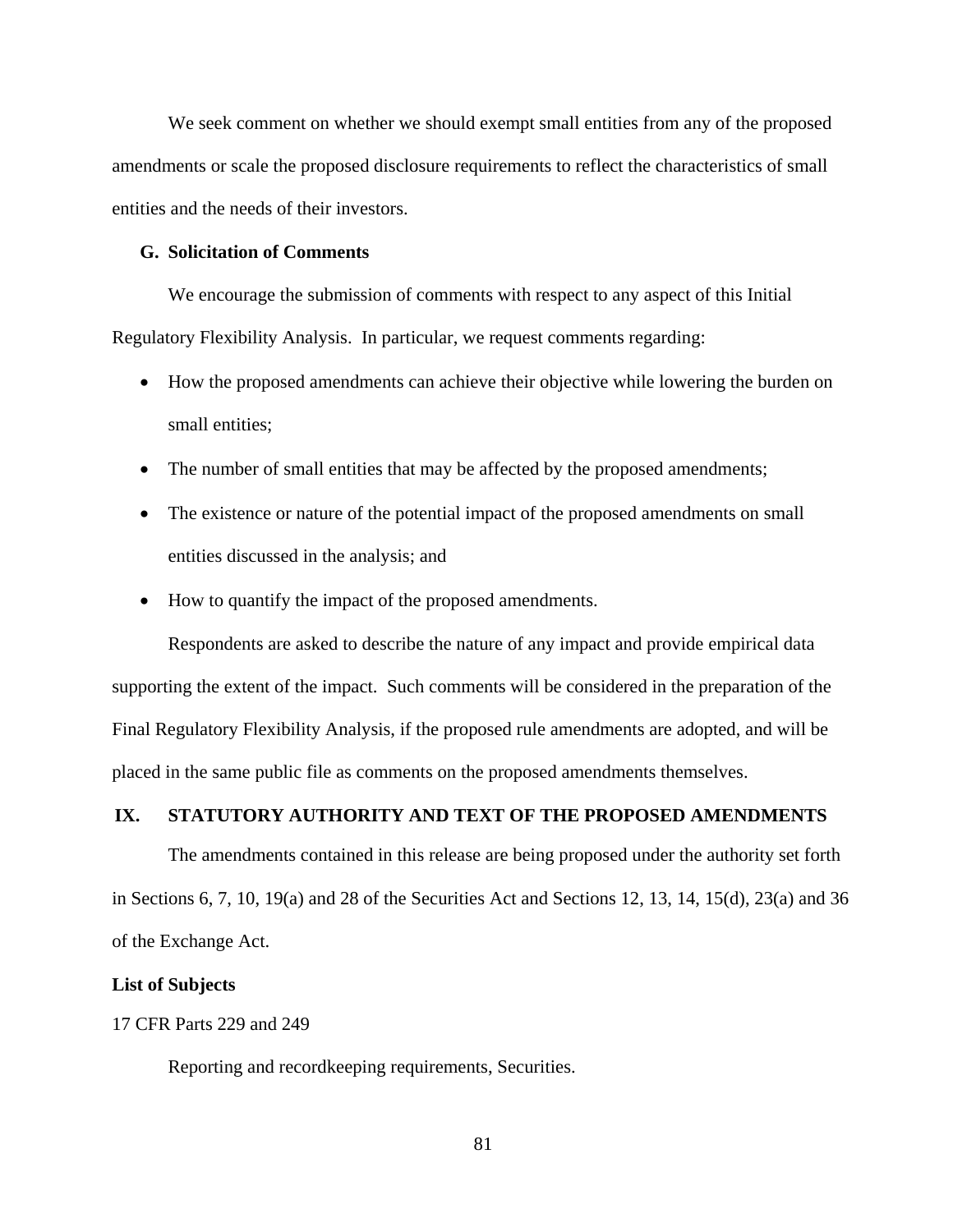We seek comment on whether we should exempt small entities from any of the proposed amendments or scale the proposed disclosure requirements to reflect the characteristics of small entities and the needs of their investors.

### G. Solicitation of Comments

We encourage the submission of comments with respect to any aspect of this Initial Regulatory Flexibility Analysis. In particular, we request comments regarding:

- How the proposed amendments can achieve their objective while lowering the burden on small entities;
- The number of small entities that may be affected by the proposed amendments;
- The existence or nature of the potential impact of the proposed amendments on small entities discussed in the analysis; and
- How to quantify the impact of the proposed amendments.

Respondents are asked to describe the nature of any impact and provide empirical data supporting the extent of the impact. Such comments will be considered in the preparation of the Final Regulatory Flexibility Analysis, if the proposed rule amendments are adopted, and will be placed in the same public file as comments on the proposed amendments themselves.

## IX. STATUTORY AUTHORITY AND TEXT OF THE PROPOSED AMENDMENTS

The amendments contained in this release are being proposed under the authority set forth in Sections 6, 7, 10, 19(a) and 28 of the Securities Act and Sections 12, 13, 14, 15(d), 23(a) and 36 of the Exchange Act.

**List of Subjects**

17 CFR Parts 229 and 249

Reporting and recordkeeping requirements, Securities.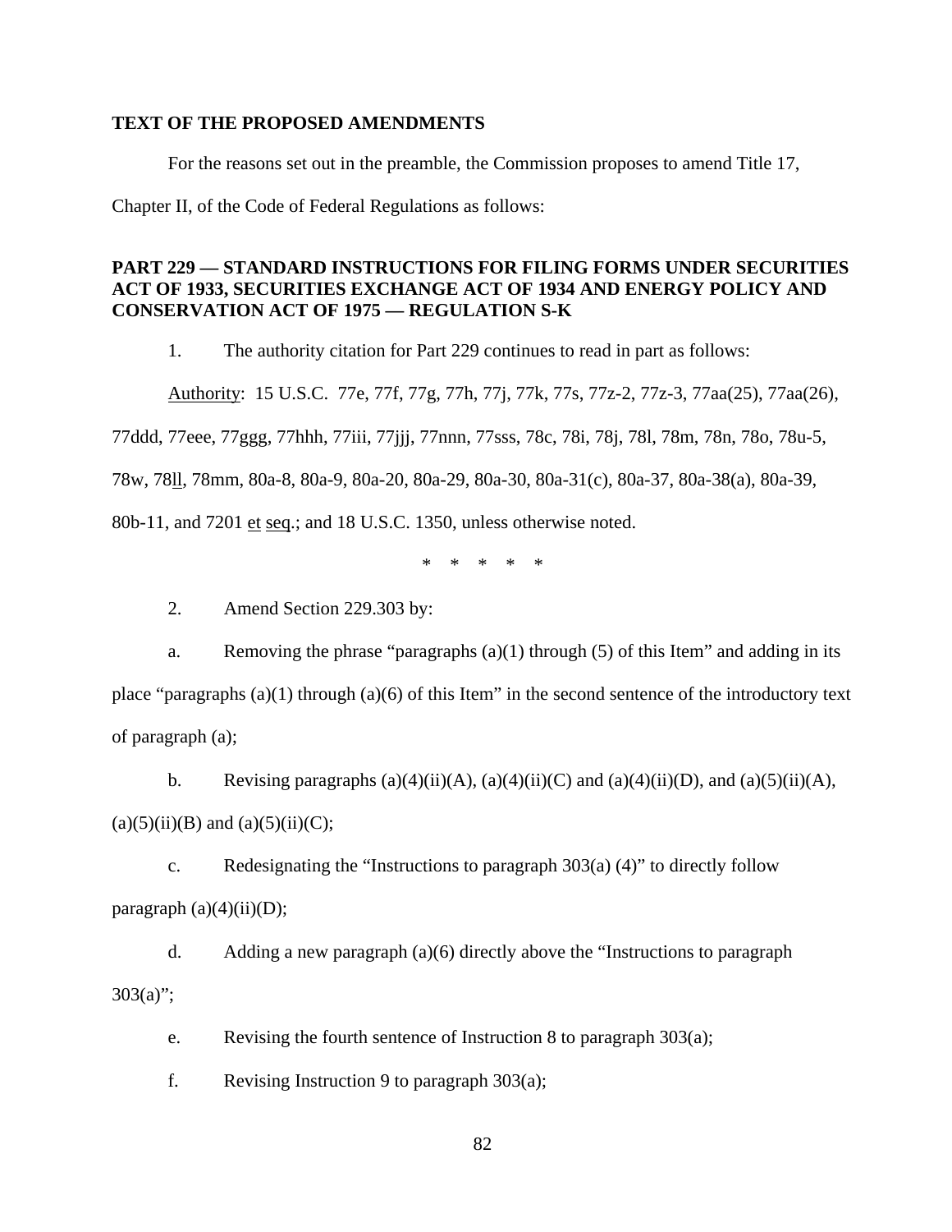**TEXT OF THE PROPOSED AMENDMENTS**

For the reasons set out in the preamble, the Commission proposes to amend Title 17, Chapter II, of the Code of Federal Regulations as follows:

**PART 229 — STANDARD INSTRUCTIONS FOR FILING FORMS UNDER SECURITIES ACT OF 1933, SECURITIES EXCHANGE ACT OF 1934 AND ENERGY POLICY AND CONSERVATION ACT OF 1975 — REGULATION S-K**

1. The authority citation for Part 229 continues to read in part as follows:

Authority: 15 U.S.C. 77e, 77f, 77g, 77h, 77j, 77k, 77s, 77z-2, 77z-3, 77aa(25), 77aa(26), 77ddd, 77eee, 77ggg, 77hhh, 77iii, 77jjj, 77nnn, 77sss, 78c, 78i, 78j, 78l, 78m, 78n, 78o, 78u-5, 78w, 78ll, 78mm, 80a-8, 80a-9, 80a-20, 80a-29, 80a-30, 80a-31(c), 80a-37, 80a-38(a), 80a-39, 80b-11, and 7201 et seq.; and 18 U.S.C. 1350, unless otherwise noted.

\* \* \* \* \*

2. Amend Section 229.303 by:

a. Removing the phrase "paragraphs (a)(1) through (5) of this Item" and adding in its place "paragraphs (a)(1) through (a)(6) of this Item" in the second sentence of the introductory text of paragraph (a);

b. Revising paragraphs (a)(4)(ii)(A), (a)(4)(ii)(C) and (a)(4)(ii)(D), and (a)(5)(ii)(A), (a)(5)(ii)(B) and (a)(5)(ii)(C);

c. Redesignating the "Instructions to paragraph 303(a) (4)" to directly follow paragraph (a)(4)(ii)(D);

d. Adding a new paragraph (a)(6) directly above the "Instructions to paragraph 303(a)";

e. Revising the fourth sentence of Instruction 8 to paragraph 303(a);

f. Revising Instruction 9 to paragraph 303(a);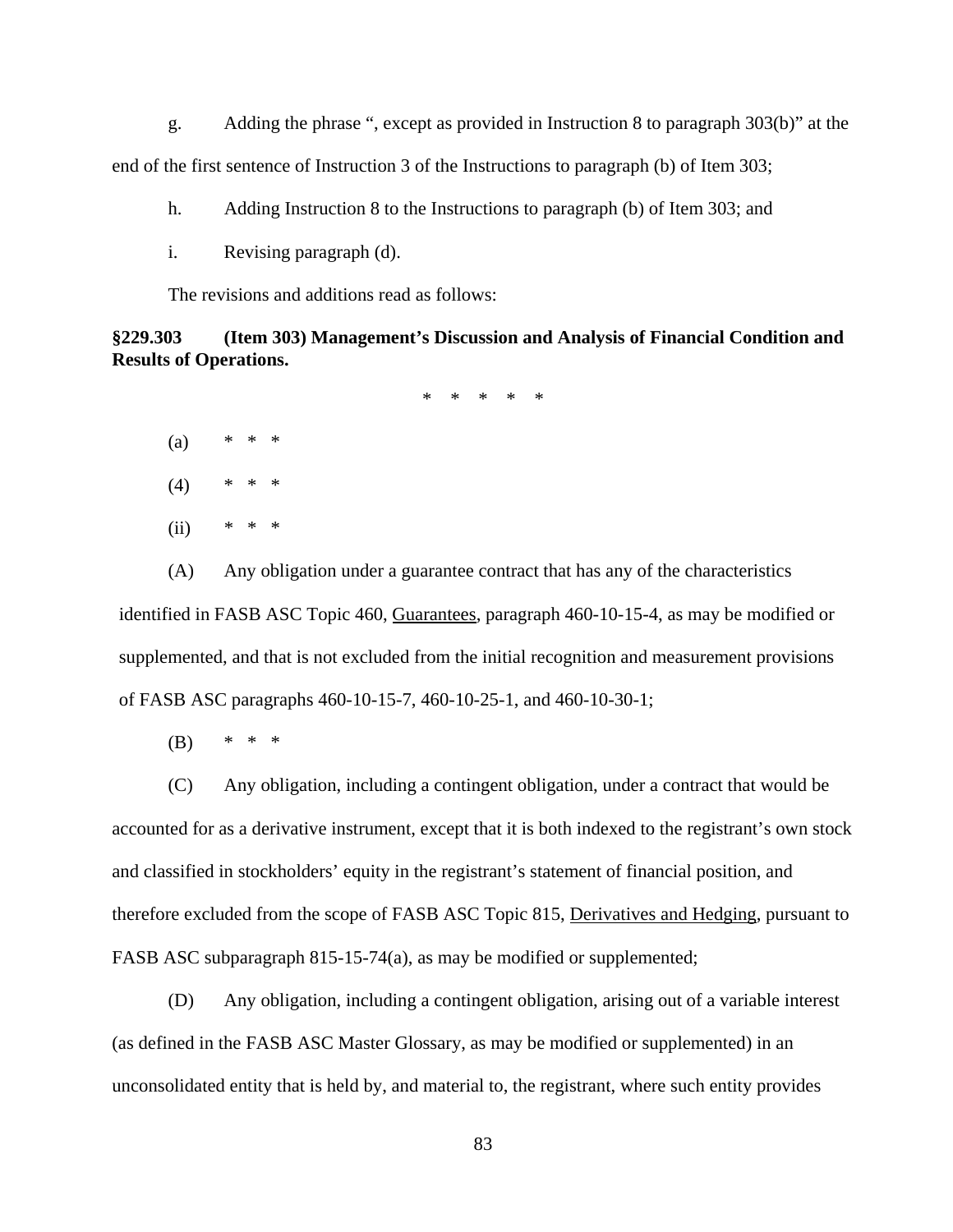g. Adding the phrase ", except as provided in Instruction 8 to paragraph 303(b)" at the end of the first sentence of Instruction 3 of the Instructions to paragraph (b) of Item 303;

h. Adding Instruction 8 to the Instructions to paragraph (b) of Item 303; and

i. Revising paragraph (d).

The revisions and additions read as follows:

**§229.303 (Item 303) Management's Discussion and Analysis of Financial Condition and Results of Operations.**

\* \* \* \* \*

(a) \* \* \*

(4) \* \* \*

(ii) \* \* \*

(A) Any obligation under a guarantee contract that has any of the characteristics identified in FASB ASC Topic 460, Guarantees, paragraph 460-10-15-4, as may be modified or supplemented, and that is not excluded from the initial recognition and measurement provisions of FASB ASC paragraphs 460-10-15-7, 460-10-25-1, and 460-10-30-1;

(B) \* \* \*

(C) Any obligation, including a contingent obligation, under a contract that would be accounted for as a derivative instrument, except that it is both indexed to the registrant's own stock and classified in stockholders' equity in the registrant's statement of financial position, and therefore excluded from the scope of FASB ASC Topic 815, Derivatives and Hedging, pursuant to FASB ASC subparagraph 815-15-74(a), as may be modified or supplemented;

(D) Any obligation, including a contingent obligation, arising out of a variable interest (as defined in the FASB ASC Master Glossary, as may be modified or supplemented) in an unconsolidated entity that is held by, and material to, the registrant, where such entity provides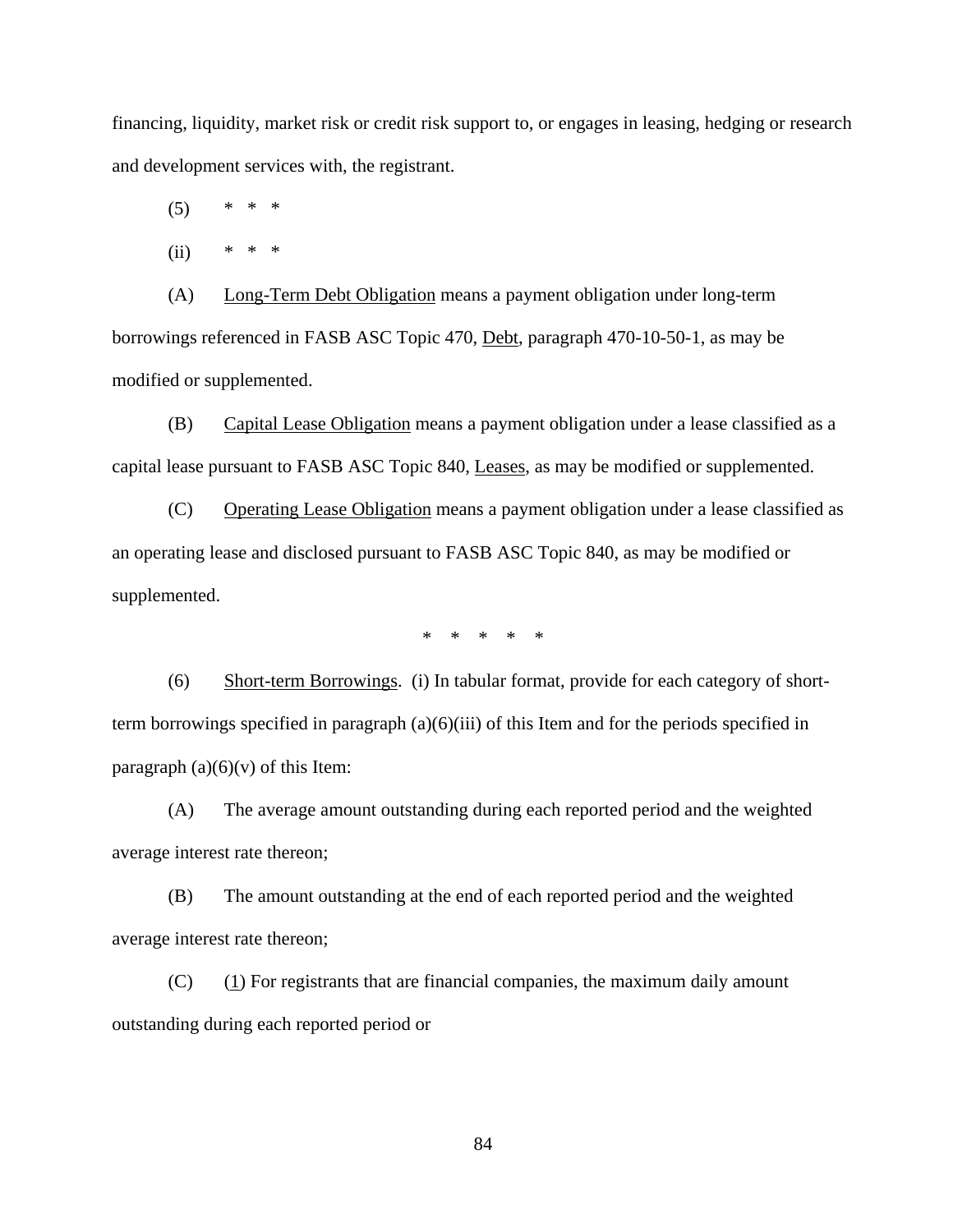financing, liquidity, market risk or credit risk support to, or engages in leasing, hedging or research and development services with, the registrant.

(5) * * *

(ii) * * *

(A) Long-Term Debt Obligation means a payment obligation under long-term borrowings referenced in FASB ASC Topic 470, Debt, paragraph 470-10-50-1, as may be modified or supplemented.

(B) Capital Lease Obligation means a payment obligation under a lease classified as a capital lease pursuant to FASB ASC Topic 840, Leases, as may be modified or supplemented.

(C) Operating Lease Obligation means a payment obligation under a lease classified as an operating lease and disclosed pursuant to FASB ASC Topic 840, as may be modified or supplemented.

\* \* \* \* \*

(6) Short-term Borrowings. (i) In tabular format, provide for each category of short-term borrowings specified in paragraph (a)(6)(iii) of this Item and for the periods specified in paragraph (a)(6)(v) of this Item:

(A) The average amount outstanding during each reported period and the weighted average interest rate thereon;

(B) The amount outstanding at the end of each reported period and the weighted average interest rate thereon;

(C) (1) For registrants that are financial companies, the maximum daily amount outstanding during each reported period or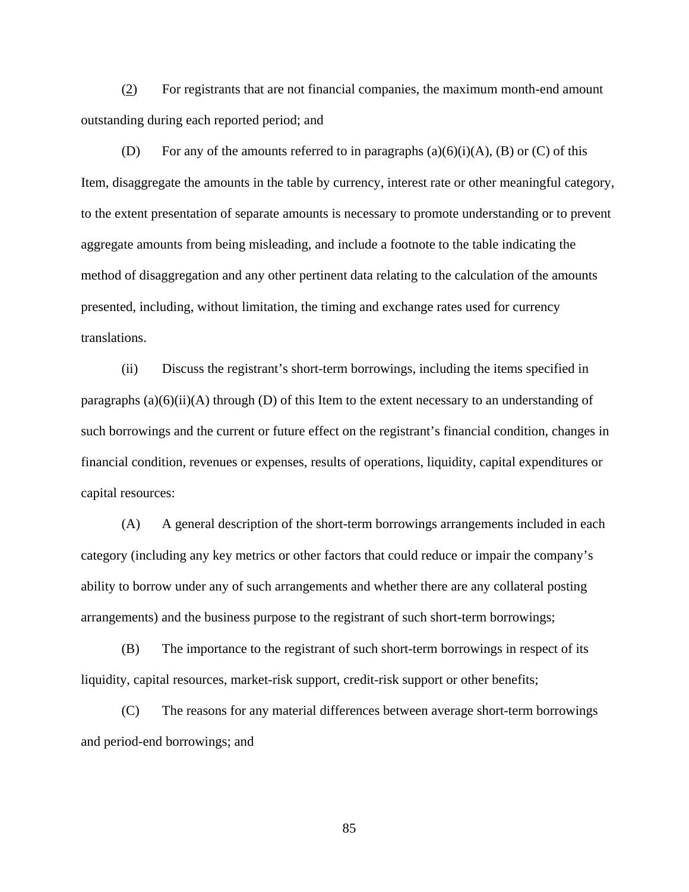(2) For registrants that are not financial companies, the maximum month-end amount outstanding during each reported period; and

(D) For any of the amounts referred to in paragraphs (a)(6)(i)(A), (B) or (C) of this Item, disaggregate the amounts in the table by currency, interest rate or other meaningful category, to the extent presentation of separate amounts is necessary to promote understanding or to prevent aggregate amounts from being misleading, and include a footnote to the table indicating the method of disaggregation and any other pertinent data relating to the calculation of the amounts presented, including, without limitation, the timing and exchange rates used for currency translations.

(ii) Discuss the registrant's short-term borrowings, including the items specified in paragraphs (a)(6)(ii)(A) through (D) of this Item to the extent necessary to an understanding of such borrowings and the current or future effect on the registrant's financial condition, changes in financial condition, revenues or expenses, results of operations, liquidity, capital expenditures or capital resources:

(A) A general description of the short-term borrowings arrangements included in each category (including any key metrics or other factors that could reduce or impair the company's ability to borrow under any of such arrangements and whether there are any collateral posting arrangements) and the business purpose to the registrant of such short-term borrowings;

(B) The importance to the registrant of such short-term borrowings in respect of its liquidity, capital resources, market-risk support, credit-risk support or other benefits;

(C) The reasons for any material differences between average short-term borrowings and period-end borrowings; and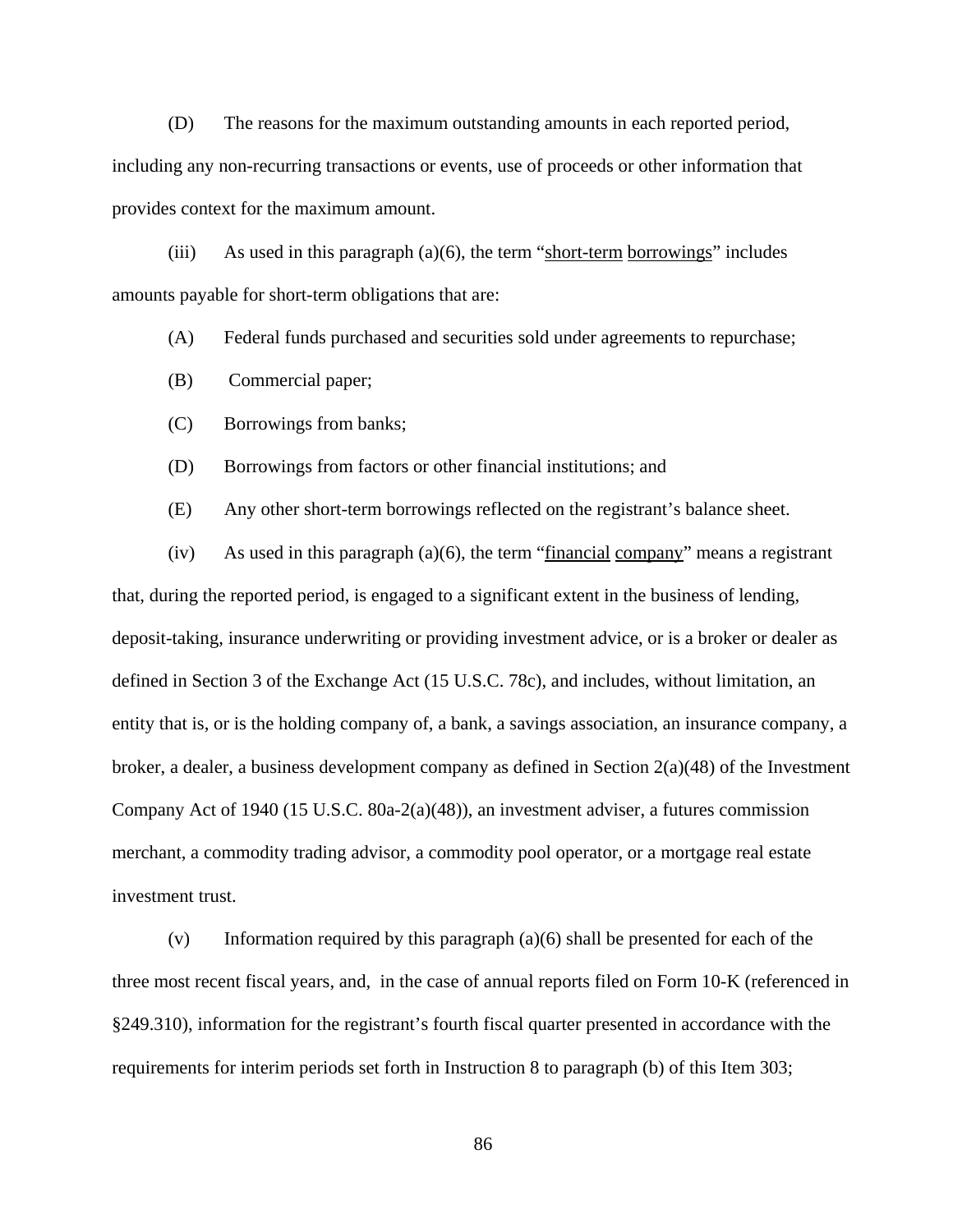(D) The reasons for the maximum outstanding amounts in each reported period, including any non-recurring transactions or events, use of proceeds or other information that provides context for the maximum amount.

(iii) As used in this paragraph (a)(6), the term "short-term borrowings" includes amounts payable for short-term obligations that are:

(A) Federal funds purchased and securities sold under agreements to repurchase;

(B) Commercial paper;

(C) Borrowings from banks;

(D) Borrowings from factors or other financial institutions; and

(E) Any other short-term borrowings reflected on the registrant's balance sheet.

(iv) As used in this paragraph (a)(6), the term "financial company" means a registrant that, during the reported period, is engaged to a significant extent in the business of lending, deposit-taking, insurance underwriting or providing investment advice, or is a broker or dealer as defined in Section 3 of the Exchange Act (15 U.S.C. 78c), and includes, without limitation, an entity that is, or is the holding company of, a bank, a savings association, an insurance company, a broker, a dealer, a business development company as defined in Section 2(a)(48) of the Investment Company Act of 1940 (15 U.S.C. 80a-2(a)(48)), an investment adviser, a futures commission merchant, a commodity trading advisor, a commodity pool operator, or a mortgage real estate investment trust.

(v) Information required by this paragraph (a)(6) shall be presented for each of the three most recent fiscal years, and, in the case of annual reports filed on Form 10-K (referenced in §249.310), information for the registrant's fourth fiscal quarter presented in accordance with the requirements for interim periods set forth in Instruction 8 to paragraph (b) of this Item 303;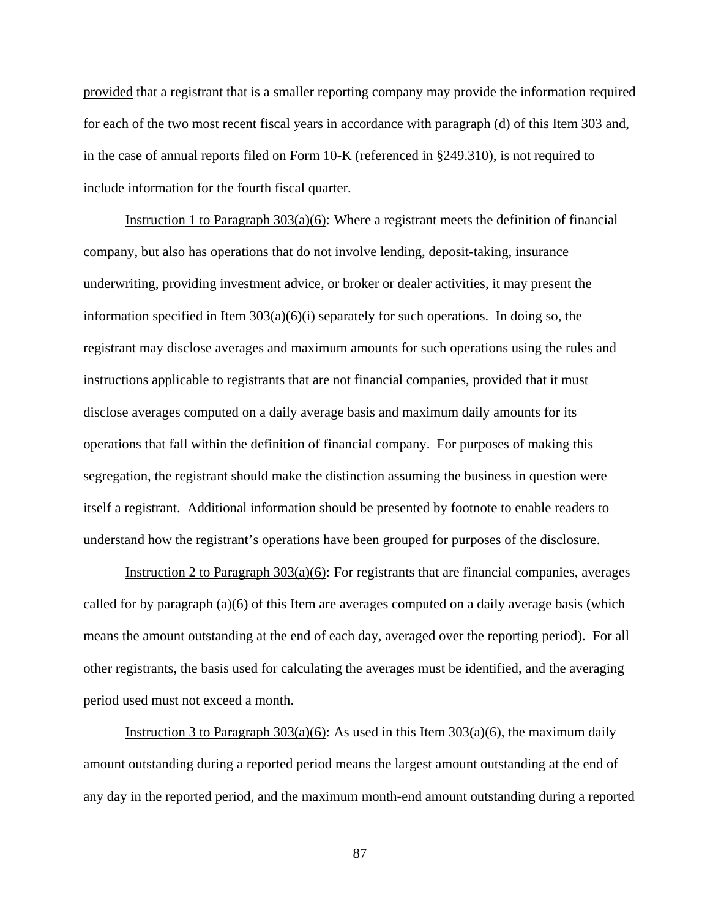provided that a registrant that is a smaller reporting company may provide the information required for each of the two most recent fiscal years in accordance with paragraph (d) of this Item 303 and, in the case of annual reports filed on Form 10-K (referenced in §249.310), is not required to include information for the fourth fiscal quarter.

Instruction 1 to Paragraph 303(a)(6): Where a registrant meets the definition of financial company, but also has operations that do not involve lending, deposit-taking, insurance underwriting, providing investment advice, or broker or dealer activities, it may present the information specified in Item 303(a)(6)(i) separately for such operations. In doing so, the registrant may disclose averages and maximum amounts for such operations using the rules and instructions applicable to registrants that are not financial companies, provided that it must disclose averages computed on a daily average basis and maximum daily amounts for its operations that fall within the definition of financial company. For purposes of making this segregation, the registrant should make the distinction assuming the business in question were itself a registrant. Additional information should be presented by footnote to enable readers to understand how the registrant's operations have been grouped for purposes of the disclosure.

Instruction 2 to Paragraph 303(a)(6): For registrants that are financial companies, averages called for by paragraph (a)(6) of this Item are averages computed on a daily average basis (which means the amount outstanding at the end of each day, averaged over the reporting period). For all other registrants, the basis used for calculating the averages must be identified, and the averaging period used must not exceed a month.

Instruction 3 to Paragraph 303(a)(6): As used in this Item 303(a)(6), the maximum daily amount outstanding during a reported period means the largest amount outstanding at the end of any day in the reported period, and the maximum month-end amount outstanding during a reported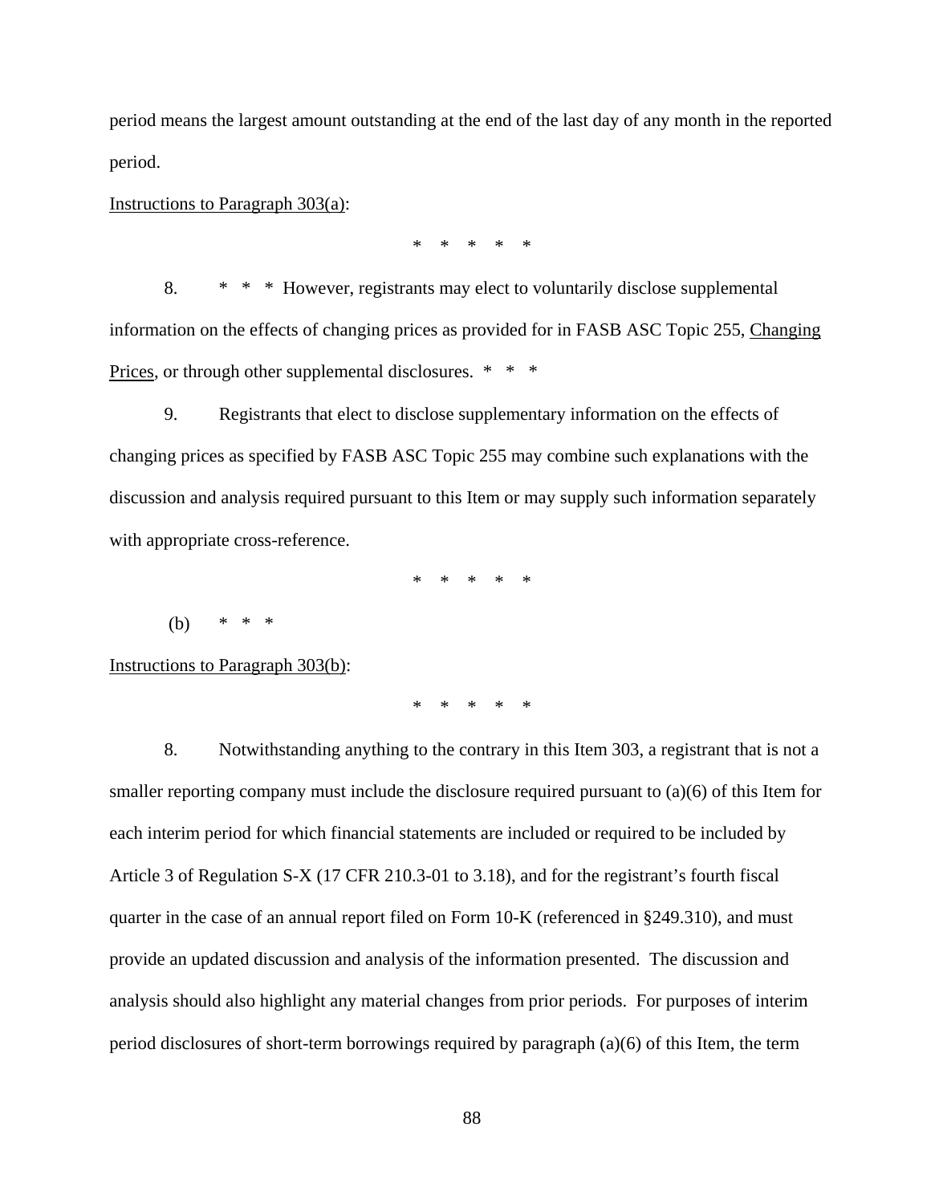period means the largest amount outstanding at the end of the last day of any month in the reported period.

Instructions to Paragraph 303(a):

\*   \*   \*   \*   \*

8. \* \* \* However, registrants may elect to voluntarily disclose supplemental information on the effects of changing prices as provided for in FASB ASC Topic 255, Changing Prices, or through other supplemental disclosures. \* \* \*

9. Registrants that elect to disclose supplementary information on the effects of changing prices as specified by FASB ASC Topic 255 may combine such explanations with the discussion and analysis required pursuant to this Item or may supply such information separately with appropriate cross-reference.

\*   \*   \*   \*   \*

(b) \* \* \*

Instructions to Paragraph 303(b):

\*   \*   \*   \*   \*

8. Notwithstanding anything to the contrary in this Item 303, a registrant that is not a smaller reporting company must include the disclosure required pursuant to (a)(6) of this Item for each interim period for which financial statements are included or required to be included by Article 3 of Regulation S-X (17 CFR 210.3-01 to 3.18), and for the registrant's fourth fiscal quarter in the case of an annual report filed on Form 10-K (referenced in §249.310), and must provide an updated discussion and analysis of the information presented. The discussion and analysis should also highlight any material changes from prior periods. For purposes of interim period disclosures of short-term borrowings required by paragraph (a)(6) of this Item, the term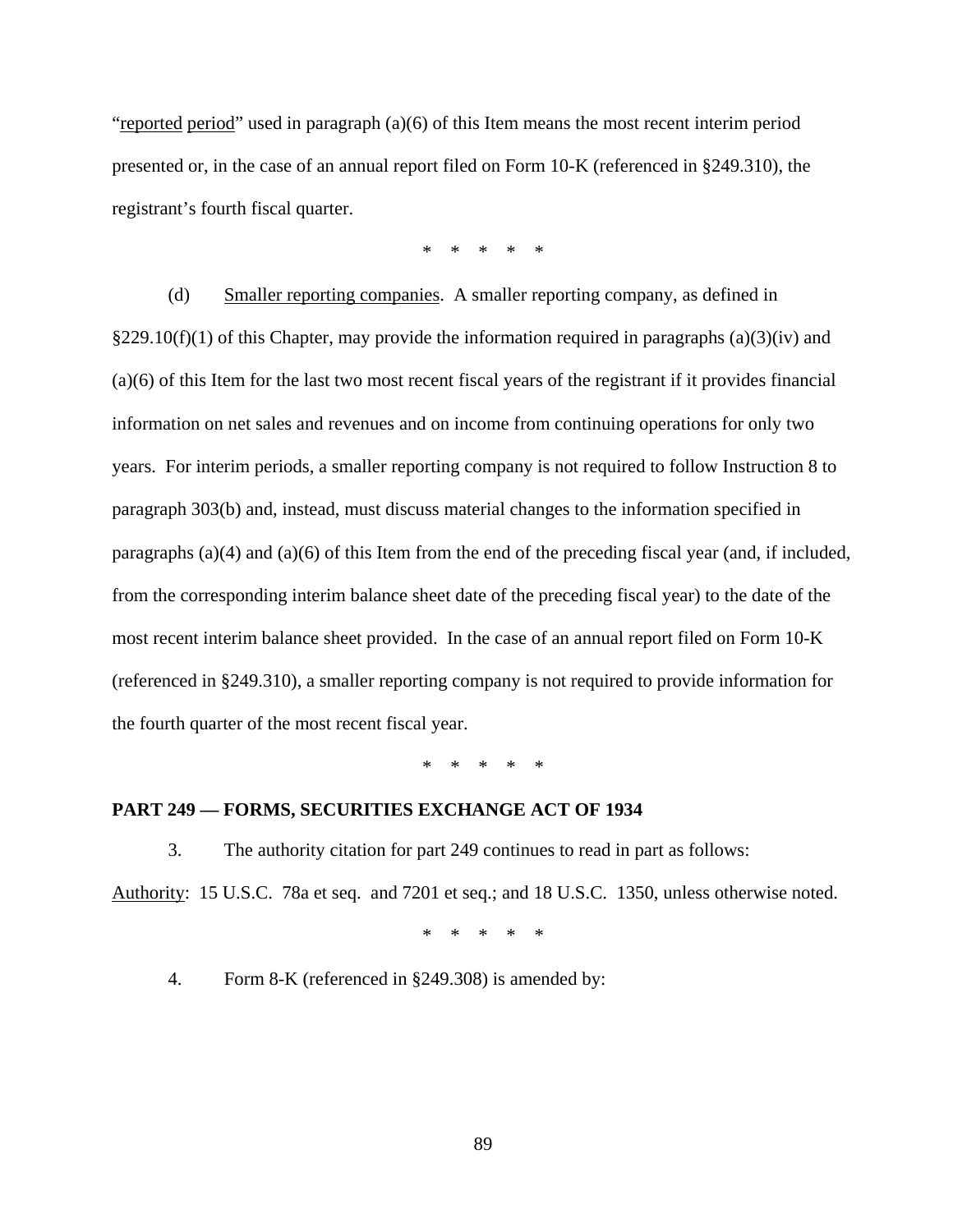"reported period" used in paragraph (a)(6) of this Item means the most recent interim period presented or, in the case of an annual report filed on Form 10-K (referenced in §249.310), the registrant's fourth fiscal quarter.

\* \* \* \* \*

(d) Smaller reporting companies. A smaller reporting company, as defined in §229.10(f)(1) of this Chapter, may provide the information required in paragraphs (a)(3)(iv) and (a)(6) of this Item for the last two most recent fiscal years of the registrant if it provides financial information on net sales and revenues and on income from continuing operations for only two years. For interim periods, a smaller reporting company is not required to follow Instruction 8 to paragraph 303(b) and, instead, must discuss material changes to the information specified in paragraphs (a)(4) and (a)(6) of this Item from the end of the preceding fiscal year (and, if included, from the corresponding interim balance sheet date of the preceding fiscal year) to the date of the most recent interim balance sheet provided. In the case of an annual report filed on Form 10-K (referenced in §249.310), a smaller reporting company is not required to provide information for the fourth quarter of the most recent fiscal year.

\* \* \* \* \*

**PART 249 — FORMS, SECURITIES EXCHANGE ACT OF 1934**

3. The authority citation for part 249 continues to read in part as follows:

Authority: 15 U.S.C. 78a et seq. and 7201 et seq.; and 18 U.S.C. 1350, unless otherwise noted.

\* \* \* \* \*

4. Form 8-K (referenced in §249.308) is amended by: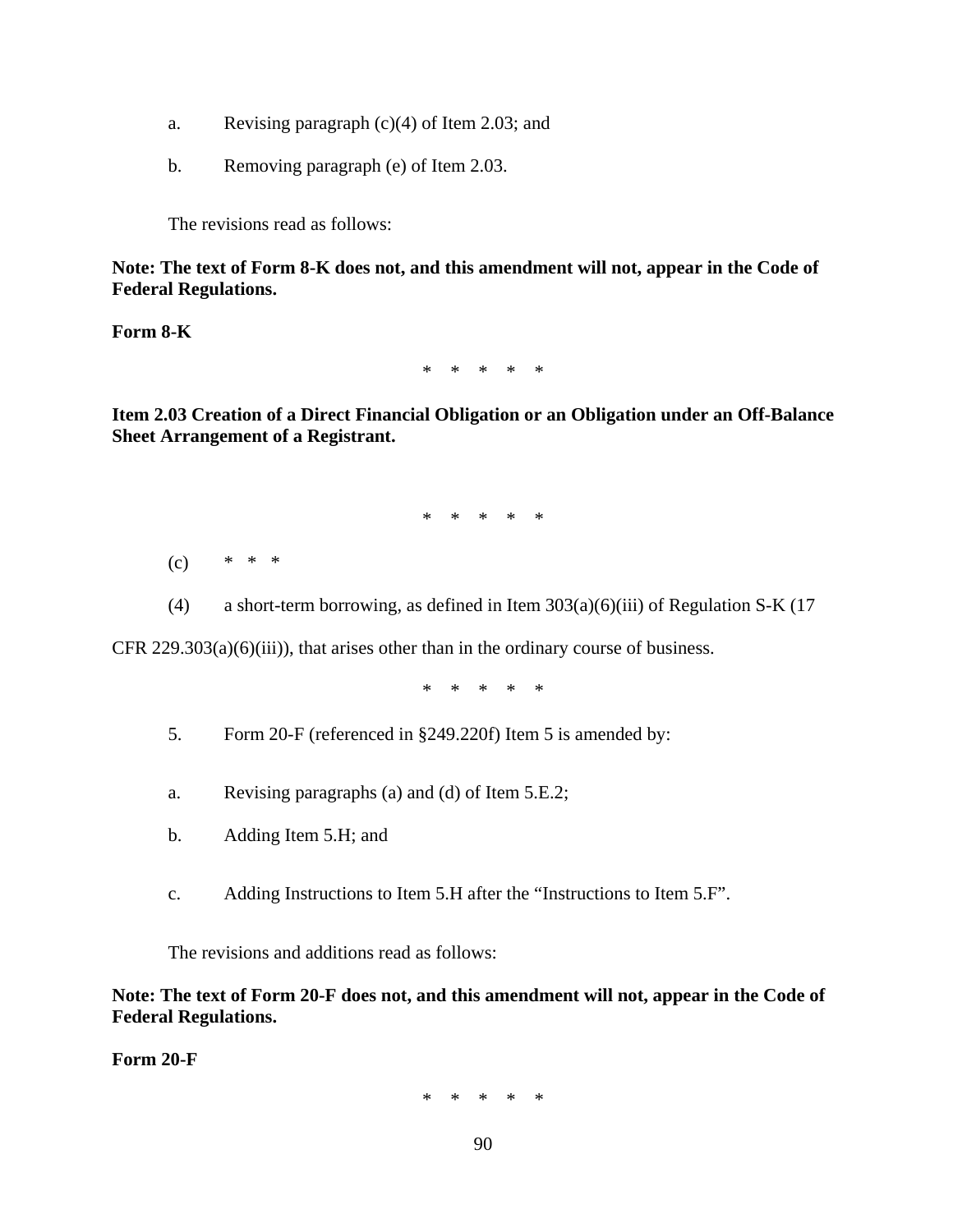a. Revising paragraph (c)(4) of Item 2.03; and

b. Removing paragraph (e) of Item 2.03.

The revisions read as follows:

**Note: The text of Form 8-K does not, and this amendment will not, appear in the Code of Federal Regulations.**

**Form 8-K**

\* \* \* \* \*

**Item 2.03 Creation of a Direct Financial Obligation or an Obligation under an Off-Balance Sheet Arrangement of a Registrant.**

\* \* \* \* \*

(c) \* \* \*

(4) a short-term borrowing, as defined in Item 303(a)(6)(iii) of Regulation S-K (17 CFR 229.303(a)(6)(iii)), that arises other than in the ordinary course of business.

\* \* \* \* \*

5. Form 20-F (referenced in §249.220f) Item 5 is amended by:

a. Revising paragraphs (a) and (d) of Item 5.E.2;

b. Adding Item 5.H; and

c. Adding Instructions to Item 5.H after the "Instructions to Item 5.F".

The revisions and additions read as follows:

**Note: The text of Form 20-F does not, and this amendment will not, appear in the Code of Federal Regulations.**

**Form 20-F**

\* \* \* \* \*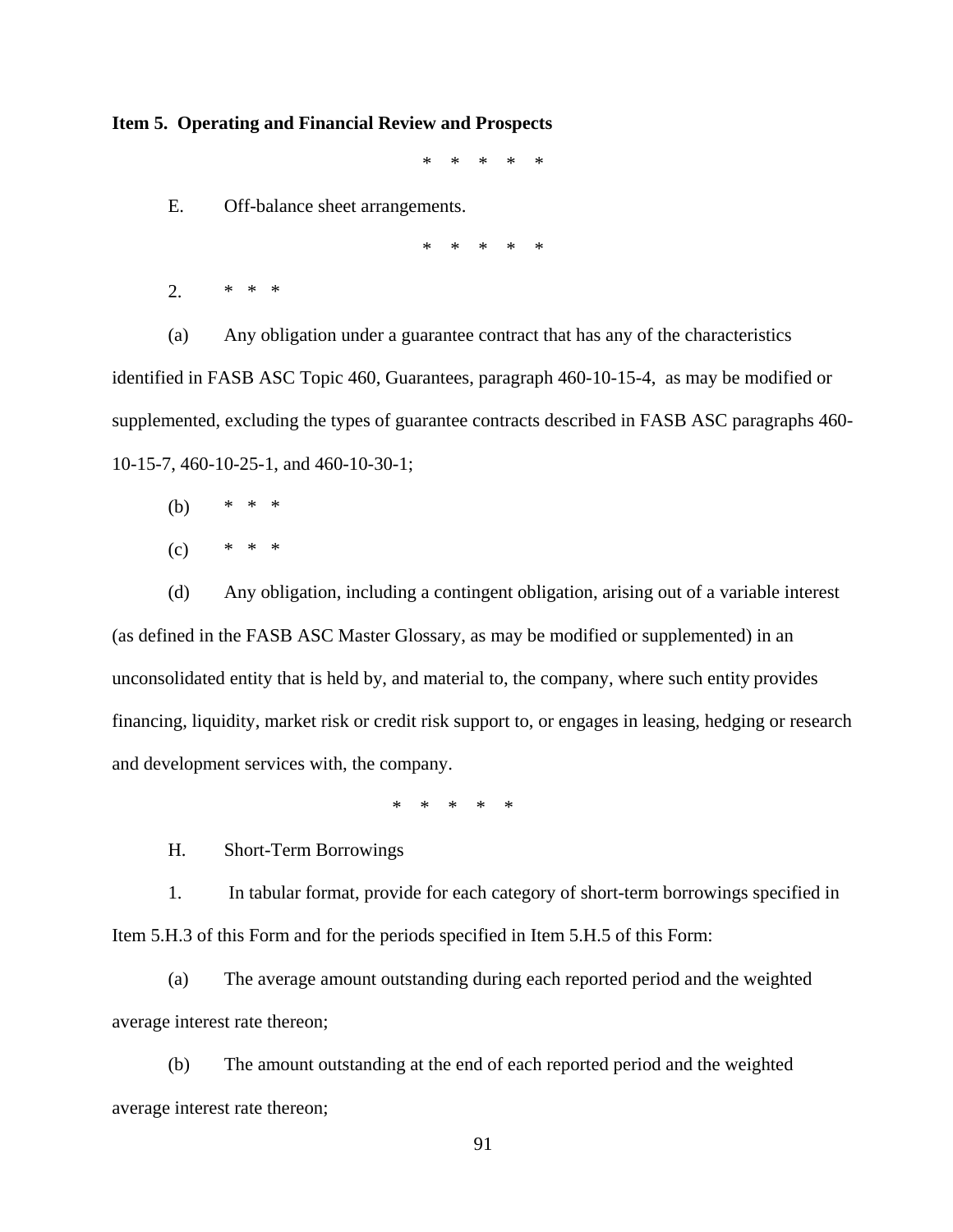**Item 5. Operating and Financial Review and Prospects**

* * * * *

E. Off-balance sheet arrangements.

* * * * *

2. * * *

(a) Any obligation under a guarantee contract that has any of the characteristics identified in FASB ASC Topic 460, Guarantees, paragraph 460-10-15-4, as may be modified or supplemented, excluding the types of guarantee contracts described in FASB ASC paragraphs 460-10-15-7, 460-10-25-1, and 460-10-30-1;

(b) * * *

(c) * * *

(d) Any obligation, including a contingent obligation, arising out of a variable interest (as defined in the FASB ASC Master Glossary, as may be modified or supplemented) in an unconsolidated entity that is held by, and material to, the company, where such entity provides financing, liquidity, market risk or credit risk support to, or engages in leasing, hedging or research and development services with, the company.

* * * * *

H. Short-Term Borrowings

1. In tabular format, provide for each category of short-term borrowings specified in Item 5.H.3 of this Form and for the periods specified in Item 5.H.5 of this Form:

(a) The average amount outstanding during each reported period and the weighted average interest rate thereon;

(b) The amount outstanding at the end of each reported period and the weighted average interest rate thereon;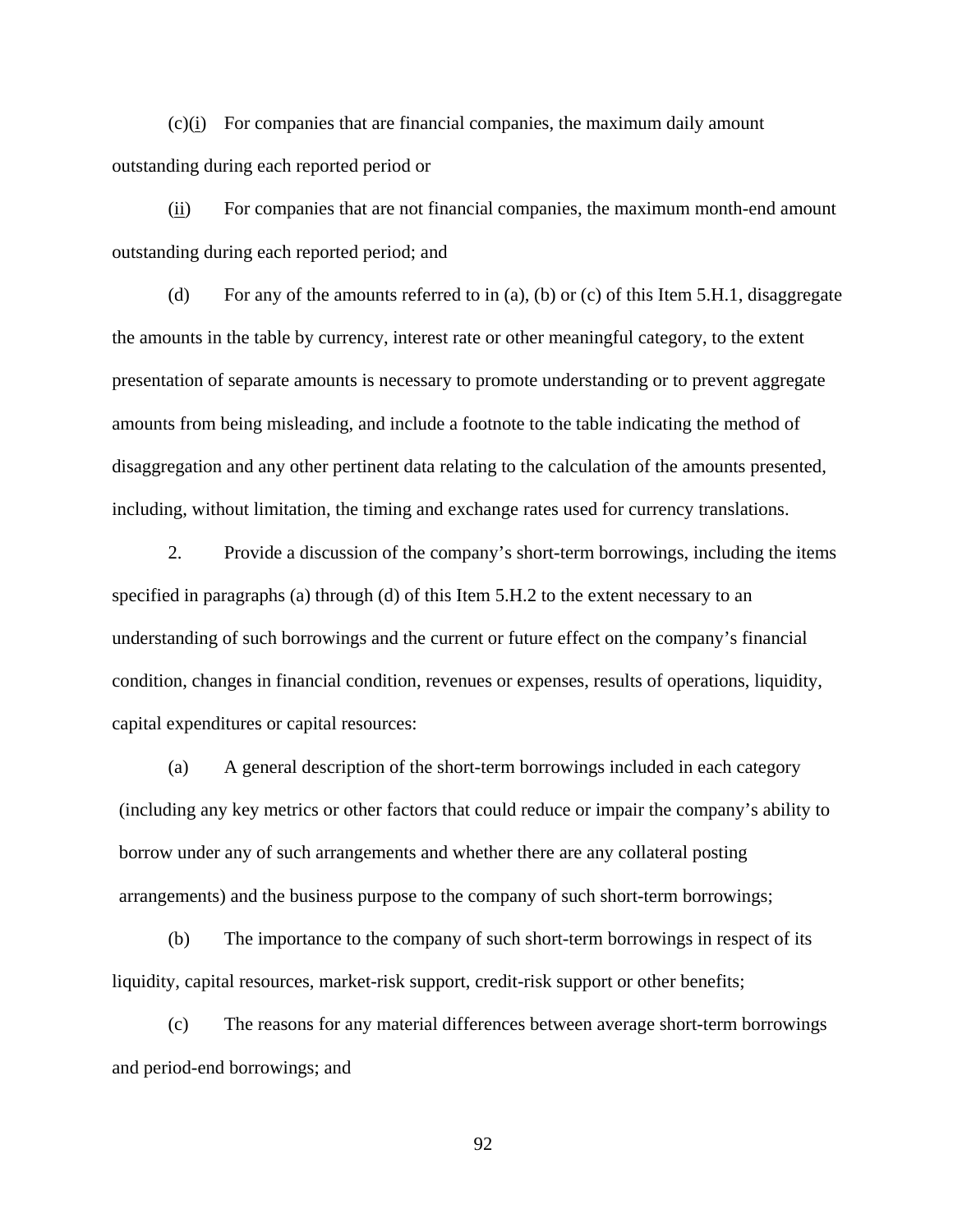(c)(i) For companies that are financial companies, the maximum daily amount outstanding during each reported period or

(ii) For companies that are not financial companies, the maximum month-end amount outstanding during each reported period; and

(d) For any of the amounts referred to in (a), (b) or (c) of this Item 5.H.1, disaggregate the amounts in the table by currency, interest rate or other meaningful category, to the extent presentation of separate amounts is necessary to promote understanding or to prevent aggregate amounts from being misleading, and include a footnote to the table indicating the method of disaggregation and any other pertinent data relating to the calculation of the amounts presented, including, without limitation, the timing and exchange rates used for currency translations.

2. Provide a discussion of the company's short-term borrowings, including the items specified in paragraphs (a) through (d) of this Item 5.H.2 to the extent necessary to an understanding of such borrowings and the current or future effect on the company's financial condition, changes in financial condition, revenues or expenses, results of operations, liquidity, capital expenditures or capital resources:

(a) A general description of the short-term borrowings included in each category (including any key metrics or other factors that could reduce or impair the company's ability to borrow under any of such arrangements and whether there are any collateral posting arrangements) and the business purpose to the company of such short-term borrowings;

(b) The importance to the company of such short-term borrowings in respect of its liquidity, capital resources, market-risk support, credit-risk support or other benefits;

(c) The reasons for any material differences between average short-term borrowings and period-end borrowings; and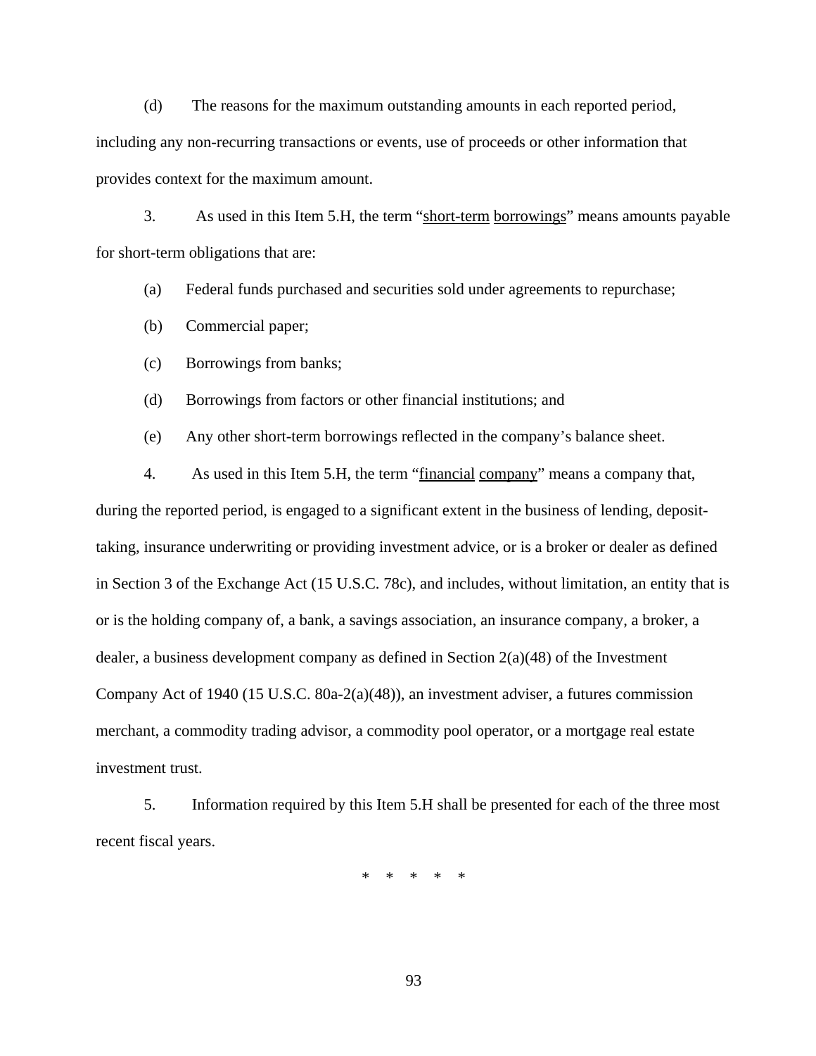(d) The reasons for the maximum outstanding amounts in each reported period, including any non-recurring transactions or events, use of proceeds or other information that provides context for the maximum amount.

3. As used in this Item 5.H, the term "short-term borrowings" means amounts payable for short-term obligations that are:

(a) Federal funds purchased and securities sold under agreements to repurchase;

(b) Commercial paper;

(c) Borrowings from banks;

(d) Borrowings from factors or other financial institutions; and

(e) Any other short-term borrowings reflected in the company's balance sheet.

4. As used in this Item 5.H, the term "financial company" means a company that, during the reported period, is engaged to a significant extent in the business of lending, deposit-taking, insurance underwriting or providing investment advice, or is a broker or dealer as defined in Section 3 of the Exchange Act (15 U.S.C. 78c), and includes, without limitation, an entity that is or is the holding company of, a bank, a savings association, an insurance company, a broker, a dealer, a business development company as defined in Section 2(a)(48) of the Investment Company Act of 1940 (15 U.S.C. 80a-2(a)(48)), an investment adviser, a futures commission merchant, a commodity trading advisor, a commodity pool operator, or a mortgage real estate investment trust.

5. Information required by this Item 5.H shall be presented for each of the three most recent fiscal years.

\* \* \* \* \*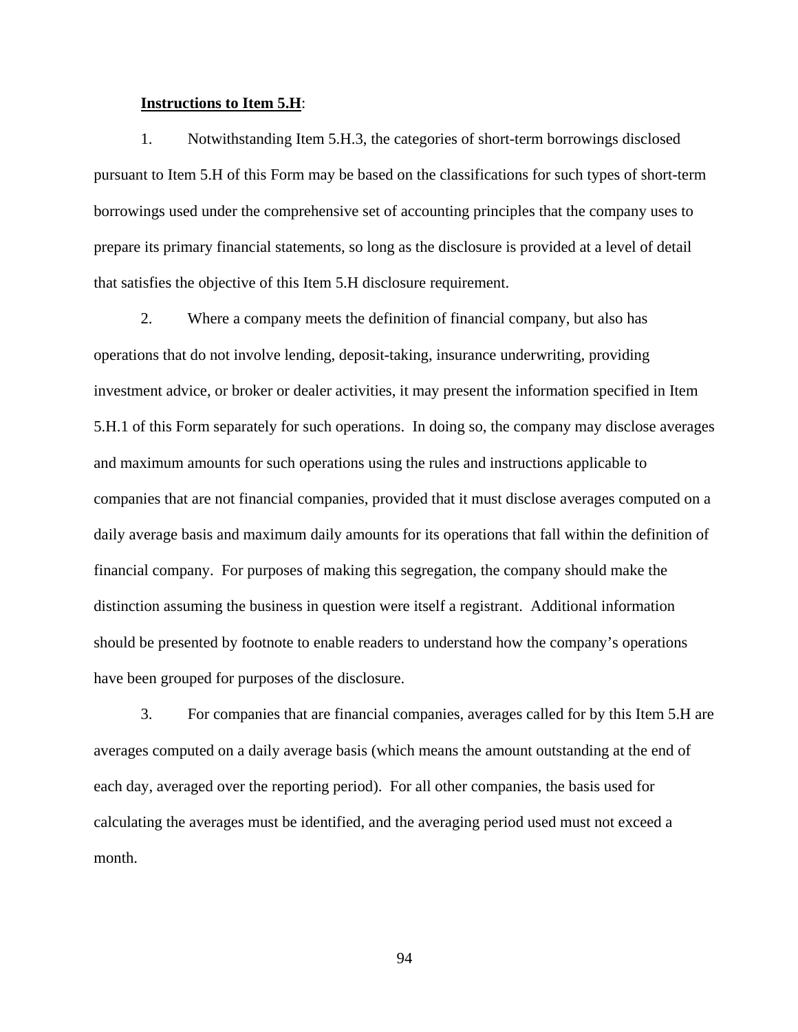**Instructions to Item 5.H**:

1. Notwithstanding Item 5.H.3, the categories of short-term borrowings disclosed pursuant to Item 5.H of this Form may be based on the classifications for such types of short-term borrowings used under the comprehensive set of accounting principles that the company uses to prepare its primary financial statements, so long as the disclosure is provided at a level of detail that satisfies the objective of this Item 5.H disclosure requirement.

2. Where a company meets the definition of financial company, but also has operations that do not involve lending, deposit-taking, insurance underwriting, providing investment advice, or broker or dealer activities, it may present the information specified in Item 5.H.1 of this Form separately for such operations. In doing so, the company may disclose averages and maximum amounts for such operations using the rules and instructions applicable to companies that are not financial companies, provided that it must disclose averages computed on a daily average basis and maximum daily amounts for its operations that fall within the definition of financial company. For purposes of making this segregation, the company should make the distinction assuming the business in question were itself a registrant. Additional information should be presented by footnote to enable readers to understand how the company's operations have been grouped for purposes of the disclosure.

3. For companies that are financial companies, averages called for by this Item 5.H are averages computed on a daily average basis (which means the amount outstanding at the end of each day, averaged over the reporting period). For all other companies, the basis used for calculating the averages must be identified, and the averaging period used must not exceed a month.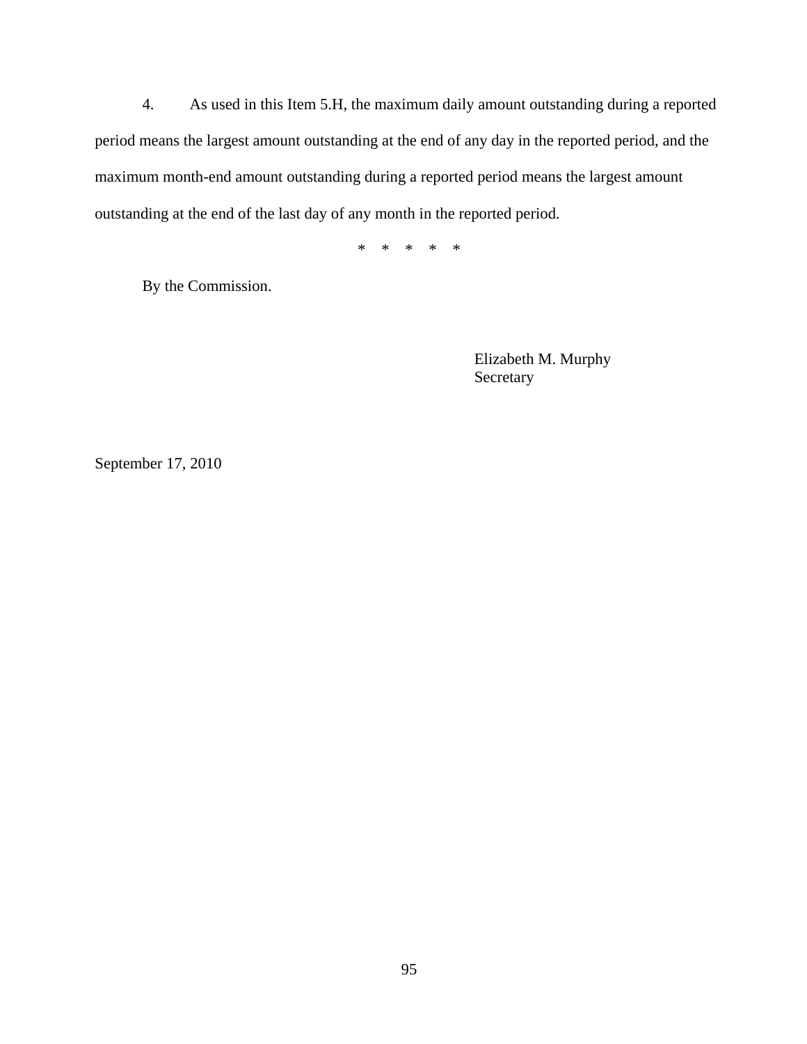4. As used in this Item 5.H, the maximum daily amount outstanding during a reported period means the largest amount outstanding at the end of any day in the reported period, and the maximum month-end amount outstanding during a reported period means the largest amount outstanding at the end of the last day of any month in the reported period.

\* \* \* \* \*

By the Commission.

Elizabeth M. Murphy
Secretary

September 17, 2010